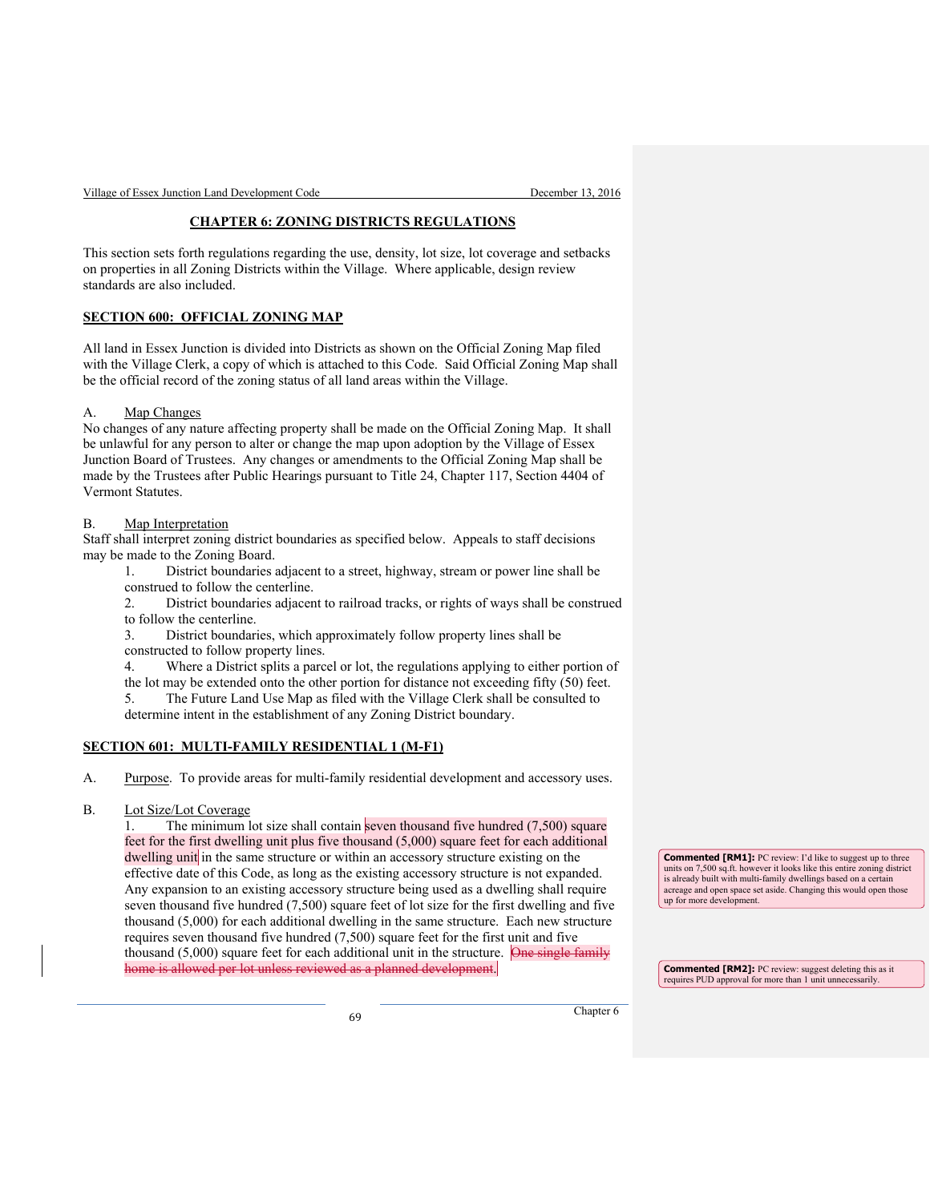# CHAPTER 6: ZONING DISTRICTS REGULATIONS

This section sets forth regulations regarding the use, density, lot size, lot coverage and setbacks on properties in all Zoning Districts within the Village. Where applicable, design review standards are also included.

## SECTION 600: OFFICIAL ZONING MAP

All land in Essex Junction is divided into Districts as shown on the Official Zoning Map filed with the Village Clerk, a copy of which is attached to this Code. Said Official Zoning Map shall be the official record of the zoning status of all land areas within the Village.

A. Map Changes

No changes of any nature affecting property shall be made on the Official Zoning Map. It shall be unlawful for any person to alter or change the map upon adoption by the Village of Essex Junction Board of Trustees. Any changes or amendments to the Official Zoning Map shall be made by the Trustees after Public Hearings pursuant to Title 24, Chapter 117, Section 4404 of Vermont Statutes.

B. Map Interpretation

Staff shall interpret zoning district boundaries as specified below. Appeals to staff decisions may be made to the Zoning Board.

1. District boundaries adjacent to a street, highway, stream or power line shall be construed to follow the centerline.
2. District boundaries adjacent to railroad tracks, or rights of ways shall be construed to follow the centerline.
3. District boundaries, which approximately follow property lines shall be constructed to follow property lines.
4. Where a District splits a parcel or lot, the regulations applying to either portion of the lot may be extended onto the other portion for distance not exceeding fifty (50) feet.
5. The Future Land Use Map as filed with the Village Clerk shall be consulted to determine intent in the establishment of any Zoning District boundary.

## SECTION 601: MULTI-FAMILY RESIDENTIAL 1 (M-F1)

A. Purpose. To provide areas for multi-family residential development and accessory uses.

B. Lot Size/Lot Coverage

1. The minimum lot size shall contain seven thousand five hundred (7,500) square feet for the first dwelling unit plus five thousand (5,000) square feet for each additional dwelling unit in the same structure or within an accessory structure existing on the effective date of this Code, as long as the existing accessory structure is not expanded. Any expansion to an existing accessory structure being used as a dwelling shall require seven thousand five hundred (7,500) square feet of lot size for the first dwelling and five thousand (5,000) for each additional dwelling in the same structure. Each new structure requires seven thousand five hundred (7,500) square feet for the first unit and five thousand (5,000) square feet for each additional unit in the structure. ~~One single family home is allowed per lot unless reviewed as a planned development.~~

**Commented [RM1]:** PC review: I'd like to suggest up to three units on 7,500 sq.ft. however it looks like this entire zoning district is already built with multi-family dwellings based on a certain acreage and open space set aside. Changing this would open those up for more development.

**Commented [RM2]:** PC review: suggest deleting this as it requires PUD approval for more than 1 unit unnecessarily.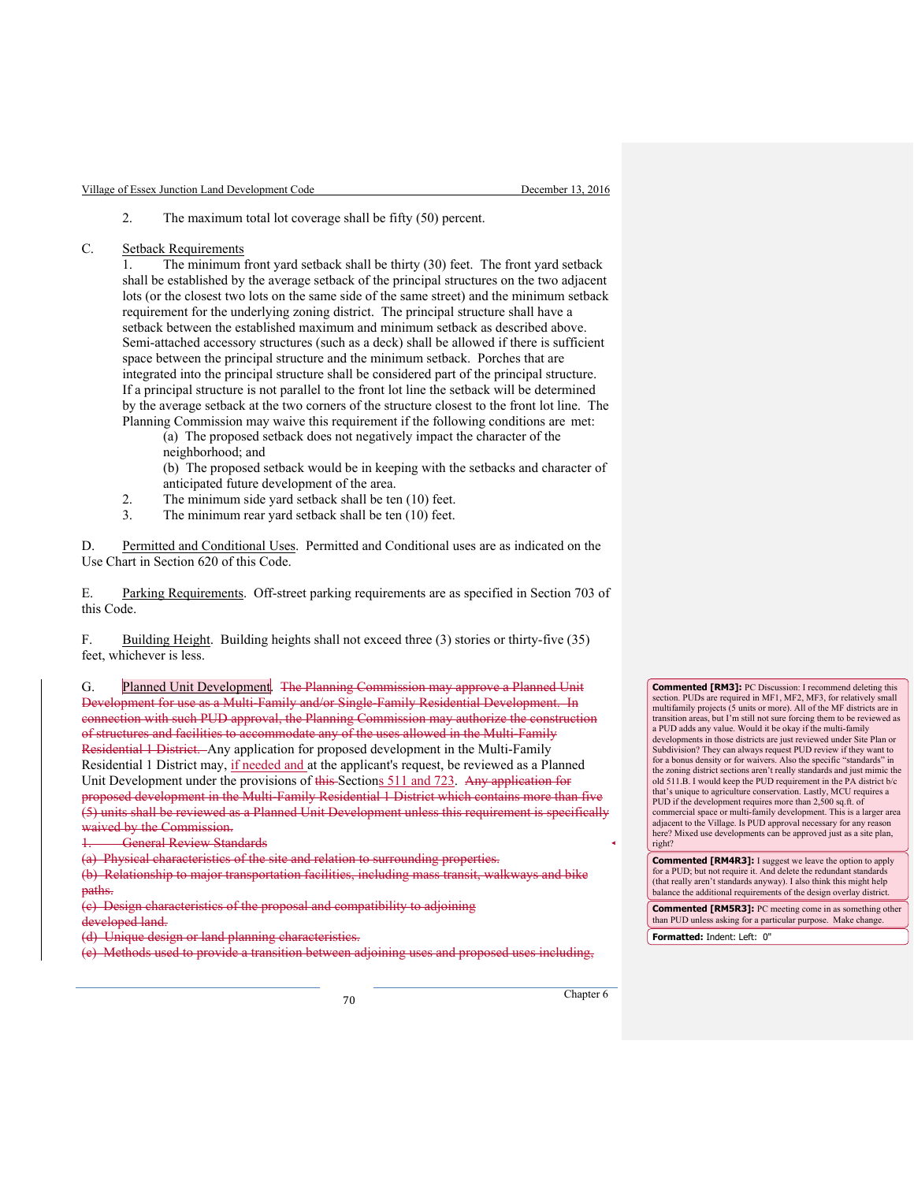2. The maximum total lot coverage shall be fifty (50) percent.

C. Setback Requirements

1. The minimum front yard setback shall be thirty (30) feet. The front yard setback shall be established by the average setback of the principal structures on the two adjacent lots (or the closest two lots on the same side of the same street) and the minimum setback requirement for the underlying zoning district. The principal structure shall have a setback between the established maximum and minimum setback as described above. Semi-attached accessory structures (such as a deck) shall be allowed if there is sufficient space between the principal structure and the minimum setback. Porches that are integrated into the principal structure shall be considered part of the principal structure. If a principal structure is not parallel to the front lot line the setback will be determined by the average setback at the two corners of the structure closest to the front lot line. The Planning Commission may waive this requirement if the following conditions are met:

   (a) The proposed setback does not negatively impact the character of the neighborhood; and

   (b) The proposed setback would be in keeping with the setbacks and character of anticipated future development of the area.

2. The minimum side yard setback shall be ten (10) feet.
3. The minimum rear yard setback shall be ten (10) feet.

D. Permitted and Conditional Uses. Permitted and Conditional uses are as indicated on the Use Chart in Section 620 of this Code.

E. Parking Requirements. Off-street parking requirements are as specified in Section 703 of this Code.

F. Building Height. Building heights shall not exceed three (3) stories or thirty-five (35) feet, whichever is less.

G. Planned Unit Development. ~~The Planning Commission may approve a Planned Unit Development for use as a Multi-Family and/or Single-Family Residential Development. In connection with such PUD approval, the Planning Commission may authorize the construction of structures and facilities to accommodate any of the uses allowed in the Multi-Family Residential 1 District.~~ Any application for proposed development in the Multi-Family Residential 1 District may, if needed and at the applicant's request, be reviewed as a Planned Unit Development under the provisions of ~~this~~ Sections 511 and 723. ~~Any application for proposed development in the Multi-Family Residential 1 District which contains more than five (5) units shall be reviewed as a Planned Unit Development unless this requirement is specifically waived by the Commission.~~

~~1. General Review Standards~~

~~(a) Physical characteristics of the site and relation to surrounding properties.~~

~~(b) Relationship to major transportation facilities, including mass transit, walkways and bike paths.~~

~~(c) Design characteristics of the proposal and compatibility to adjoining developed land.~~

~~(d) Unique design or land planning characteristics.~~

~~(e) Methods used to provide a transition between adjoining uses and proposed uses including,~~

**Commented [RM3]:** PC Discussion: I recommend deleting this section. PUDs are required in MF1, MF2, MF3, for relatively small multifamily projects (5 units or more). All of the MF districts are in transition areas, but I'm still not sure forcing them to be reviewed as a PUD adds any value. Would it be okay if the multi-family developments in those districts are just reviewed under Site Plan or Subdivision? They can always request PUD review if they want to for a bonus density or for waivers. Also the specific "standards" in the zoning district sections aren't really standards and just mimic the old 511.B. I would keep the PUD requirement in the PA district b/c that's unique to agriculture conservation. Lastly, MCU requires a PUD if the development requires more than 2,500 sq.ft. of commercial space or multi-family development. This is a larger area adjacent to the Village. Is PUD approval necessary for any reason here? Mixed use developments can be approved just as a site plan, right?

**Commented [RM4R3]:** I suggest we leave the option to apply for a PUD; but not require it. And delete the redundant standards (that really aren't standards anyway). I also think this might help balance the additional requirements of the design overlay district.

**Commented [RM5R3]:** PC meeting come in as something other than PUD unless asking for a particular purpose. Make change.

**Formatted:** Indent: Left: 0"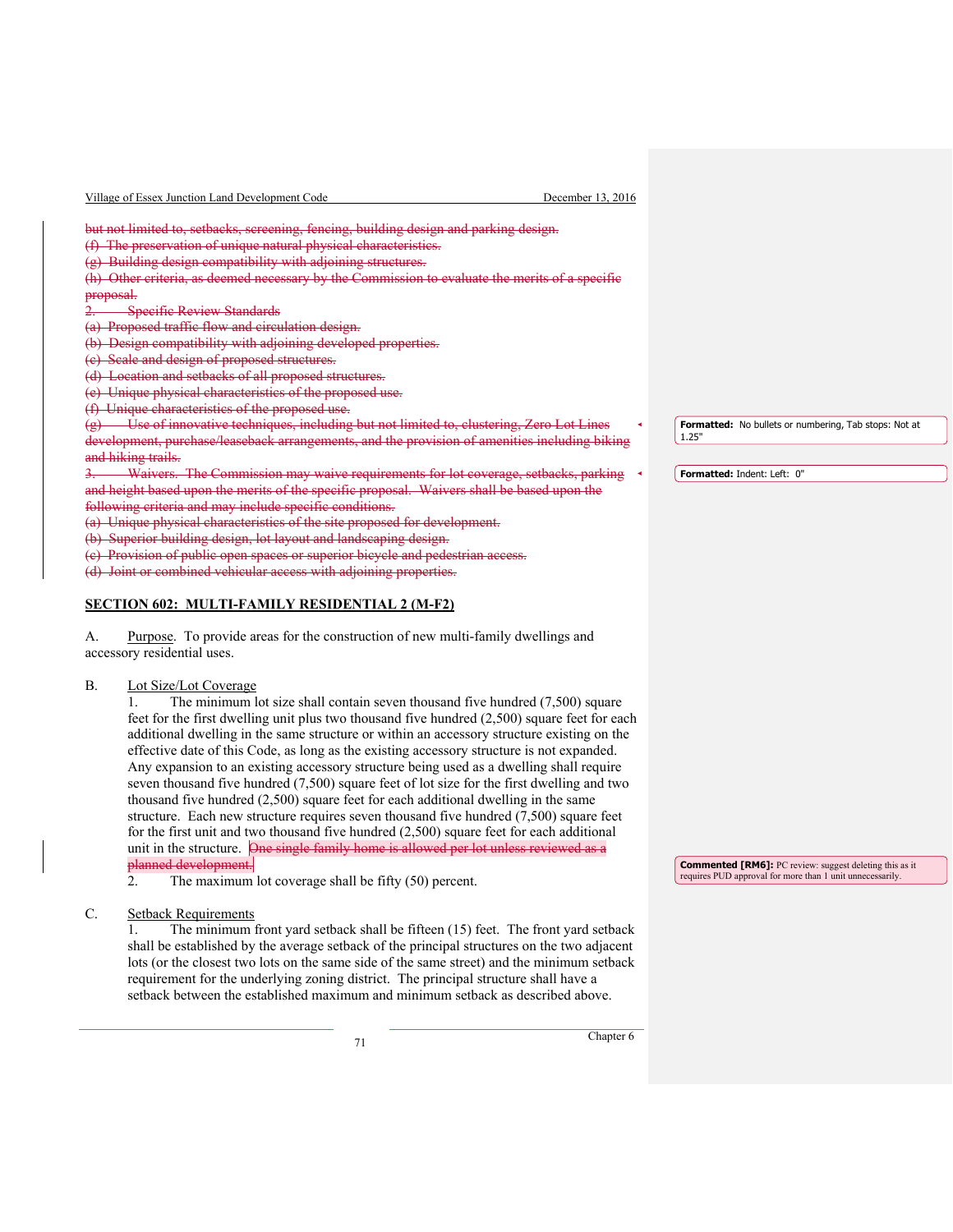~~but not limited to, setbacks, screening, fencing, building design and parking design.~~
~~(f) The preservation of unique natural physical characteristics.~~
~~(g) Building design compatibility with adjoining structures.~~
~~(h) Other criteria, as deemed necessary by the Commission to evaluate the merits of a specific proposal.~~
~~2. Specific Review Standards~~
~~(a) Proposed traffic flow and circulation design.~~
~~(b) Design compatibility with adjoining developed properties.~~
~~(c) Scale and design of proposed structures.~~
~~(d) Location and setbacks of all proposed structures.~~
~~(e) Unique physical characteristics of the proposed use.~~
~~(f) Unique characteristics of the proposed use.~~
~~(g) Use of innovative techniques, including but not limited to, clustering, Zero Lot Lines development, purchase/leaseback arrangements, and the provision of amenities including biking and hiking trails.~~
~~3. Waivers. The Commission may waive requirements for lot coverage, setbacks, parking and height based upon the merits of the specific proposal. Waivers shall be based upon the following criteria and may include specific conditions.~~
~~(a) Unique physical characteristics of the site proposed for development.~~
~~(b) Superior building design, lot layout and landscaping design.~~
~~(c) Provision of public open spaces or superior bicycle and pedestrian access.~~
~~(d) Joint or combined vehicular access with adjoining properties.~~

> **Formatted:** No bullets or numbering, Tab stops: Not at 1.25"

> **Formatted:** Indent: Left: 0"

## SECTION 602: MULTI-FAMILY RESIDENTIAL 2 (M-F2)

A. Purpose. To provide areas for the construction of new multi-family dwellings and accessory residential uses.

B. Lot Size/Lot Coverage

1. The minimum lot size shall contain seven thousand five hundred (7,500) square feet for the first dwelling unit plus two thousand five hundred (2,500) square feet for each additional dwelling in the same structure or within an accessory structure existing on the effective date of this Code, as long as the existing accessory structure is not expanded. Any expansion to an existing accessory structure being used as a dwelling shall require seven thousand five hundred (7,500) square feet of lot size for the first dwelling and two thousand five hundred (2,500) square feet for each additional dwelling in the same structure. Each new structure requires seven thousand five hundred (7,500) square feet for the first unit and two thousand five hundred (2,500) square feet for each additional unit in the structure. ~~One single family home is allowed per lot unless reviewed as a planned development.~~

> **Commented [RM6]:** PC review: suggest deleting this as it requires PUD approval for more than 1 unit unnecessarily.

2. The maximum lot coverage shall be fifty (50) percent.

C. Setback Requirements

1. The minimum front yard setback shall be fifteen (15) feet. The front yard setback shall be established by the average setback of the principal structures on the two adjacent lots (or the closest two lots on the same side of the same street) and the minimum setback requirement for the underlying zoning district. The principal structure shall have a setback between the established maximum and minimum setback as described above.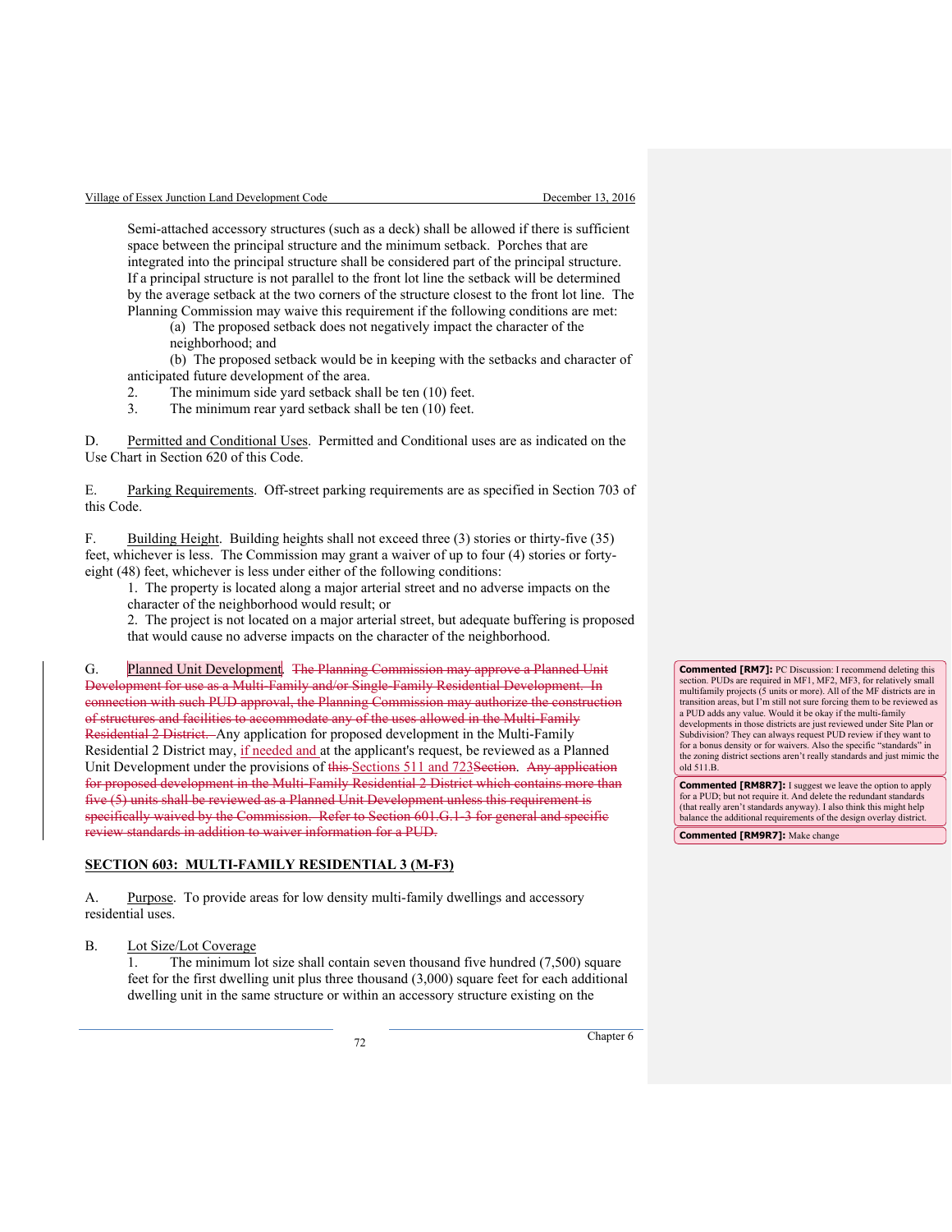Semi-attached accessory structures (such as a deck) shall be allowed if there is sufficient space between the principal structure and the minimum setback. Porches that are integrated into the principal structure shall be considered part of the principal structure. If a principal structure is not parallel to the front lot line the setback will be determined by the average setback at the two corners of the structure closest to the front lot line. The Planning Commission may waive this requirement if the following conditions are met:

(a) The proposed setback does not negatively impact the character of the neighborhood; and

(b) The proposed setback would be in keeping with the setbacks and character of anticipated future development of the area.

2. The minimum side yard setback shall be ten (10) feet.
3. The minimum rear yard setback shall be ten (10) feet.

D. Permitted and Conditional Uses. Permitted and Conditional uses are as indicated on the Use Chart in Section 620 of this Code.

E. Parking Requirements. Off-street parking requirements are as specified in Section 703 of this Code.

F. Building Height. Building heights shall not exceed three (3) stories or thirty-five (35) feet, whichever is less. The Commission may grant a waiver of up to four (4) stories or forty-eight (48) feet, whichever is less under either of the following conditions:

1. The property is located along a major arterial street and no adverse impacts on the character of the neighborhood would result; or
2. The project is not located on a major arterial street, but adequate buffering is proposed that would cause no adverse impacts on the character of the neighborhood.

G. Planned Unit Development. ~~The Planning Commission may approve a Planned Unit Development for use as a Multi-Family and/or Single-Family Residential Development. In connection with such PUD approval, the Planning Commission may authorize the construction of structures and facilities to accommodate any of the uses allowed in the Multi-Family Residential 2 District.~~ Any application for proposed development in the Multi-Family Residential 2 District may, if needed and at the applicant's request, be reviewed as a Planned Unit Development under the provisions of ~~this~~ Sections 511 and 723~~Section~~. ~~Any application for proposed development in the Multi-Family Residential 2 District which contains more than five (5) units shall be reviewed as a Planned Unit Development unless this requirement is specifically waived by the Commission. Refer to Section 601.G.1-3 for general and specific review standards in addition to waiver information for a PUD.~~

> **Commented [RM7]:** PC Discussion: I recommend deleting this section. PUDs are required in MF1, MF2, MF3, for relatively small multifamily projects (5 units or more). All of the MF districts are in transition areas, but I'm still not sure forcing them to be reviewed as a PUD adds any value. Would it be okay if the multi-family developments in those districts are just reviewed under Site Plan or Subdivision? They can always request PUD review if they want to for a bonus density or for waivers. Also the specific "standards" in the zoning district sections aren't really standards and just mimic the old 511.B.

> **Commented [RM8R7]:** I suggest we leave the option to apply for a PUD; but not require it. And delete the redundant standards (that really aren't standards anyway). I also think this might help balance the additional requirements of the design overlay district.

> **Commented [RM9R7]:** Make change

## SECTION 603: MULTI-FAMILY RESIDENTIAL 3 (M-F3)

A. Purpose. To provide areas for low density multi-family dwellings and accessory residential uses.

B. Lot Size/Lot Coverage

1. The minimum lot size shall contain seven thousand five hundred (7,500) square feet for the first dwelling unit plus three thousand (3,000) square feet for each additional dwelling unit in the same structure or within an accessory structure existing on the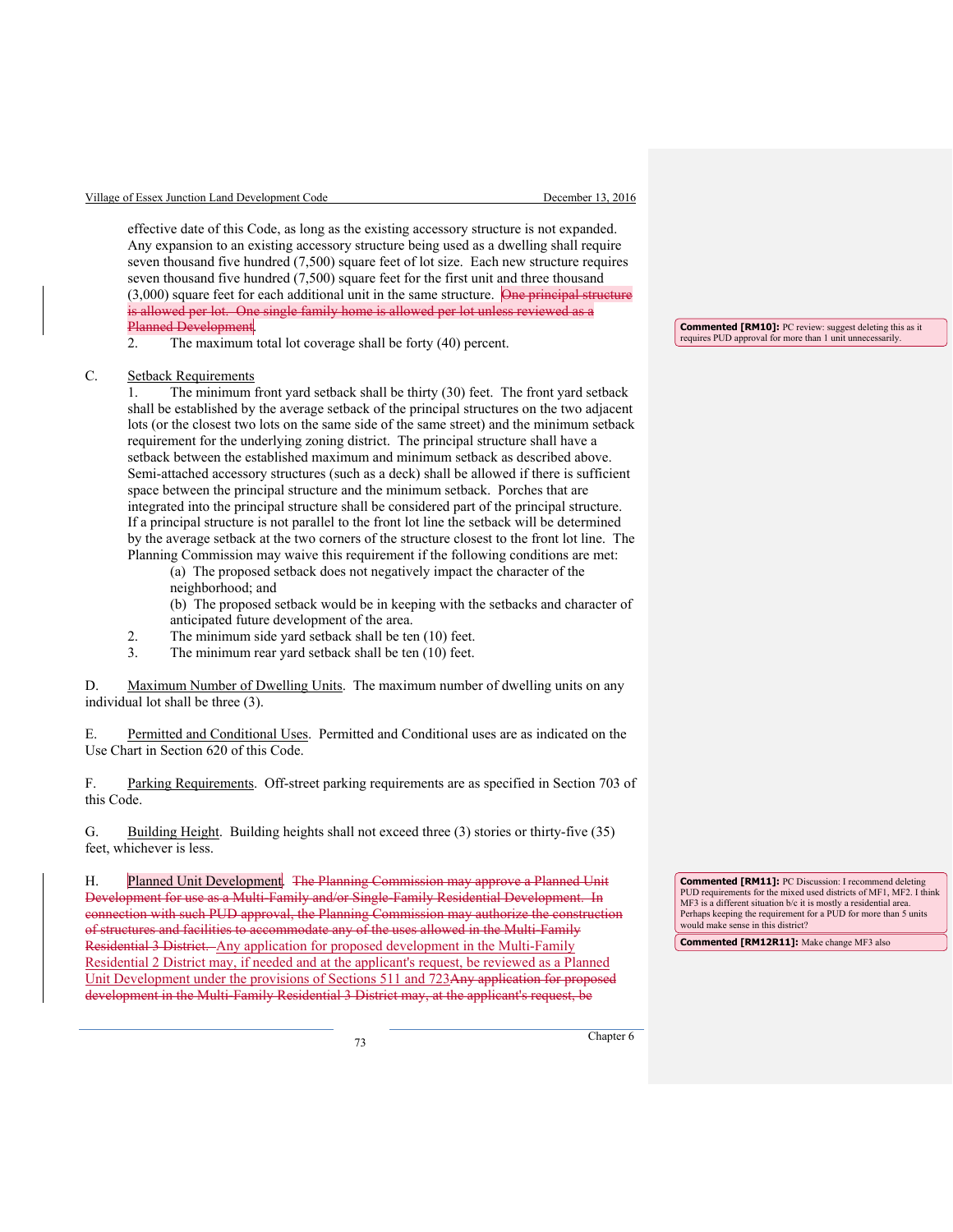effective date of this Code, as long as the existing accessory structure is not expanded. Any expansion to an existing accessory structure being used as a dwelling shall require seven thousand five hundred (7,500) square feet of lot size. Each new structure requires seven thousand five hundred (7,500) square feet for the first unit and three thousand (3,000) square feet for each additional unit in the same structure. ~~One principal structure is allowed per lot. One single family home is allowed per lot unless reviewed as a Planned Development~~.

2. The maximum total lot coverage shall be forty (40) percent.

> **Commented [RM10]:** PC review: suggest deleting this as it requires PUD approval for more than 1 unit unnecessarily.

C. Setback Requirements

1. The minimum front yard setback shall be thirty (30) feet. The front yard setback shall be established by the average setback of the principal structures on the two adjacent lots (or the closest two lots on the same side of the same street) and the minimum setback requirement for the underlying zoning district. The principal structure shall have a setback between the established maximum and minimum setback as described above. Semi-attached accessory structures (such as a deck) shall be allowed if there is sufficient space between the principal structure and the minimum setback. Porches that are integrated into the principal structure shall be considered part of the principal structure. If a principal structure is not parallel to the front lot line the setback will be determined by the average setback at the two corners of the structure closest to the front lot line. The Planning Commission may waive this requirement if the following conditions are met:
   - (a) The proposed setback does not negatively impact the character of the neighborhood; and
   - (b) The proposed setback would be in keeping with the setbacks and character of anticipated future development of the area.
2. The minimum side yard setback shall be ten (10) feet.
3. The minimum rear yard setback shall be ten (10) feet.

D. Maximum Number of Dwelling Units. The maximum number of dwelling units on any individual lot shall be three (3).

E. Permitted and Conditional Uses. Permitted and Conditional uses are as indicated on the Use Chart in Section 620 of this Code.

F. Parking Requirements. Off-street parking requirements are as specified in Section 703 of this Code.

G. Building Height. Building heights shall not exceed three (3) stories or thirty-five (35) feet, whichever is less.

H. Planned Unit Development. ~~The Planning Commission may approve a Planned Unit Development for use as a Multi-Family and/or Single-Family Residential Development. In connection with such PUD approval, the Planning Commission may authorize the construction of structures and facilities to accommodate any of the uses allowed in the Multi-Family Residential 3 District.~~ Any application for proposed development in the Multi-Family Residential 2 District may, if needed and at the applicant's request, be reviewed as a Planned Unit Development under the provisions of Sections 511 and 723~~Any application for proposed development in the Multi-Family Residential 3 District may, at the applicant's request, be~~

> **Commented [RM11]:** PC Discussion: I recommend deleting PUD requirements for the mixed used districts of MF1, MF2. I think MF3 is a different situation b/c it is mostly a residential area. Perhaps keeping the requirement for a PUD for more than 5 units would make sense in this district?

> **Commented [RM12R11]:** Make change MF3 also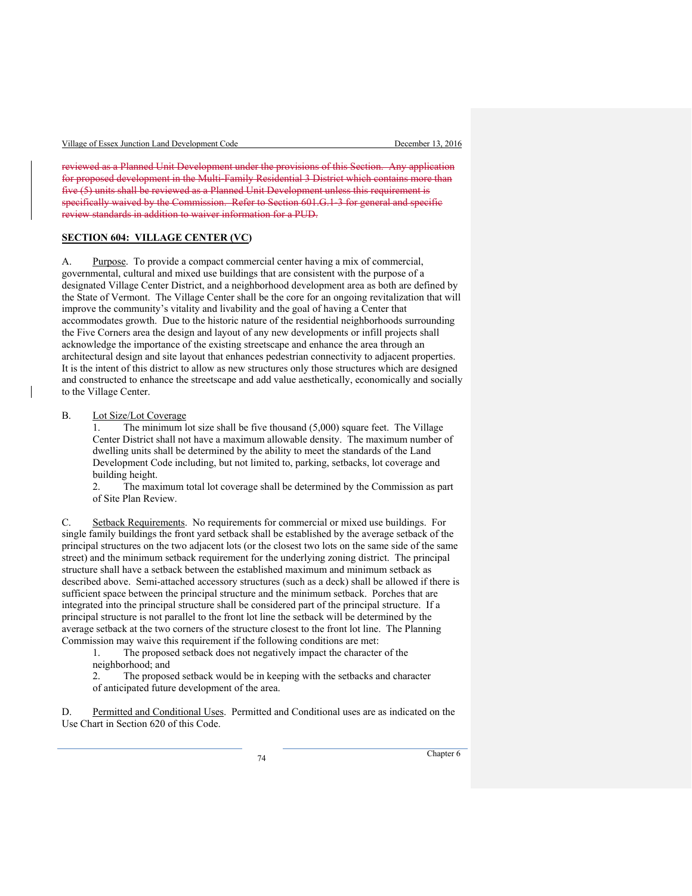~~reviewed as a Planned Unit Development under the provisions of this Section. Any application for proposed development in the Multi-Family Residential 3 District which contains more than five (5) units shall be reviewed as a Planned Unit Development unless this requirement is specifically waived by the Commission. Refer to Section 601.G.1-3 for general and specific review standards in addition to waiver information for a PUD.~~

## SECTION 604: VILLAGE CENTER (VC)

A. Purpose. To provide a compact commercial center having a mix of commercial, governmental, cultural and mixed use buildings that are consistent with the purpose of a designated Village Center District, and a neighborhood development area as both are defined by the State of Vermont. The Village Center shall be the core for an ongoing revitalization that will improve the community's vitality and livability and the goal of having a Center that accommodates growth. Due to the historic nature of the residential neighborhoods surrounding the Five Corners area the design and layout of any new developments or infill projects shall acknowledge the importance of the existing streetscape and enhance the area through an architectural design and site layout that enhances pedestrian connectivity to adjacent properties. It is the intent of this district to allow as new structures only those structures which are designed and constructed to enhance the streetscape and add value aesthetically, economically and socially to the Village Center.

B. Lot Size/Lot Coverage

1. The minimum lot size shall be five thousand (5,000) square feet. The Village Center District shall not have a maximum allowable density. The maximum number of dwelling units shall be determined by the ability to meet the standards of the Land Development Code including, but not limited to, parking, setbacks, lot coverage and building height.
2. The maximum total lot coverage shall be determined by the Commission as part of Site Plan Review.

C. Setback Requirements. No requirements for commercial or mixed use buildings. For single family buildings the front yard setback shall be established by the average setback of the principal structures on the two adjacent lots (or the closest two lots on the same side of the same street) and the minimum setback requirement for the underlying zoning district. The principal structure shall have a setback between the established maximum and minimum setback as described above. Semi-attached accessory structures (such as a deck) shall be allowed if there is sufficient space between the principal structure and the minimum setback. Porches that are integrated into the principal structure shall be considered part of the principal structure. If a principal structure is not parallel to the front lot line the setback will be determined by the average setback at the two corners of the structure closest to the front lot line. The Planning Commission may waive this requirement if the following conditions are met:

1. The proposed setback does not negatively impact the character of the neighborhood; and
2. The proposed setback would be in keeping with the setbacks and character of anticipated future development of the area.

D. Permitted and Conditional Uses. Permitted and Conditional uses are as indicated on the Use Chart in Section 620 of this Code.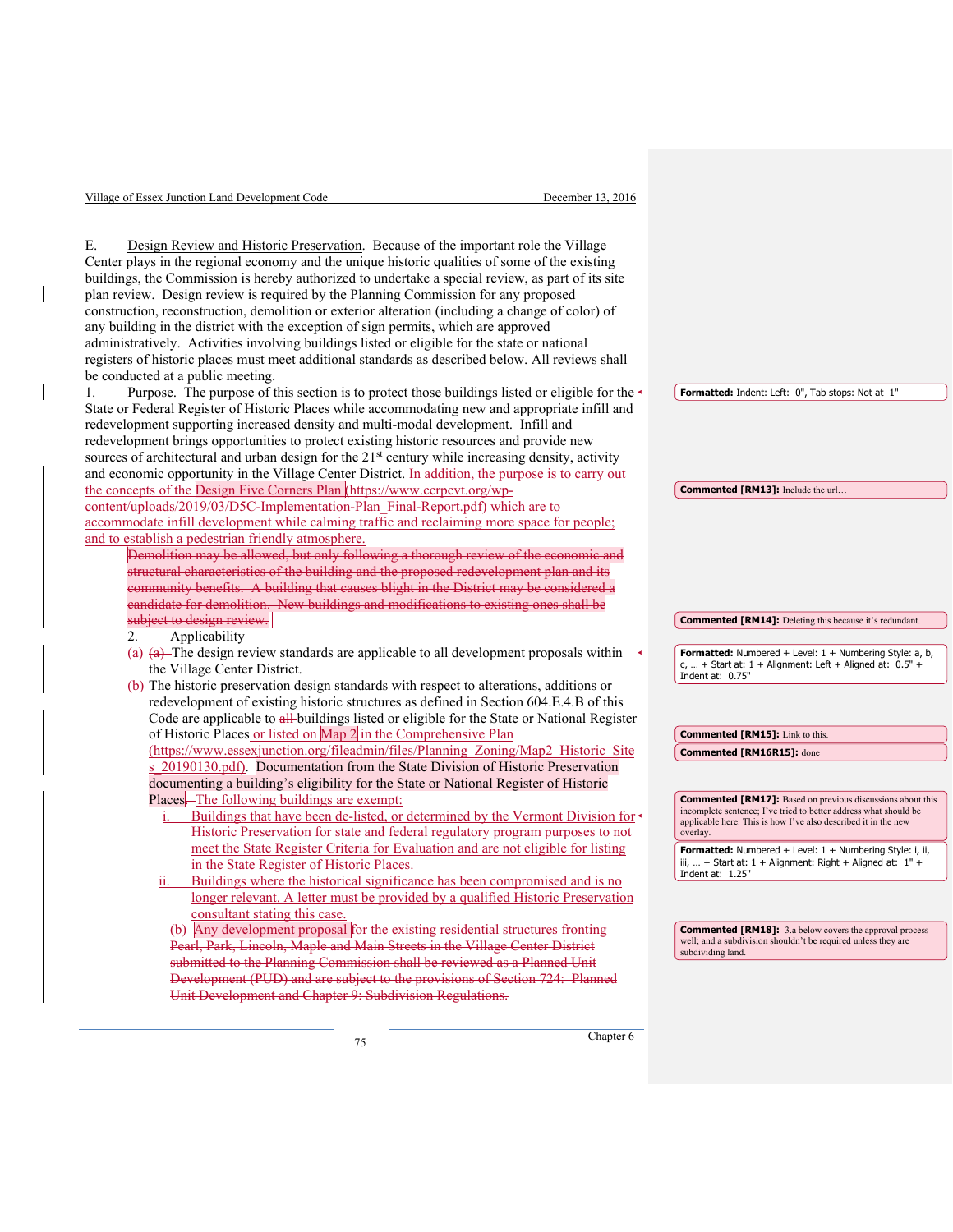E. Design Review and Historic Preservation. Because of the important role the Village Center plays in the regional economy and the unique historic qualities of some of the existing buildings, the Commission is hereby authorized to undertake a special review, as part of its site plan review. Design review is required by the Planning Commission for any proposed construction, reconstruction, demolition or exterior alteration (including a change of color) of any building in the district with the exception of sign permits, which are approved administratively. Activities involving buildings listed or eligible for the state or national registers of historic places must meet additional standards as described below. All reviews shall be conducted at a public meeting.

1. Purpose. The purpose of this section is to protect those buildings listed or eligible for the State or Federal Register of Historic Places while accommodating new and appropriate infill and redevelopment supporting increased density and multi-modal development. Infill and redevelopment brings opportunities to protect existing historic resources and provide new sources of architectural and urban design for the 21st century while increasing density, activity and economic opportunity in the Village Center District. In addition, the purpose is to carry out the concepts of the Design Five Corners Plan (https://www.ccrpcvt.org/wp-content/uploads/2019/03/D5C-Implementation-Plan_Final-Report.pdf) which are to accommodate infill development while calming traffic and reclaiming more space for people; and to establish a pedestrian friendly atmosphere.

~~Demolition may be allowed, but only following a thorough review of the economic and structural characteristics of the building and the proposed redevelopment plan and its community benefits. A building that causes blight in the District may be considered a candidate for demolition. New buildings and modifications to existing ones shall be subject to design review.~~

2. Applicability

(a) ~~(a)~~ The design review standards are applicable to all development proposals within the Village Center District.

(b) The historic preservation design standards with respect to alterations, additions or redevelopment of existing historic structures as defined in Section 604.E.4.B of this Code are applicable to ~~all~~ buildings listed or eligible for the State or National Register of Historic Places or listed on Map 2 in the Comprehensive Plan (https://www.essexjunction.org/fileadmin/files/Planning_Zoning/Map2_Historic_Sites_20190130.pdf). Documentation from the State Division of Historic Preservation documenting a building's eligibility for the State or National Register of Historic Places. The following buildings are exempt:

i. Buildings that have been de-listed, or determined by the Vermont Division for Historic Preservation for state and federal regulatory program purposes to not meet the State Register Criteria for Evaluation and are not eligible for listing in the State Register of Historic Places.

ii. Buildings where the historical significance has been compromised and is no longer relevant. A letter must be provided by a qualified Historic Preservation consultant stating this case.

~~(b) Any development proposal for the existing residential structures fronting Pearl, Park, Lincoln, Maple and Main Streets in the Village Center District submitted to the Planning Commission shall be reviewed as a Planned Unit Development (PUD) and are subject to the provisions of Section 724: Planned Unit Development and Chapter 9: Subdivision Regulations.~~

**Commented [RM13]:** Include the url…

**Commented [RM14]:** Deleting this because it's redundant.

**Commented [RM15]:** Link to this.

**Commented [RM16R15]:** done

**Commented [RM17]:** Based on previous discussions about this incomplete sentence; I've tried to better address what should be applicable here. This is how I've also described it in the new overlay.

**Commented [RM18]:** 3.a below covers the approval process well; and a subdivision shouldn't be required unless they are subdividing land.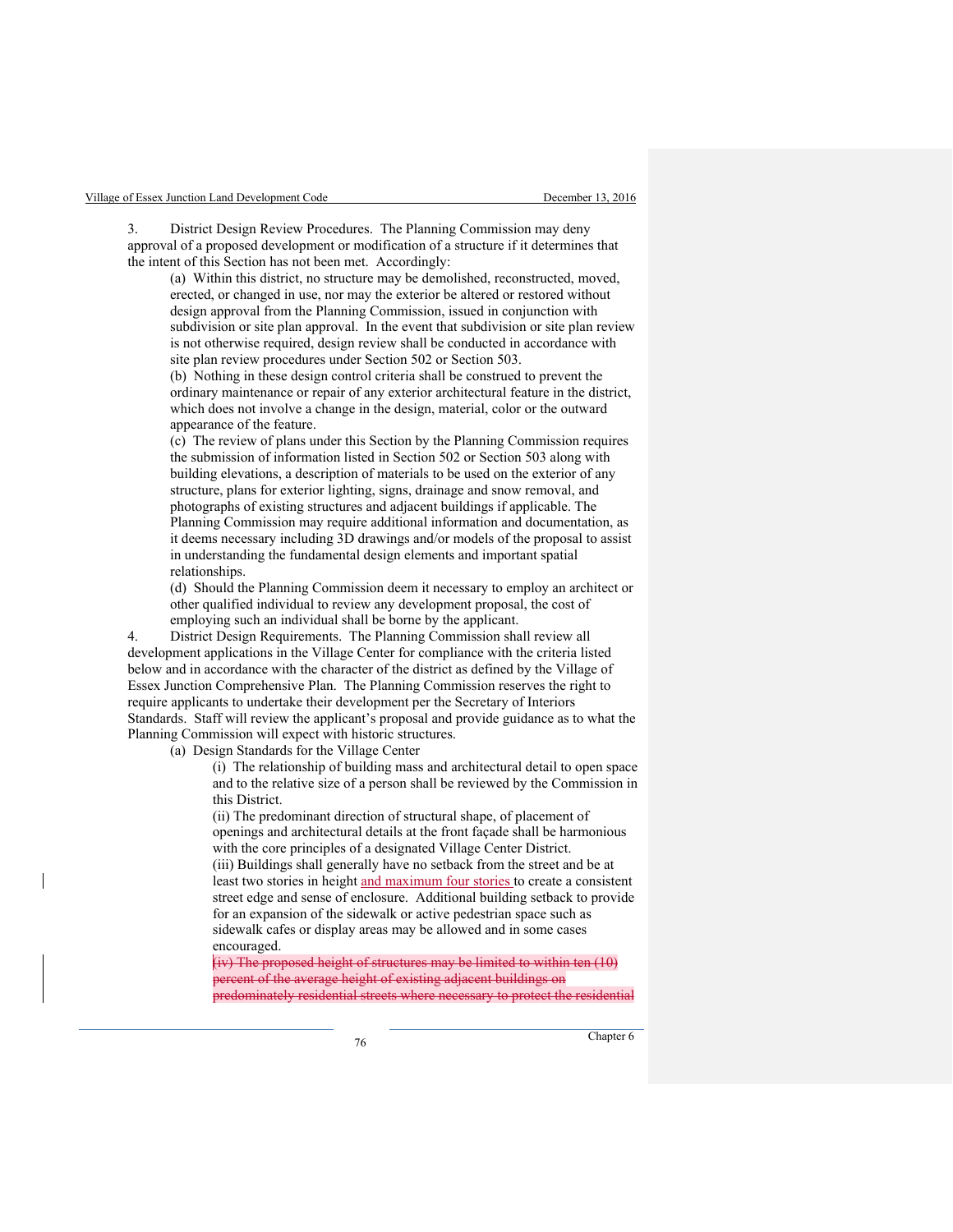3. District Design Review Procedures. The Planning Commission may deny approval of a proposed development or modification of a structure if it determines that the intent of this Section has not been met. Accordingly:

(a) Within this district, no structure may be demolished, reconstructed, moved, erected, or changed in use, nor may the exterior be altered or restored without design approval from the Planning Commission, issued in conjunction with subdivision or site plan approval. In the event that subdivision or site plan review is not otherwise required, design review shall be conducted in accordance with site plan review procedures under Section 502 or Section 503.

(b) Nothing in these design control criteria shall be construed to prevent the ordinary maintenance or repair of any exterior architectural feature in the district, which does not involve a change in the design, material, color or the outward appearance of the feature.

(c) The review of plans under this Section by the Planning Commission requires the submission of information listed in Section 502 or Section 503 along with building elevations, a description of materials to be used on the exterior of any structure, plans for exterior lighting, signs, drainage and snow removal, and photographs of existing structures and adjacent buildings if applicable. The Planning Commission may require additional information and documentation, as it deems necessary including 3D drawings and/or models of the proposal to assist in understanding the fundamental design elements and important spatial relationships.

(d) Should the Planning Commission deem it necessary to employ an architect or other qualified individual to review any development proposal, the cost of employing such an individual shall be borne by the applicant.

4. District Design Requirements. The Planning Commission shall review all development applications in the Village Center for compliance with the criteria listed below and in accordance with the character of the district as defined by the Village of Essex Junction Comprehensive Plan. The Planning Commission reserves the right to require applicants to undertake their development per the Secretary of Interiors Standards. Staff will review the applicant's proposal and provide guidance as to what the Planning Commission will expect with historic structures.

(a) Design Standards for the Village Center

(i) The relationship of building mass and architectural detail to open space and to the relative size of a person shall be reviewed by the Commission in this District.

(ii) The predominant direction of structural shape, of placement of openings and architectural details at the front façade shall be harmonious with the core principles of a designated Village Center District.

(iii) Buildings shall generally have no setback from the street and be at least two stories in height <ins>and maximum four stories</ins> to create a consistent street edge and sense of enclosure. Additional building setback to provide for an expansion of the sidewalk or active pedestrian space such as sidewalk cafes or display areas may be allowed and in some cases encouraged.

~~(iv) The proposed height of structures may be limited to within ten (10) percent of the average height of existing adjacent buildings on predominately residential streets where necessary to protect the residential~~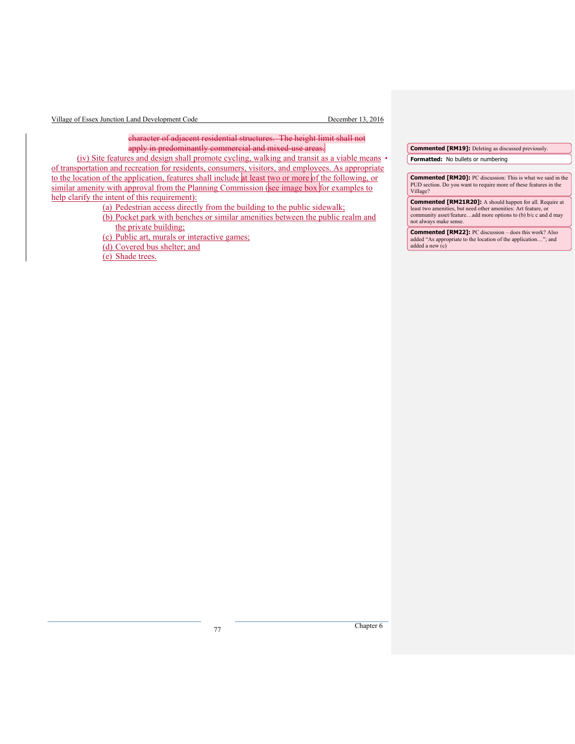~~character of adjacent residential structures. The height limit shall not apply in predominantly commercial and mixed-use areas.~~

(iv) Site features and design shall promote cycling, walking and transit as a viable means of transportation and recreation for residents, consumers, visitors, and employees. As appropriate to the location of the application, features shall include at least two or more of the following, or similar amenity with approval from the Planning Commission (see image box for examples to help clarify the intent of this requirement):

(a) Pedestrian access directly from the building to the public sidewalk;

(b) Pocket park with benches or similar amenities between the public realm and the private building;

(c) Public art, murals or interactive games;

(d) Covered bus shelter; and

(e) Shade trees.

**Commented [RM19]:** Deleting as discussed previously.

**Formatted:** No bullets or numbering

**Commented [RM20]:** PC discussion: This is what we said in the PUD section. Do you want to require more of these features in the Village?

**Commented [RM21R20]:** A should happen for all. Require at least two amenities, but need other amenities: Art feature, or community asset/feature…add more options to (b) b/c c and d may not always make sense.

**Commented [RM22]:** PC discussion – does this work? Also added "As appropriate to the location of the application…"; and added a new (c)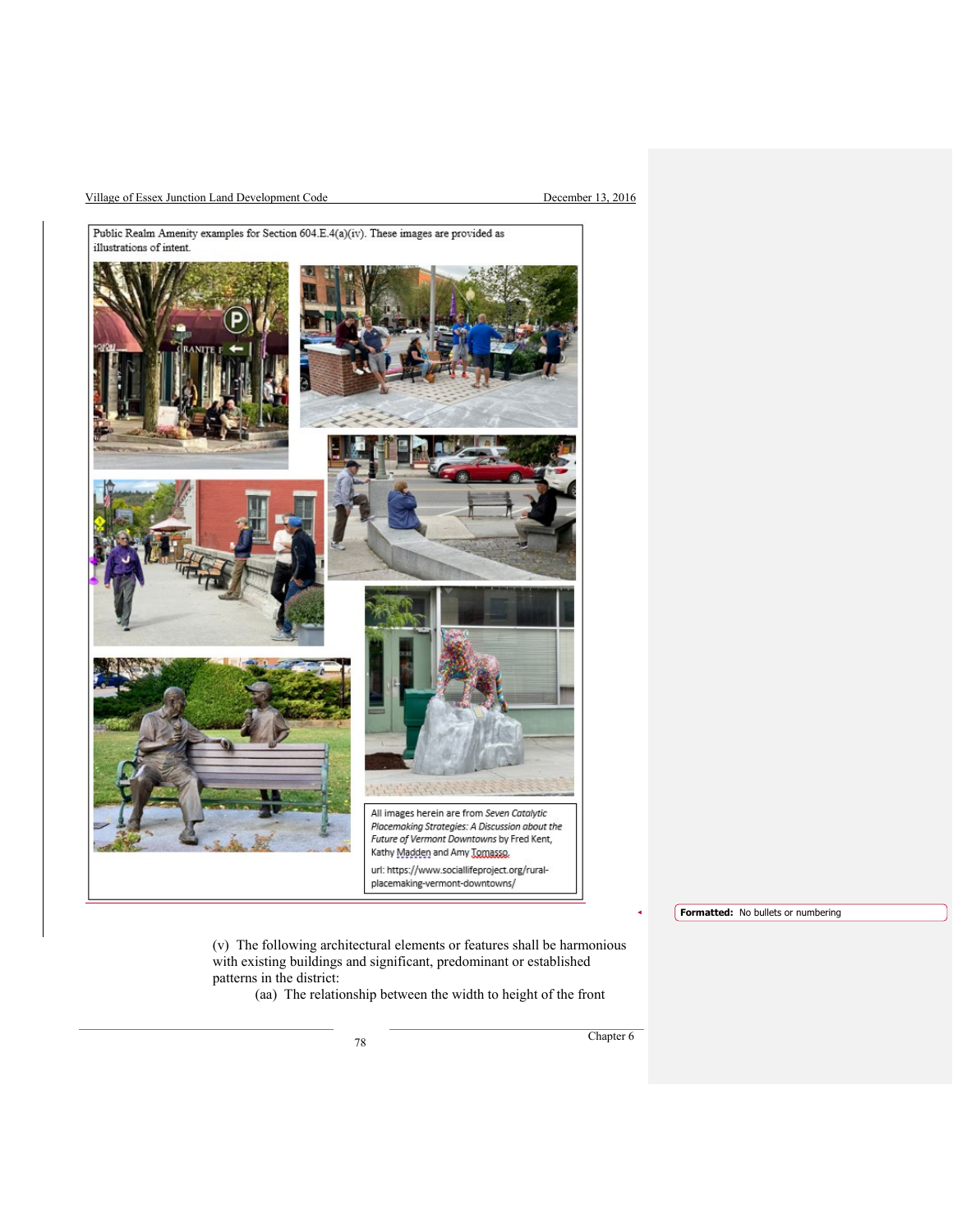Public Realm Amenity examples for Section 604.E.4(a)(iv). These images are provided as illustrations of intent.

All images herein are from *Seven Catalytic Placemaking Strategies: A Discussion about the Future of Vermont Downtowns* by Fred Kent, Kathy Madden and Amy Tomasso.

url: https://www.sociallifeproject.org/rural-placemaking-vermont-downtowns/

**Formatted:** No bullets or numbering

(v) The following architectural elements or features shall be harmonious with existing buildings and significant, predominant or established patterns in the district:

(aa) The relationship between the width to height of the front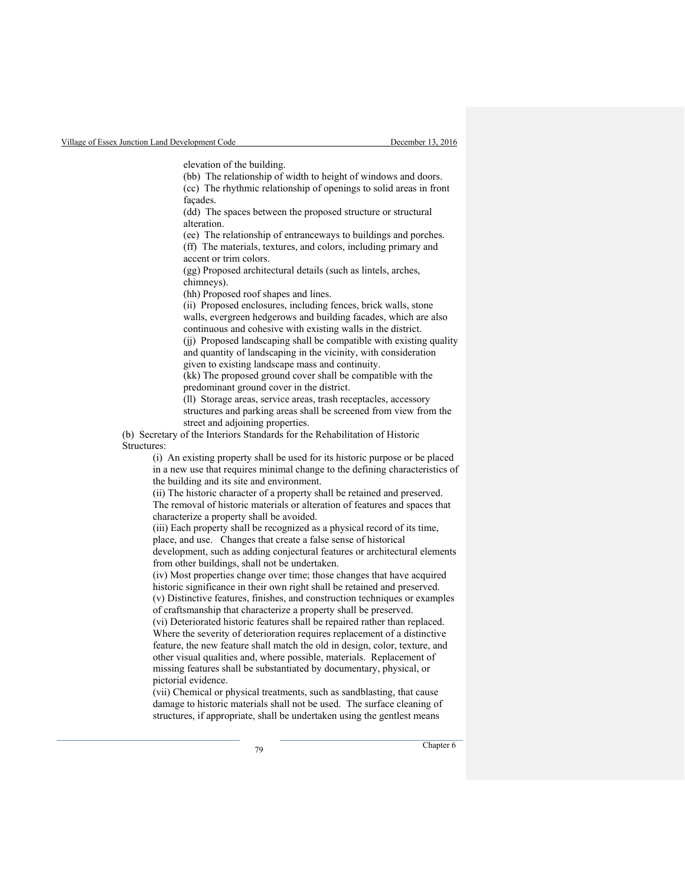elevation of the building.

(bb) The relationship of width to height of windows and doors.

(cc) The rhythmic relationship of openings to solid areas in front façades.

(dd) The spaces between the proposed structure or structural alteration.

(ee) The relationship of entranceways to buildings and porches.

(ff) The materials, textures, and colors, including primary and accent or trim colors.

(gg) Proposed architectural details (such as lintels, arches, chimneys).

(hh) Proposed roof shapes and lines.

(ii) Proposed enclosures, including fences, brick walls, stone walls, evergreen hedgerows and building facades, which are also continuous and cohesive with existing walls in the district.

(jj) Proposed landscaping shall be compatible with existing quality and quantity of landscaping in the vicinity, with consideration given to existing landscape mass and continuity.

(kk) The proposed ground cover shall be compatible with the predominant ground cover in the district.

(ll) Storage areas, service areas, trash receptacles, accessory structures and parking areas shall be screened from view from the street and adjoining properties.

(b) Secretary of the Interiors Standards for the Rehabilitation of Historic Structures:

(i) An existing property shall be used for its historic purpose or be placed in a new use that requires minimal change to the defining characteristics of the building and its site and environment.

(ii) The historic character of a property shall be retained and preserved. The removal of historic materials or alteration of features and spaces that characterize a property shall be avoided.

(iii) Each property shall be recognized as a physical record of its time, place, and use. Changes that create a false sense of historical development, such as adding conjectural features or architectural elements from other buildings, shall not be undertaken.

(iv) Most properties change over time; those changes that have acquired historic significance in their own right shall be retained and preserved.

(v) Distinctive features, finishes, and construction techniques or examples of craftsmanship that characterize a property shall be preserved.

(vi) Deteriorated historic features shall be repaired rather than replaced. Where the severity of deterioration requires replacement of a distinctive feature, the new feature shall match the old in design, color, texture, and other visual qualities and, where possible, materials. Replacement of missing features shall be substantiated by documentary, physical, or pictorial evidence.

(vii) Chemical or physical treatments, such as sandblasting, that cause damage to historic materials shall not be used. The surface cleaning of structures, if appropriate, shall be undertaken using the gentlest means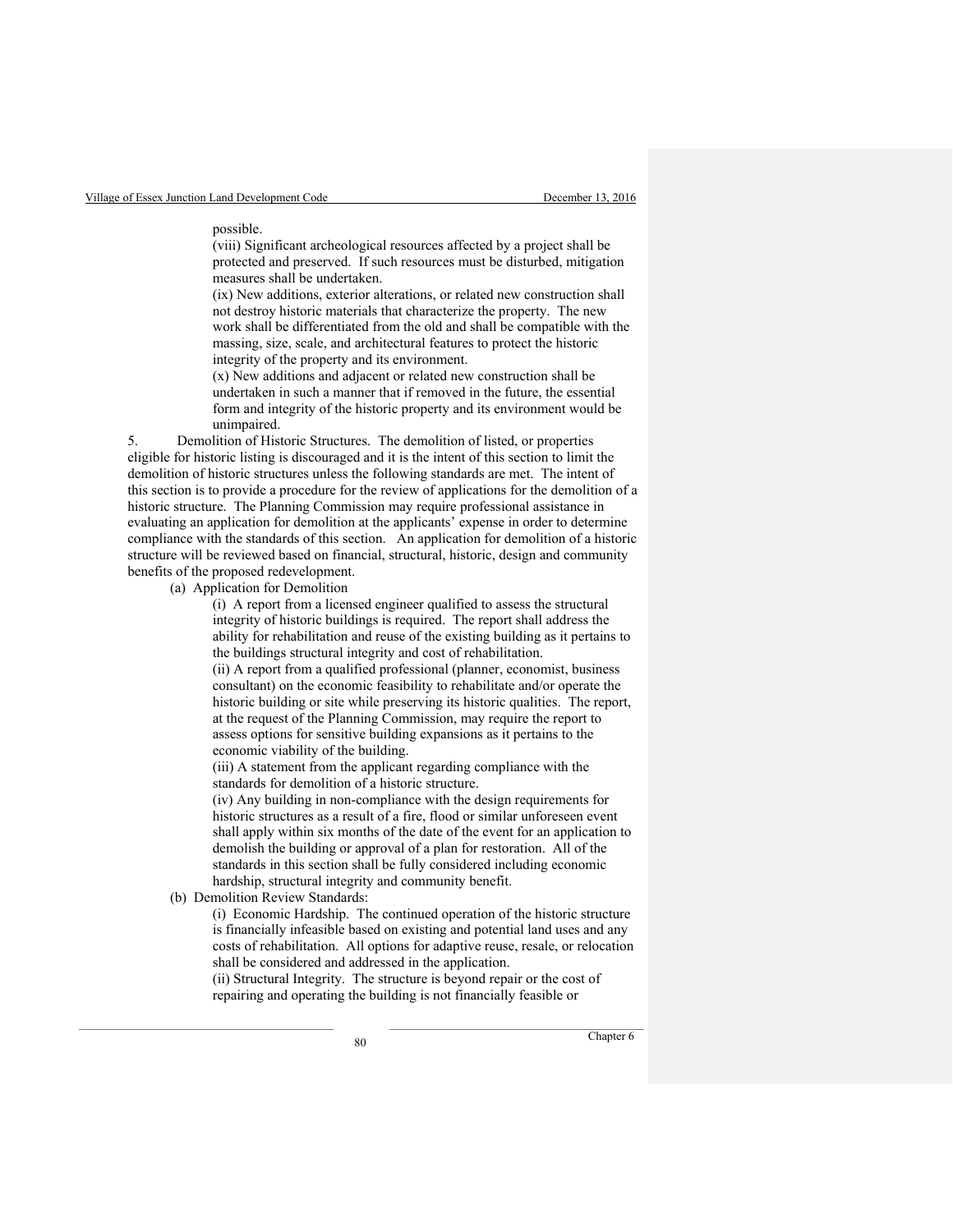possible.

(viii) Significant archeological resources affected by a project shall be protected and preserved. If such resources must be disturbed, mitigation measures shall be undertaken.

(ix) New additions, exterior alterations, or related new construction shall not destroy historic materials that characterize the property. The new work shall be differentiated from the old and shall be compatible with the massing, size, scale, and architectural features to protect the historic integrity of the property and its environment.

(x) New additions and adjacent or related new construction shall be undertaken in such a manner that if removed in the future, the essential form and integrity of the historic property and its environment would be unimpaired.

5. Demolition of Historic Structures. The demolition of listed, or properties eligible for historic listing is discouraged and it is the intent of this section to limit the demolition of historic structures unless the following standards are met. The intent of this section is to provide a procedure for the review of applications for the demolition of a historic structure. The Planning Commission may require professional assistance in evaluating an application for demolition at the applicants' expense in order to determine compliance with the standards of this section. An application for demolition of a historic structure will be reviewed based on financial, structural, historic, design and community benefits of the proposed redevelopment.

(a) Application for Demolition

(i) A report from a licensed engineer qualified to assess the structural integrity of historic buildings is required. The report shall address the ability for rehabilitation and reuse of the existing building as it pertains to the buildings structural integrity and cost of rehabilitation.

(ii) A report from a qualified professional (planner, economist, business consultant) on the economic feasibility to rehabilitate and/or operate the historic building or site while preserving its historic qualities. The report, at the request of the Planning Commission, may require the report to assess options for sensitive building expansions as it pertains to the economic viability of the building.

(iii) A statement from the applicant regarding compliance with the standards for demolition of a historic structure.

(iv) Any building in non-compliance with the design requirements for historic structures as a result of a fire, flood or similar unforeseen event shall apply within six months of the date of the event for an application to demolish the building or approval of a plan for restoration. All of the standards in this section shall be fully considered including economic hardship, structural integrity and community benefit.

(b) Demolition Review Standards:

(i) Economic Hardship. The continued operation of the historic structure is financially infeasible based on existing and potential land uses and any costs of rehabilitation. All options for adaptive reuse, resale, or relocation shall be considered and addressed in the application.

(ii) Structural Integrity. The structure is beyond repair or the cost of repairing and operating the building is not financially feasible or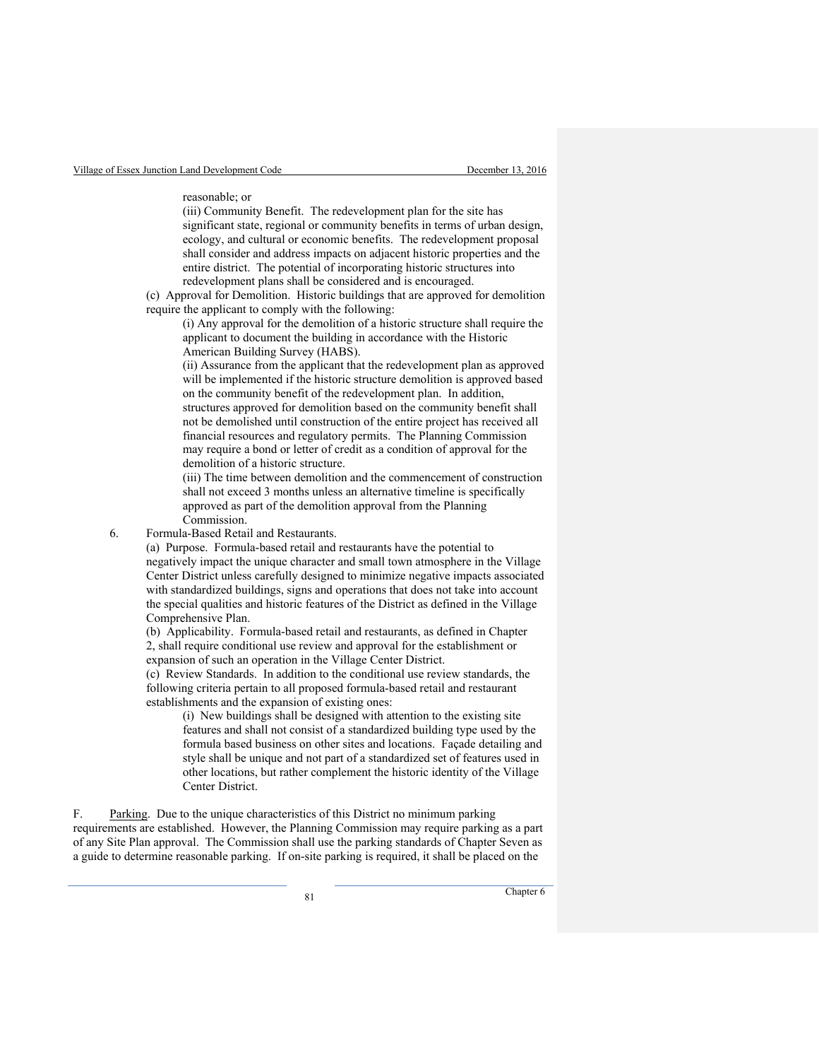reasonable; or

(iii) Community Benefit. The redevelopment plan for the site has significant state, regional or community benefits in terms of urban design, ecology, and cultural or economic benefits. The redevelopment proposal shall consider and address impacts on adjacent historic properties and the entire district. The potential of incorporating historic structures into redevelopment plans shall be considered and is encouraged.

(c) Approval for Demolition. Historic buildings that are approved for demolition require the applicant to comply with the following:

(i) Any approval for the demolition of a historic structure shall require the applicant to document the building in accordance with the Historic American Building Survey (HABS).

(ii) Assurance from the applicant that the redevelopment plan as approved will be implemented if the historic structure demolition is approved based on the community benefit of the redevelopment plan. In addition, structures approved for demolition based on the community benefit shall not be demolished until construction of the entire project has received all financial resources and regulatory permits. The Planning Commission may require a bond or letter of credit as a condition of approval for the demolition of a historic structure.

(iii) The time between demolition and the commencement of construction shall not exceed 3 months unless an alternative timeline is specifically approved as part of the demolition approval from the Planning Commission.

6. Formula-Based Retail and Restaurants.

(a) Purpose. Formula-based retail and restaurants have the potential to negatively impact the unique character and small town atmosphere in the Village Center District unless carefully designed to minimize negative impacts associated with standardized buildings, signs and operations that does not take into account the special qualities and historic features of the District as defined in the Village Comprehensive Plan.

(b) Applicability. Formula-based retail and restaurants, as defined in Chapter 2, shall require conditional use review and approval for the establishment or expansion of such an operation in the Village Center District.

(c) Review Standards. In addition to the conditional use review standards, the following criteria pertain to all proposed formula-based retail and restaurant establishments and the expansion of existing ones:

(i) New buildings shall be designed with attention to the existing site features and shall not consist of a standardized building type used by the formula based business on other sites and locations. Façade detailing and style shall be unique and not part of a standardized set of features used in other locations, but rather complement the historic identity of the Village Center District.

F. Parking. Due to the unique characteristics of this District no minimum parking requirements are established. However, the Planning Commission may require parking as a part of any Site Plan approval. The Commission shall use the parking standards of Chapter Seven as a guide to determine reasonable parking. If on-site parking is required, it shall be placed on the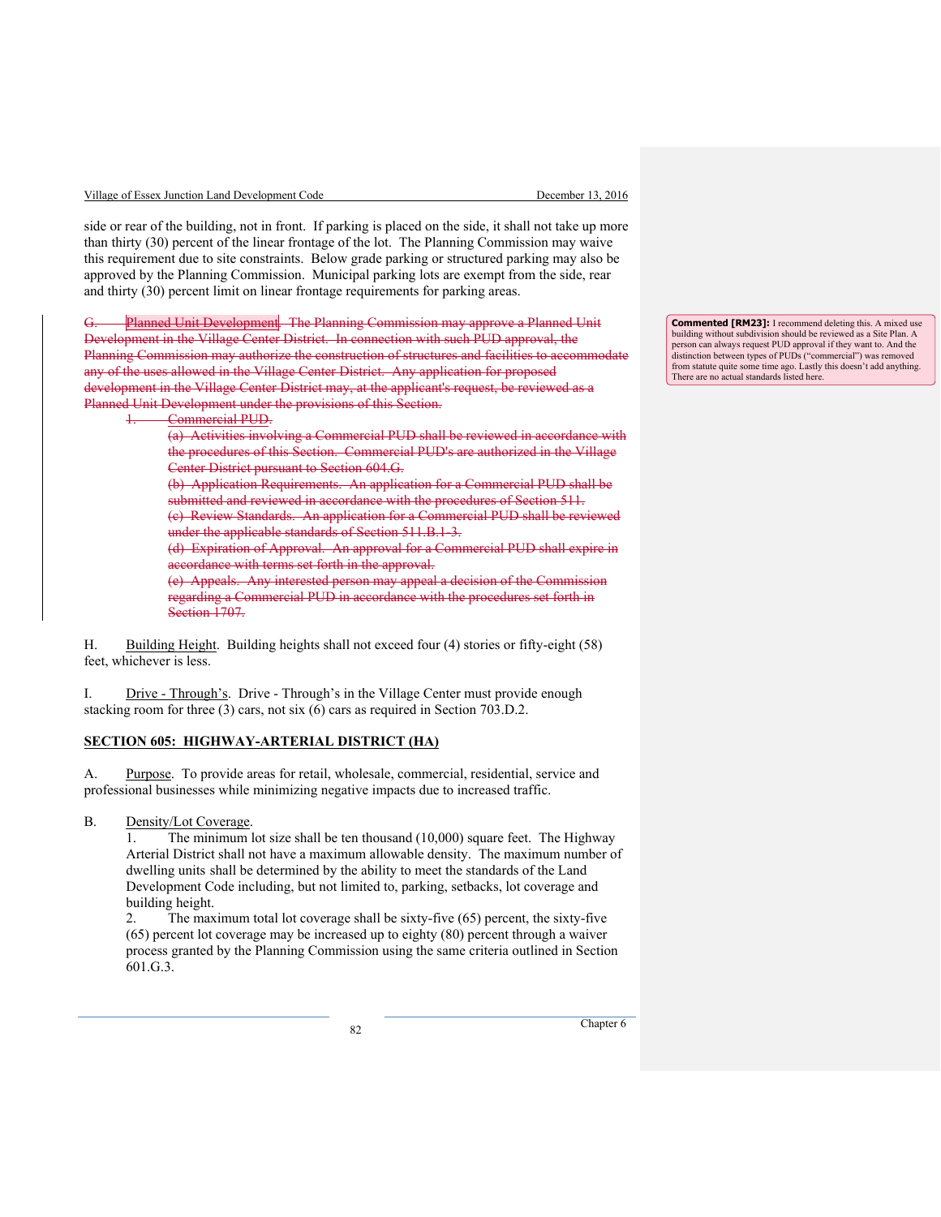side or rear of the building, not in front. If parking is placed on the side, it shall not take up more than thirty (30) percent of the linear frontage of the lot. The Planning Commission may waive this requirement due to site constraints. Below grade parking or structured parking may also be approved by the Planning Commission. Municipal parking lots are exempt from the side, rear and thirty (30) percent limit on linear frontage requirements for parking areas.

~~G. Planned Unit Development. The Planning Commission may approve a Planned Unit Development in the Village Center District. In connection with such PUD approval, the Planning Commission may authorize the construction of structures and facilities to accommodate any of the uses allowed in the Village Center District. Any application for proposed development in the Village Center District may, at the applicant's request, be reviewed as a Planned Unit Development under the provisions of this Section.~~

~~1. Commercial PUD.~~

~~(a) Activities involving a Commercial PUD shall be reviewed in accordance with the procedures of this Section. Commercial PUD's are authorized in the Village Center District pursuant to Section 604.G.~~

~~(b) Application Requirements. An application for a Commercial PUD shall be submitted and reviewed in accordance with the procedures of Section 511.~~

~~(c) Review Standards. An application for a Commercial PUD shall be reviewed under the applicable standards of Section 511.B.1-3.~~

~~(d) Expiration of Approval. An approval for a Commercial PUD shall expire in accordance with terms set forth in the approval.~~

~~(e) Appeals. Any interested person may appeal a decision of the Commission regarding a Commercial PUD in accordance with the procedures set forth in Section 1707.~~

**Commented [RM23]:** I recommend deleting this. A mixed use building without subdivision should be reviewed as a Site Plan. A person can always request PUD approval if they want to. And the distinction between types of PUDs ("commercial") was removed from statute quite some time ago. Lastly this doesn't add anything. There are no actual standards listed here.

H. Building Height. Building heights shall not exceed four (4) stories or fifty-eight (58) feet, whichever is less.

I. Drive - Through's. Drive - Through's in the Village Center must provide enough stacking room for three (3) cars, not six (6) cars as required in Section 703.D.2.

## SECTION 605: HIGHWAY-ARTERIAL DISTRICT (HA)

A. Purpose. To provide areas for retail, wholesale, commercial, residential, service and professional businesses while minimizing negative impacts due to increased traffic.

B. Density/Lot Coverage.

1. The minimum lot size shall be ten thousand (10,000) square feet. The Highway Arterial District shall not have a maximum allowable density. The maximum number of dwelling units shall be determined by the ability to meet the standards of the Land Development Code including, but not limited to, parking, setbacks, lot coverage and building height.
2. The maximum total lot coverage shall be sixty-five (65) percent, the sixty-five (65) percent lot coverage may be increased up to eighty (80) percent through a waiver process granted by the Planning Commission using the same criteria outlined in Section 601.G.3.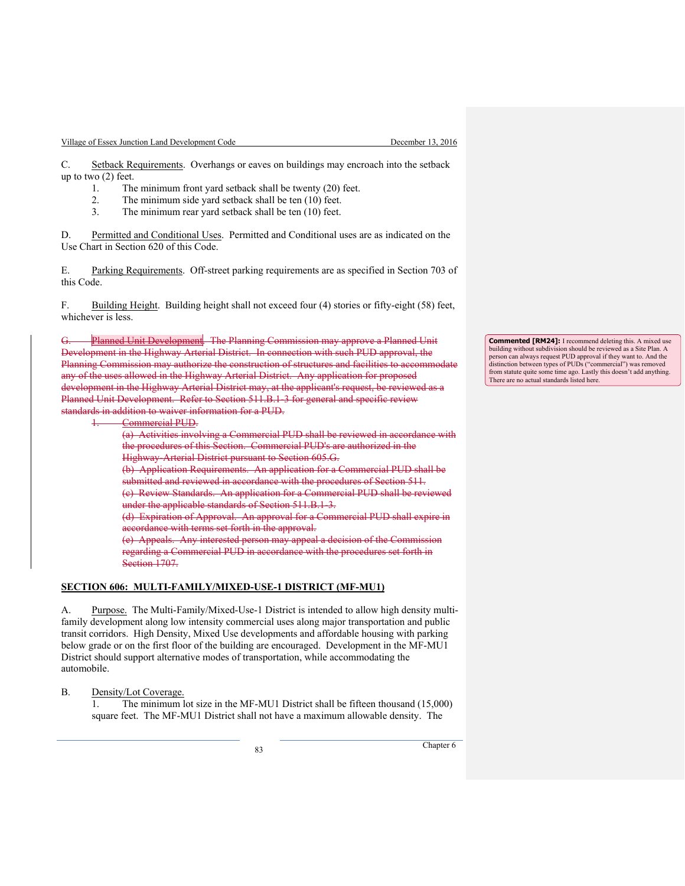C. Setback Requirements. Overhangs or eaves on buildings may encroach into the setback up to two (2) feet.

1. The minimum front yard setback shall be twenty (20) feet.
2. The minimum side yard setback shall be ten (10) feet.
3. The minimum rear yard setback shall be ten (10) feet.

D. Permitted and Conditional Uses. Permitted and Conditional uses are as indicated on the Use Chart in Section 620 of this Code.

E. Parking Requirements. Off-street parking requirements are as specified in Section 703 of this Code.

F. Building Height. Building height shall not exceed four (4) stories or fifty-eight (58) feet, whichever is less.

~~G. Planned Unit Development. The Planning Commission may approve a Planned Unit Development in the Highway Arterial District. In connection with such PUD approval, the Planning Commission may authorize the construction of structures and facilities to accommodate any of the uses allowed in the Highway Arterial District. Any application for proposed development in the Highway Arterial District may, at the applicant's request, be reviewed as a Planned Unit Development. Refer to Section 511.B.1-3 for general and specific review standards in addition to waiver information for a PUD.~~

~~1. Commercial PUD.~~

~~(a) Activities involving a Commercial PUD shall be reviewed in accordance with the procedures of this Section. Commercial PUD's are authorized in the Highway Arterial District pursuant to Section 605.G.~~

~~(b) Application Requirements. An application for a Commercial PUD shall be submitted and reviewed in accordance with the procedures of Section 511.~~

~~(c) Review Standards. An application for a Commercial PUD shall be reviewed under the applicable standards of Section 511.B.1-3.~~

~~(d) Expiration of Approval. An approval for a Commercial PUD shall expire in accordance with terms set forth in the approval.~~

~~(e) Appeals. Any interested person may appeal a decision of the Commission regarding a Commercial PUD in accordance with the procedures set forth in Section 1707.~~

> **Commented [RM24]:** I recommend deleting this. A mixed use building without subdivision should be reviewed as a Site Plan. A person can always request PUD approval if they want to. And the distinction between types of PUDs ("commercial") was removed from statute quite some time ago. Lastly this doesn't add anything. There are no actual standards listed here.

## SECTION 606: MULTI-FAMILY/MIXED-USE-1 DISTRICT (MF-MU1)

A. Purpose. The Multi-Family/Mixed-Use-1 District is intended to allow high density multi-family development along low intensity commercial uses along major transportation and public transit corridors. High Density, Mixed Use developments and affordable housing with parking below grade or on the first floor of the building are encouraged. Development in the MF-MU1 District should support alternative modes of transportation, while accommodating the automobile.

B. Density/Lot Coverage.

1. The minimum lot size in the MF-MU1 District shall be fifteen thousand (15,000) square feet. The MF-MU1 District shall not have a maximum allowable density. The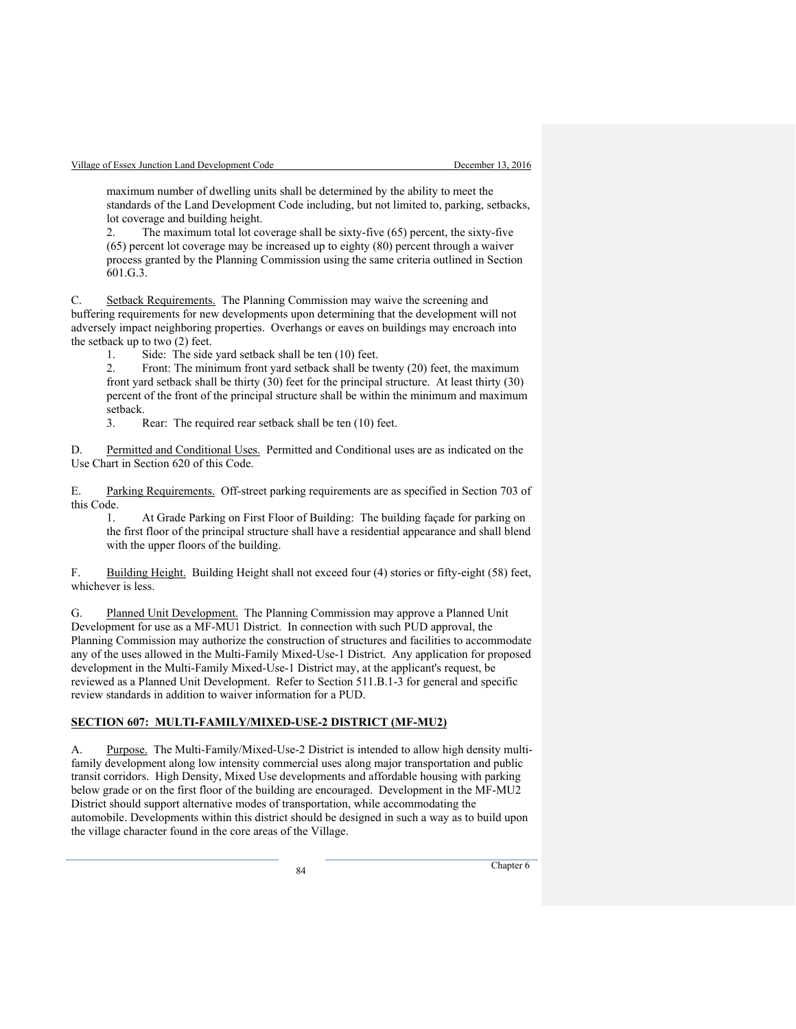maximum number of dwelling units shall be determined by the ability to meet the standards of the Land Development Code including, but not limited to, parking, setbacks, lot coverage and building height.

2. The maximum total lot coverage shall be sixty-five (65) percent, the sixty-five (65) percent lot coverage may be increased up to eighty (80) percent through a waiver process granted by the Planning Commission using the same criteria outlined in Section 601.G.3.

C. Setback Requirements. The Planning Commission may waive the screening and buffering requirements for new developments upon determining that the development will not adversely impact neighboring properties. Overhangs or eaves on buildings may encroach into the setback up to two (2) feet.

1. Side: The side yard setback shall be ten (10) feet.
2. Front: The minimum front yard setback shall be twenty (20) feet, the maximum front yard setback shall be thirty (30) feet for the principal structure. At least thirty (30) percent of the front of the principal structure shall be within the minimum and maximum setback.
3. Rear: The required rear setback shall be ten (10) feet.

D. Permitted and Conditional Uses. Permitted and Conditional uses are as indicated on the Use Chart in Section 620 of this Code.

E. Parking Requirements. Off-street parking requirements are as specified in Section 703 of this Code.

1. At Grade Parking on First Floor of Building: The building façade for parking on the first floor of the principal structure shall have a residential appearance and shall blend with the upper floors of the building.

F. Building Height. Building Height shall not exceed four (4) stories or fifty-eight (58) feet, whichever is less.

G. Planned Unit Development. The Planning Commission may approve a Planned Unit Development for use as a MF-MU1 District. In connection with such PUD approval, the Planning Commission may authorize the construction of structures and facilities to accommodate any of the uses allowed in the Multi-Family Mixed-Use-1 District. Any application for proposed development in the Multi-Family Mixed-Use-1 District may, at the applicant's request, be reviewed as a Planned Unit Development. Refer to Section 511.B.1-3 for general and specific review standards in addition to waiver information for a PUD.

## SECTION 607: MULTI-FAMILY/MIXED-USE-2 DISTRICT (MF-MU2)

A. Purpose. The Multi-Family/Mixed-Use-2 District is intended to allow high density multi-family development along low intensity commercial uses along major transportation and public transit corridors. High Density, Mixed Use developments and affordable housing with parking below grade or on the first floor of the building are encouraged. Development in the MF-MU2 District should support alternative modes of transportation, while accommodating the automobile. Developments within this district should be designed in such a way as to build upon the village character found in the core areas of the Village.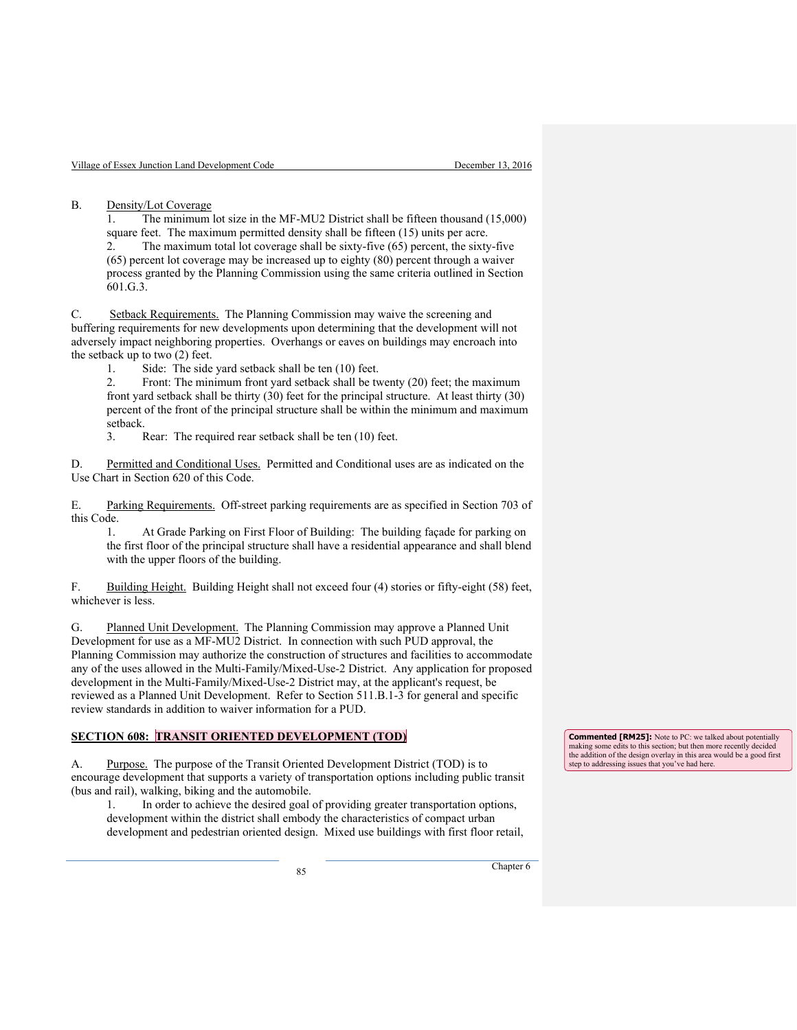B. Density/Lot Coverage

1. The minimum lot size in the MF-MU2 District shall be fifteen thousand (15,000) square feet. The maximum permitted density shall be fifteen (15) units per acre.
2. The maximum total lot coverage shall be sixty-five (65) percent, the sixty-five (65) percent lot coverage may be increased up to eighty (80) percent through a waiver process granted by the Planning Commission using the same criteria outlined in Section 601.G.3.

C. Setback Requirements. The Planning Commission may waive the screening and buffering requirements for new developments upon determining that the development will not adversely impact neighboring properties. Overhangs or eaves on buildings may encroach into the setback up to two (2) feet.

1. Side: The side yard setback shall be ten (10) feet.
2. Front: The minimum front yard setback shall be twenty (20) feet; the maximum front yard setback shall be thirty (30) feet for the principal structure. At least thirty (30) percent of the front of the principal structure shall be within the minimum and maximum setback.
3. Rear: The required rear setback shall be ten (10) feet.

D. Permitted and Conditional Uses. Permitted and Conditional uses are as indicated on the Use Chart in Section 620 of this Code.

E. Parking Requirements. Off-street parking requirements are as specified in Section 703 of this Code.

1. At Grade Parking on First Floor of Building: The building façade for parking on the first floor of the principal structure shall have a residential appearance and shall blend with the upper floors of the building.

F. Building Height. Building Height shall not exceed four (4) stories or fifty-eight (58) feet, whichever is less.

G. Planned Unit Development. The Planning Commission may approve a Planned Unit Development for use as a MF-MU2 District. In connection with such PUD approval, the Planning Commission may authorize the construction of structures and facilities to accommodate any of the uses allowed in the Multi-Family/Mixed-Use-2 District. Any application for proposed development in the Multi-Family/Mixed-Use-2 District may, at the applicant's request, be reviewed as a Planned Unit Development. Refer to Section 511.B.1-3 for general and specific review standards in addition to waiver information for a PUD.

## SECTION 608: TRANSIT ORIENTED DEVELOPMENT (TOD)

> **Commented [RM25]:** Note to PC: we talked about potentially making some edits to this section; but then more recently decided the addition of the design overlay in this area would be a good first step to addressing issues that you've had here.

A. Purpose. The purpose of the Transit Oriented Development District (TOD) is to encourage development that supports a variety of transportation options including public transit (bus and rail), walking, biking and the automobile.

1. In order to achieve the desired goal of providing greater transportation options, development within the district shall embody the characteristics of compact urban development and pedestrian oriented design. Mixed use buildings with first floor retail,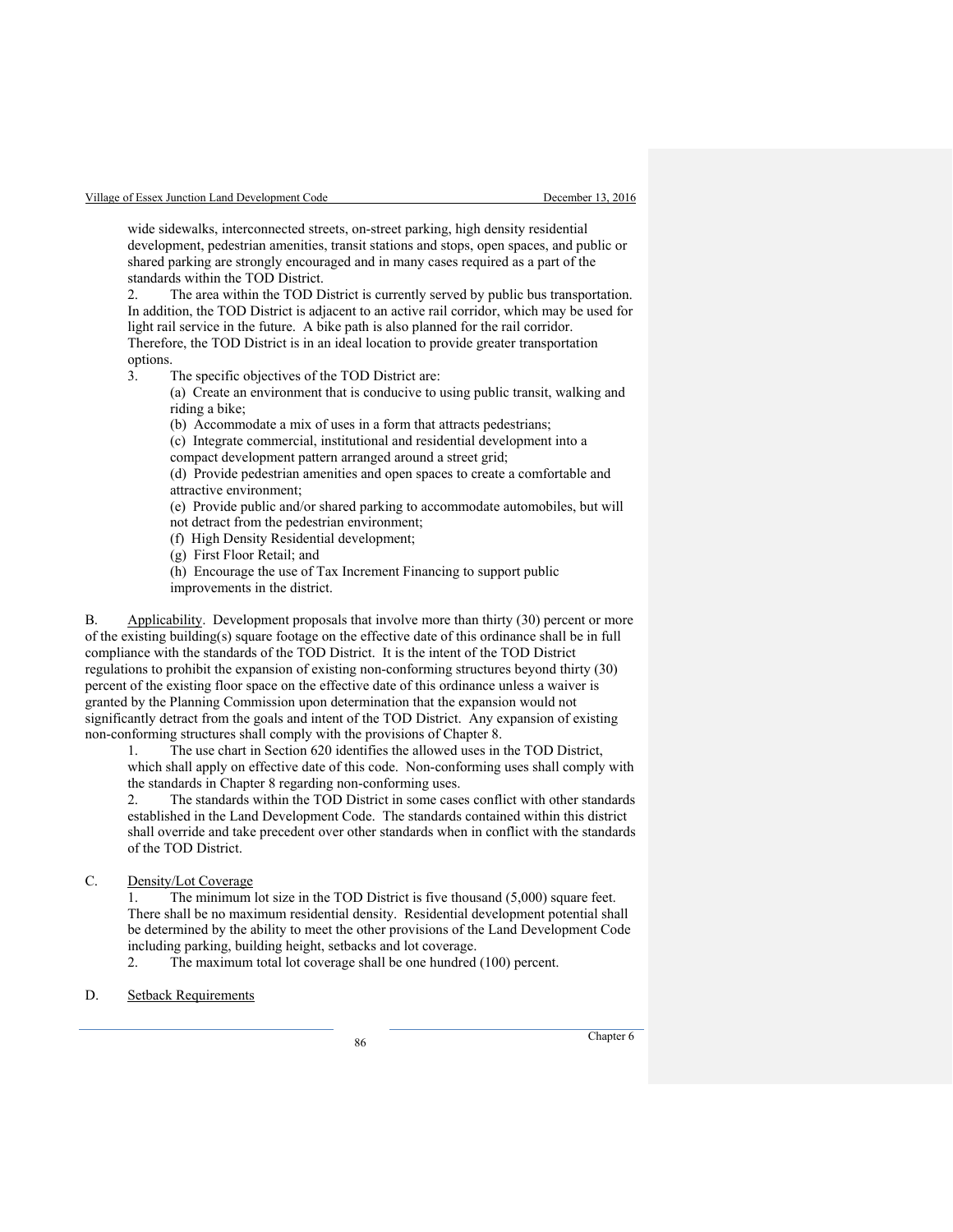wide sidewalks, interconnected streets, on-street parking, high density residential development, pedestrian amenities, transit stations and stops, open spaces, and public or shared parking are strongly encouraged and in many cases required as a part of the standards within the TOD District.

2. The area within the TOD District is currently served by public bus transportation. In addition, the TOD District is adjacent to an active rail corridor, which may be used for light rail service in the future. A bike path is also planned for the rail corridor. Therefore, the TOD District is in an ideal location to provide greater transportation options.

3. The specific objectives of the TOD District are:

   (a) Create an environment that is conducive to using public transit, walking and riding a bike;

   (b) Accommodate a mix of uses in a form that attracts pedestrians;

   (c) Integrate commercial, institutional and residential development into a compact development pattern arranged around a street grid;

   (d) Provide pedestrian amenities and open spaces to create a comfortable and attractive environment;

   (e) Provide public and/or shared parking to accommodate automobiles, but will not detract from the pedestrian environment;

   (f) High Density Residential development;

   (g) First Floor Retail; and

   (h) Encourage the use of Tax Increment Financing to support public improvements in the district.

B. Applicability. Development proposals that involve more than thirty (30) percent or more of the existing building(s) square footage on the effective date of this ordinance shall be in full compliance with the standards of the TOD District. It is the intent of the TOD District regulations to prohibit the expansion of existing non-conforming structures beyond thirty (30) percent of the existing floor space on the effective date of this ordinance unless a waiver is granted by the Planning Commission upon determination that the expansion would not significantly detract from the goals and intent of the TOD District. Any expansion of existing non-conforming structures shall comply with the provisions of Chapter 8.

1. The use chart in Section 620 identifies the allowed uses in the TOD District, which shall apply on effective date of this code. Non-conforming uses shall comply with the standards in Chapter 8 regarding non-conforming uses.

2. The standards within the TOD District in some cases conflict with other standards established in the Land Development Code. The standards contained within this district shall override and take precedent over other standards when in conflict with the standards of the TOD District.

C. Density/Lot Coverage

1. The minimum lot size in the TOD District is five thousand (5,000) square feet. There shall be no maximum residential density. Residential development potential shall be determined by the ability to meet the other provisions of the Land Development Code including parking, building height, setbacks and lot coverage.

2. The maximum total lot coverage shall be one hundred (100) percent.

D. Setback Requirements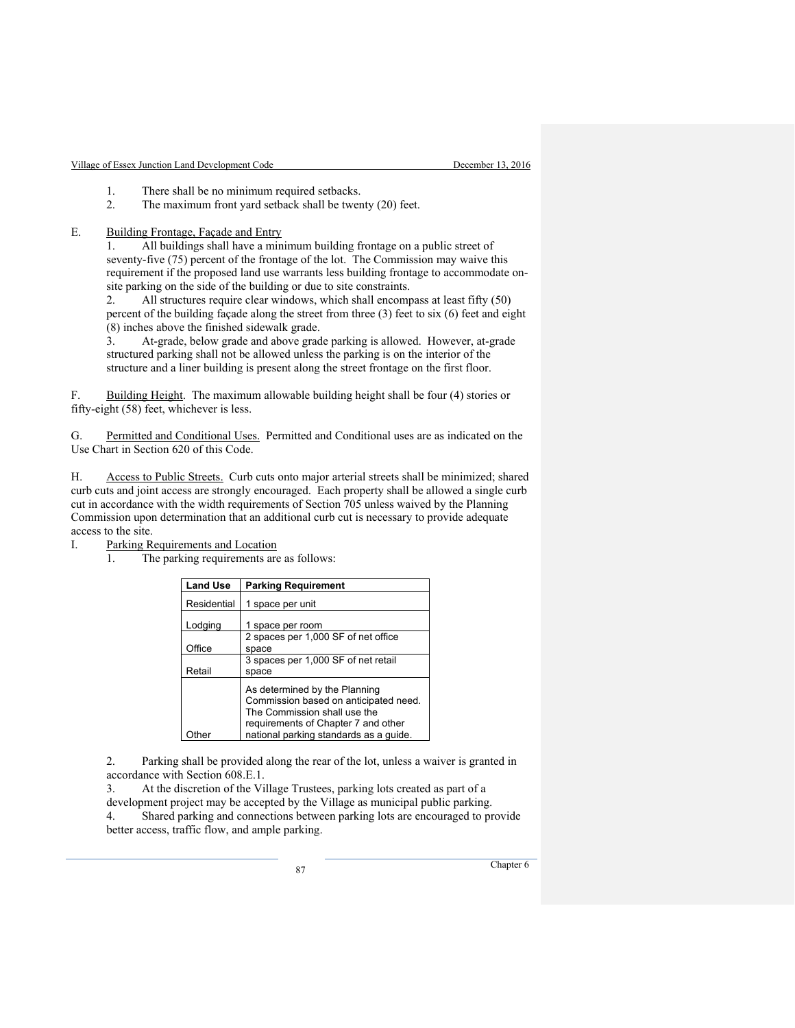1. There shall be no minimum required setbacks.
2. The maximum front yard setback shall be twenty (20) feet.

E. Building Frontage, Façade and Entry

1. All buildings shall have a minimum building frontage on a public street of seventy-five (75) percent of the frontage of the lot. The Commission may waive this requirement if the proposed land use warrants less building frontage to accommodate on-site parking on the side of the building or due to site constraints.
2. All structures require clear windows, which shall encompass at least fifty (50) percent of the building façade along the street from three (3) feet to six (6) feet and eight (8) inches above the finished sidewalk grade.
3. At-grade, below grade and above grade parking is allowed. However, at-grade structured parking shall not be allowed unless the parking is on the interior of the structure and a liner building is present along the street frontage on the first floor.

F. Building Height. The maximum allowable building height shall be four (4) stories or fifty-eight (58) feet, whichever is less.

G. Permitted and Conditional Uses. Permitted and Conditional uses are as indicated on the Use Chart in Section 620 of this Code.

H. Access to Public Streets. Curb cuts onto major arterial streets shall be minimized; shared curb cuts and joint access are strongly encouraged. Each property shall be allowed a single curb cut in accordance with the width requirements of Section 705 unless waived by the Planning Commission upon determination that an additional curb cut is necessary to provide adequate access to the site.

I. Parking Requirements and Location

1. The parking requirements are as follows:

| Land Use | Parking Requirement |
|---|---|
| Residential | 1 space per unit |
| Lodging | 1 space per room |
| Office | 2 spaces per 1,000 SF of net office space |
| Retail | 3 spaces per 1,000 SF of net retail space |
| Other | As determined by the Planning Commission based on anticipated need. The Commission shall use the requirements of Chapter 7 and other national parking standards as a guide. |

2. Parking shall be provided along the rear of the lot, unless a waiver is granted in accordance with Section 608.E.1.
3. At the discretion of the Village Trustees, parking lots created as part of a development project may be accepted by the Village as municipal public parking.
4. Shared parking and connections between parking lots are encouraged to provide better access, traffic flow, and ample parking.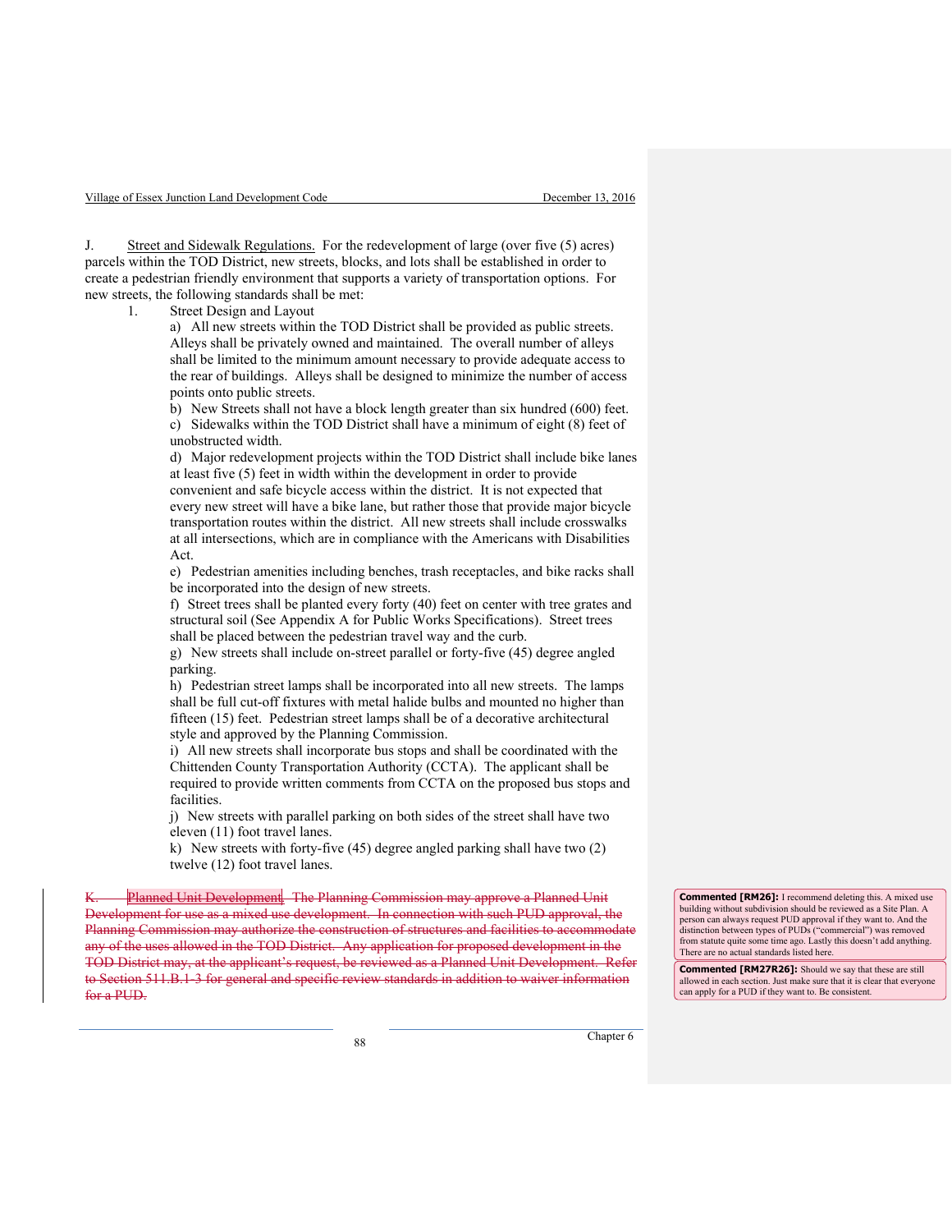J. Street and Sidewalk Regulations. For the redevelopment of large (over five (5) acres) parcels within the TOD District, new streets, blocks, and lots shall be established in order to create a pedestrian friendly environment that supports a variety of transportation options. For new streets, the following standards shall be met:

1. Street Design and Layout

   a) All new streets within the TOD District shall be provided as public streets. Alleys shall be privately owned and maintained. The overall number of alleys shall be limited to the minimum amount necessary to provide adequate access to the rear of buildings. Alleys shall be designed to minimize the number of access points onto public streets.

   b) New Streets shall not have a block length greater than six hundred (600) feet.

   c) Sidewalks within the TOD District shall have a minimum of eight (8) feet of unobstructed width.

   d) Major redevelopment projects within the TOD District shall include bike lanes at least five (5) feet in width within the development in order to provide convenient and safe bicycle access within the district. It is not expected that every new street will have a bike lane, but rather those that provide major bicycle transportation routes within the district. All new streets shall include crosswalks at all intersections, which are in compliance with the Americans with Disabilities Act.

   e) Pedestrian amenities including benches, trash receptacles, and bike racks shall be incorporated into the design of new streets.

   f) Street trees shall be planted every forty (40) feet on center with tree grates and structural soil (See Appendix A for Public Works Specifications). Street trees shall be placed between the pedestrian travel way and the curb.

   g) New streets shall include on-street parallel or forty-five (45) degree angled parking.

   h) Pedestrian street lamps shall be incorporated into all new streets. The lamps shall be full cut-off fixtures with metal halide bulbs and mounted no higher than fifteen (15) feet. Pedestrian street lamps shall be of a decorative architectural style and approved by the Planning Commission.

   i) All new streets shall incorporate bus stops and shall be coordinated with the Chittenden County Transportation Authority (CCTA). The applicant shall be required to provide written comments from CCTA on the proposed bus stops and facilities.

   j) New streets with parallel parking on both sides of the street shall have two eleven (11) foot travel lanes.

   k) New streets with forty-five (45) degree angled parking shall have two (2) twelve (12) foot travel lanes.

~~K. Planned Unit Development. The Planning Commission may approve a Planned Unit Development for use as a mixed use development. In connection with such PUD approval, the Planning Commission may authorize the construction of structures and facilities to accommodate any of the uses allowed in the TOD District. Any application for proposed development in the TOD District may, at the applicant's request, be reviewed as a Planned Unit Development. Refer to Section 511.B.1-3 for general and specific review standards in addition to waiver information for a PUD.~~

**Commented [RM26]:** I recommend deleting this. A mixed use building without subdivision should be reviewed as a Site Plan. A person can always request PUD approval if they want to. And the distinction between types of PUDs ("commercial") was removed from statute quite some time ago. Lastly this doesn't add anything. There are no actual standards listed here.

**Commented [RM27R26]:** Should we say that these are still allowed in each section. Just make sure that it is clear that everyone can apply for a PUD if they want to. Be consistent.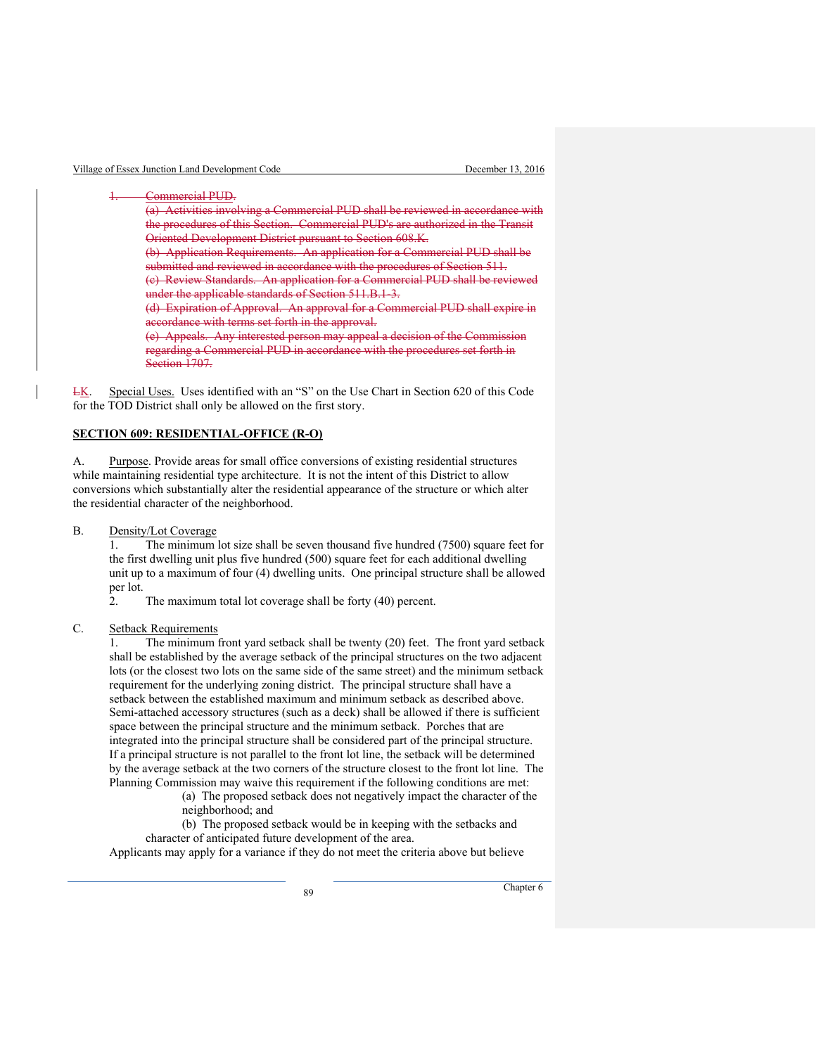~~1. Commercial PUD.~~

~~(a) Activities involving a Commercial PUD shall be reviewed in accordance with the procedures of this Section. Commercial PUD's are authorized in the Transit Oriented Development District pursuant to Section 608.K.~~

~~(b) Application Requirements. An application for a Commercial PUD shall be submitted and reviewed in accordance with the procedures of Section 511.~~

~~(c) Review Standards. An application for a Commercial PUD shall be reviewed under the applicable standards of Section 511.B.1-3.~~

~~(d) Expiration of Approval. An approval for a Commercial PUD shall expire in accordance with terms set forth in the approval.~~

~~(e) Appeals. Any interested person may appeal a decision of the Commission regarding a Commercial PUD in accordance with the procedures set forth in Section 1707.~~

~~L~~K. Special Uses. Uses identified with an "S" on the Use Chart in Section 620 of this Code for the TOD District shall only be allowed on the first story.

## SECTION 609: RESIDENTIAL-OFFICE (R-O)

A. Purpose. Provide areas for small office conversions of existing residential structures while maintaining residential type architecture. It is not the intent of this District to allow conversions which substantially alter the residential appearance of the structure or which alter the residential character of the neighborhood.

B. Density/Lot Coverage

1. The minimum lot size shall be seven thousand five hundred (7500) square feet for the first dwelling unit plus five hundred (500) square feet for each additional dwelling unit up to a maximum of four (4) dwelling units. One principal structure shall be allowed per lot.
2. The maximum total lot coverage shall be forty (40) percent.

C. Setback Requirements

1. The minimum front yard setback shall be twenty (20) feet. The front yard setback shall be established by the average setback of the principal structures on the two adjacent lots (or the closest two lots on the same side of the same street) and the minimum setback requirement for the underlying zoning district. The principal structure shall have a setback between the established maximum and minimum setback as described above. Semi-attached accessory structures (such as a deck) shall be allowed if there is sufficient space between the principal structure and the minimum setback. Porches that are integrated into the principal structure shall be considered part of the principal structure. If a principal structure is not parallel to the front lot line, the setback will be determined by the average setback at the two corners of the structure closest to the front lot line. The Planning Commission may waive this requirement if the following conditions are met:

   (a) The proposed setback does not negatively impact the character of the neighborhood; and

   (b) The proposed setback would be in keeping with the setbacks and character of anticipated future development of the area.

Applicants may apply for a variance if they do not meet the criteria above but believe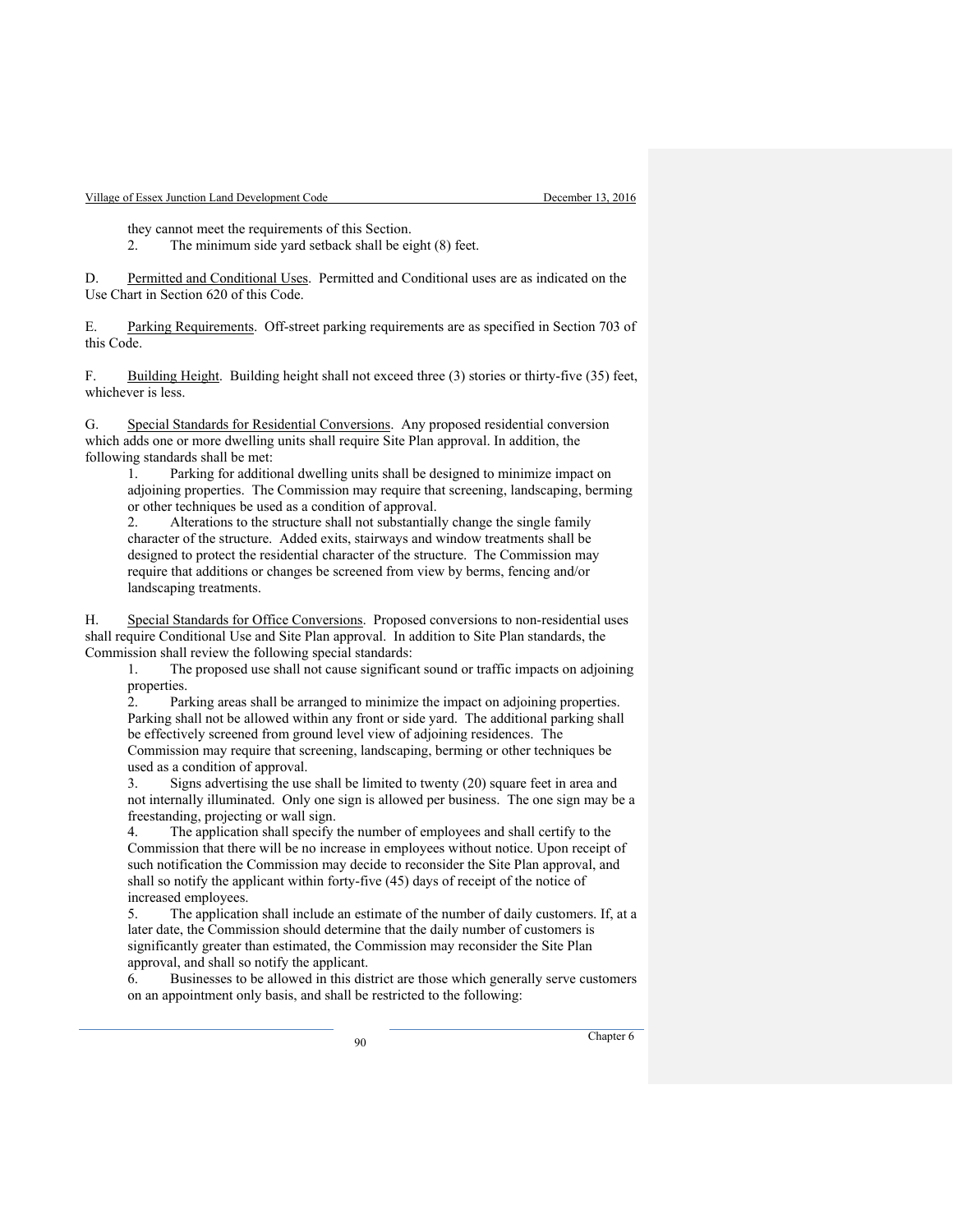they cannot meet the requirements of this Section.

2. The minimum side yard setback shall be eight (8) feet.

D. Permitted and Conditional Uses. Permitted and Conditional uses are as indicated on the Use Chart in Section 620 of this Code.

E. Parking Requirements. Off-street parking requirements are as specified in Section 703 of this Code.

F. Building Height. Building height shall not exceed three (3) stories or thirty-five (35) feet, whichever is less.

G. Special Standards for Residential Conversions. Any proposed residential conversion which adds one or more dwelling units shall require Site Plan approval. In addition, the following standards shall be met:

1. Parking for additional dwelling units shall be designed to minimize impact on adjoining properties. The Commission may require that screening, landscaping, berming or other techniques be used as a condition of approval.
2. Alterations to the structure shall not substantially change the single family character of the structure. Added exits, stairways and window treatments shall be designed to protect the residential character of the structure. The Commission may require that additions or changes be screened from view by berms, fencing and/or landscaping treatments.

H. Special Standards for Office Conversions. Proposed conversions to non-residential uses shall require Conditional Use and Site Plan approval. In addition to Site Plan standards, the Commission shall review the following special standards:

1. The proposed use shall not cause significant sound or traffic impacts on adjoining properties.
2. Parking areas shall be arranged to minimize the impact on adjoining properties. Parking shall not be allowed within any front or side yard. The additional parking shall be effectively screened from ground level view of adjoining residences. The Commission may require that screening, landscaping, berming or other techniques be used as a condition of approval.
3. Signs advertising the use shall be limited to twenty (20) square feet in area and not internally illuminated. Only one sign is allowed per business. The one sign may be a freestanding, projecting or wall sign.
4. The application shall specify the number of employees and shall certify to the Commission that there will be no increase in employees without notice. Upon receipt of such notification the Commission may decide to reconsider the Site Plan approval, and shall so notify the applicant within forty-five (45) days of receipt of the notice of increased employees.
5. The application shall include an estimate of the number of daily customers. If, at a later date, the Commission should determine that the daily number of customers is significantly greater than estimated, the Commission may reconsider the Site Plan approval, and shall so notify the applicant.
6. Businesses to be allowed in this district are those which generally serve customers on an appointment only basis, and shall be restricted to the following: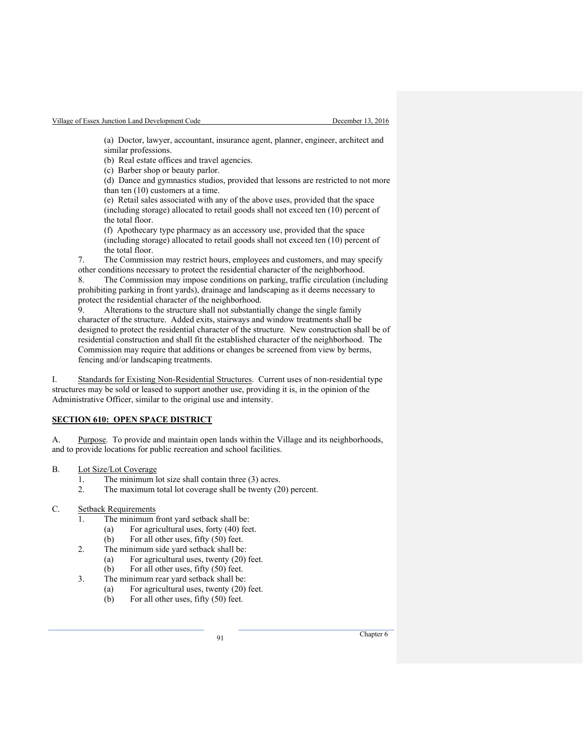(a) Doctor, lawyer, accountant, insurance agent, planner, engineer, architect and similar professions.
(b) Real estate offices and travel agencies.
(c) Barber shop or beauty parlor.
(d) Dance and gymnastics studios, provided that lessons are restricted to not more than ten (10) customers at a time.
(e) Retail sales associated with any of the above uses, provided that the space (including storage) allocated to retail goods shall not exceed ten (10) percent of the total floor.
(f) Apothecary type pharmacy as an accessory use, provided that the space (including storage) allocated to retail goods shall not exceed ten (10) percent of the total floor.

7. The Commission may restrict hours, employees and customers, and may specify other conditions necessary to protect the residential character of the neighborhood.
8. The Commission may impose conditions on parking, traffic circulation (including prohibiting parking in front yards), drainage and landscaping as it deems necessary to protect the residential character of the neighborhood.
9. Alterations to the structure shall not substantially change the single family character of the structure. Added exits, stairways and window treatments shall be designed to protect the residential character of the structure. New construction shall be of residential construction and shall fit the established character of the neighborhood. The Commission may require that additions or changes be screened from view by berms, fencing and/or landscaping treatments.

I. Standards for Existing Non-Residential Structures. Current uses of non-residential type structures may be sold or leased to support another use, providing it is, in the opinion of the Administrative Officer, similar to the original use and intensity.

## SECTION 610: OPEN SPACE DISTRICT

A. Purpose. To provide and maintain open lands within the Village and its neighborhoods, and to provide locations for public recreation and school facilities.

B. Lot Size/Lot Coverage
1. The minimum lot size shall contain three (3) acres.
2. The maximum total lot coverage shall be twenty (20) percent.

C. Setback Requirements
1. The minimum front yard setback shall be:
   (a) For agricultural uses, forty (40) feet.
   (b) For all other uses, fifty (50) feet.
2. The minimum side yard setback shall be:
   (a) For agricultural uses, twenty (20) feet.
   (b) For all other uses, fifty (50) feet.
3. The minimum rear yard setback shall be:
   (a) For agricultural uses, twenty (20) feet.
   (b) For all other uses, fifty (50) feet.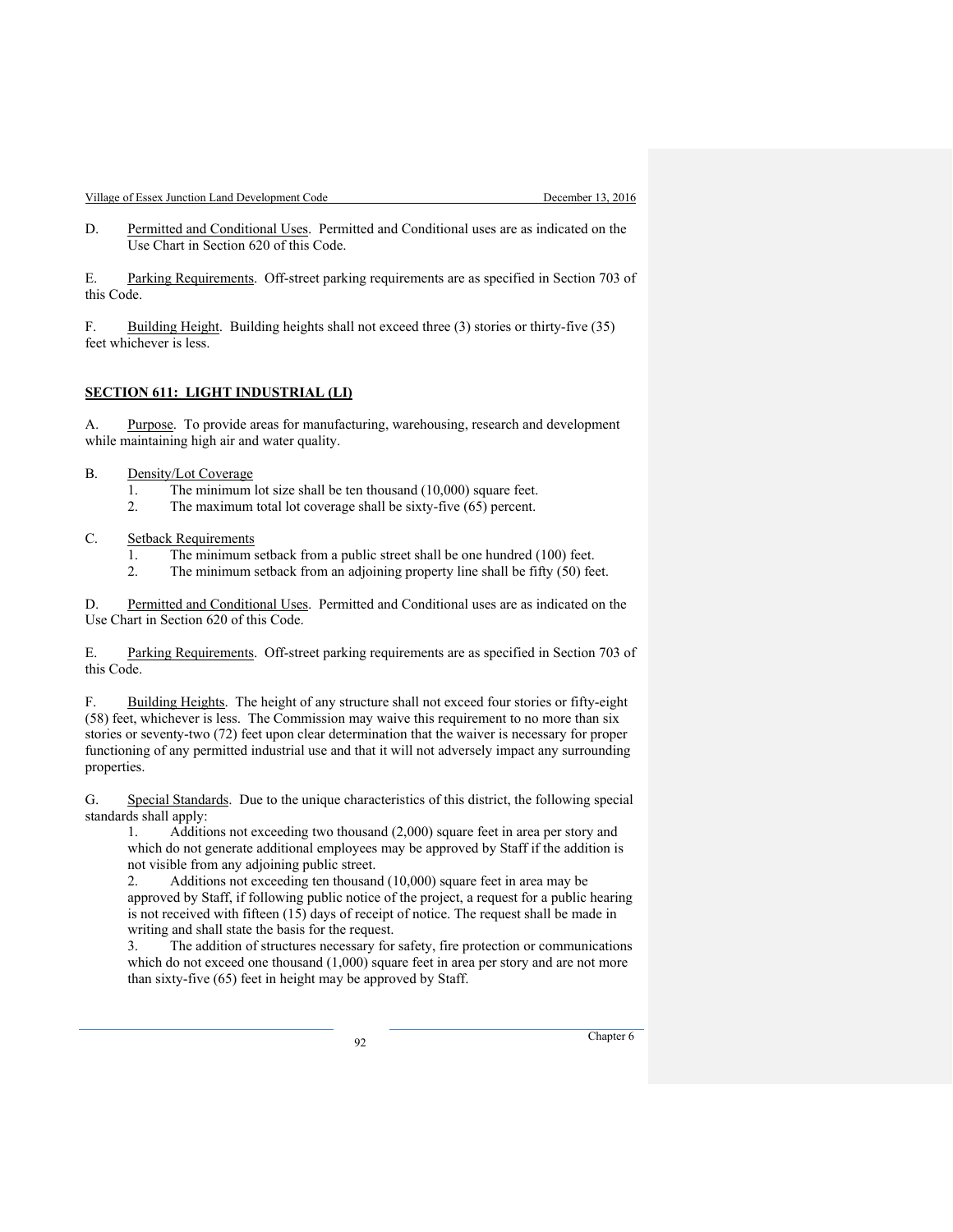D. Permitted and Conditional Uses. Permitted and Conditional uses are as indicated on the Use Chart in Section 620 of this Code.

E. Parking Requirements. Off-street parking requirements are as specified in Section 703 of this Code.

F. Building Height. Building heights shall not exceed three (3) stories or thirty-five (35) feet whichever is less.

## SECTION 611: LIGHT INDUSTRIAL (LI)

A. Purpose. To provide areas for manufacturing, warehousing, research and development while maintaining high air and water quality.

B. Density/Lot Coverage

1. The minimum lot size shall be ten thousand (10,000) square feet.
2. The maximum total lot coverage shall be sixty-five (65) percent.

C. Setback Requirements

1. The minimum setback from a public street shall be one hundred (100) feet.
2. The minimum setback from an adjoining property line shall be fifty (50) feet.

D. Permitted and Conditional Uses. Permitted and Conditional uses are as indicated on the Use Chart in Section 620 of this Code.

E. Parking Requirements. Off-street parking requirements are as specified in Section 703 of this Code.

F. Building Heights. The height of any structure shall not exceed four stories or fifty-eight (58) feet, whichever is less. The Commission may waive this requirement to no more than six stories or seventy-two (72) feet upon clear determination that the waiver is necessary for proper functioning of any permitted industrial use and that it will not adversely impact any surrounding properties.

G. Special Standards. Due to the unique characteristics of this district, the following special standards shall apply:

1. Additions not exceeding two thousand (2,000) square feet in area per story and which do not generate additional employees may be approved by Staff if the addition is not visible from any adjoining public street.
2. Additions not exceeding ten thousand (10,000) square feet in area may be approved by Staff, if following public notice of the project, a request for a public hearing is not received with fifteen (15) days of receipt of notice. The request shall be made in writing and shall state the basis for the request.
3. The addition of structures necessary for safety, fire protection or communications which do not exceed one thousand (1,000) square feet in area per story and are not more than sixty-five (65) feet in height may be approved by Staff.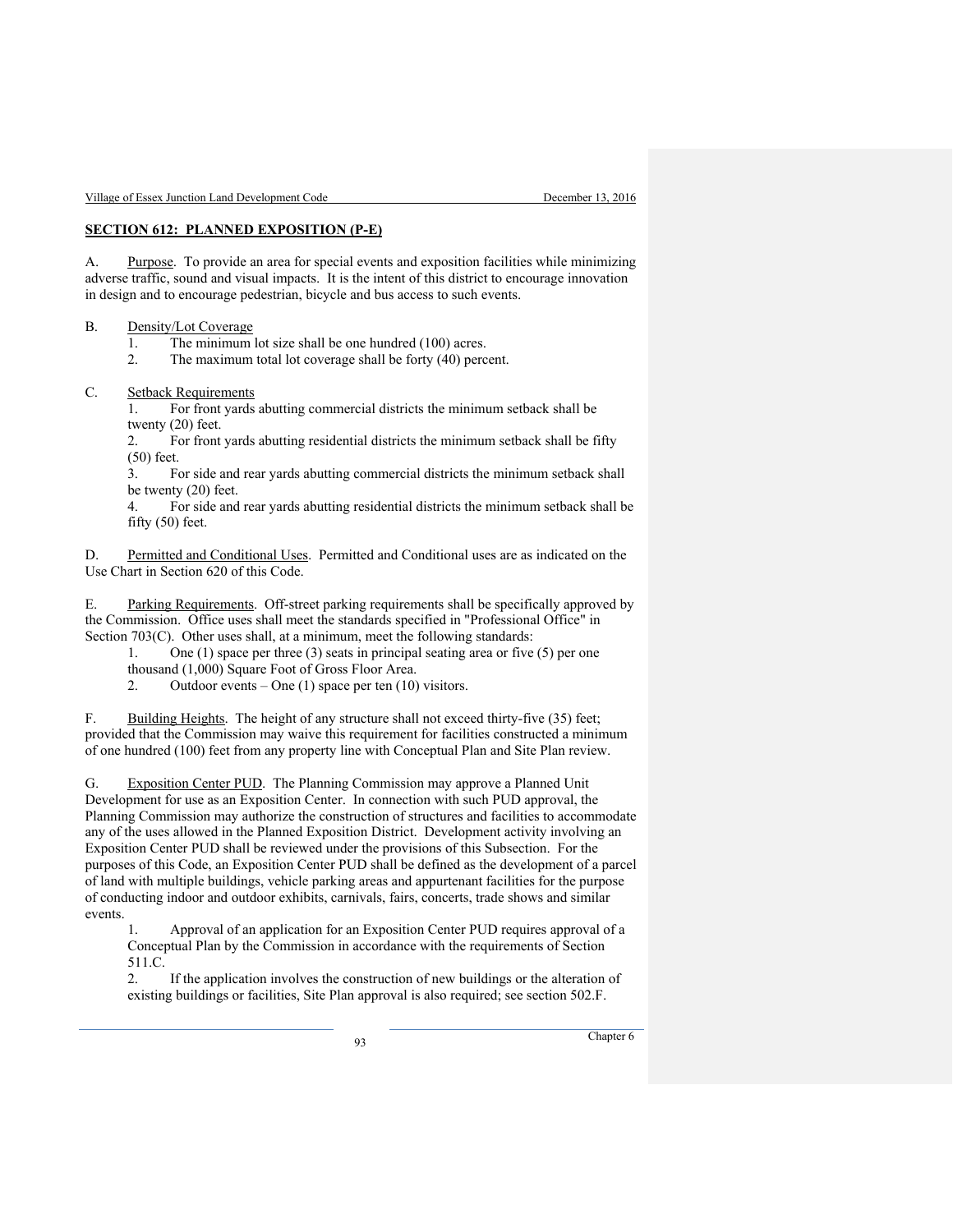## SECTION 612: PLANNED EXPOSITION (P-E)

A. Purpose. To provide an area for special events and exposition facilities while minimizing adverse traffic, sound and visual impacts. It is the intent of this district to encourage innovation in design and to encourage pedestrian, bicycle and bus access to such events.

B. Density/Lot Coverage

1. The minimum lot size shall be one hundred (100) acres.
2. The maximum total lot coverage shall be forty (40) percent.

C. Setback Requirements

1. For front yards abutting commercial districts the minimum setback shall be twenty (20) feet.
2. For front yards abutting residential districts the minimum setback shall be fifty (50) feet.
3. For side and rear yards abutting commercial districts the minimum setback shall be twenty (20) feet.
4. For side and rear yards abutting residential districts the minimum setback shall be fifty (50) feet.

D. Permitted and Conditional Uses. Permitted and Conditional uses are as indicated on the Use Chart in Section 620 of this Code.

E. Parking Requirements. Off-street parking requirements shall be specifically approved by the Commission. Office uses shall meet the standards specified in "Professional Office" in Section 703(C). Other uses shall, at a minimum, meet the following standards:

1. One (1) space per three (3) seats in principal seating area or five (5) per one thousand (1,000) Square Foot of Gross Floor Area.
2. Outdoor events – One (1) space per ten (10) visitors.

F. Building Heights. The height of any structure shall not exceed thirty-five (35) feet; provided that the Commission may waive this requirement for facilities constructed a minimum of one hundred (100) feet from any property line with Conceptual Plan and Site Plan review.

G. Exposition Center PUD. The Planning Commission may approve a Planned Unit Development for use as an Exposition Center. In connection with such PUD approval, the Planning Commission may authorize the construction of structures and facilities to accommodate any of the uses allowed in the Planned Exposition District. Development activity involving an Exposition Center PUD shall be reviewed under the provisions of this Subsection. For the purposes of this Code, an Exposition Center PUD shall be defined as the development of a parcel of land with multiple buildings, vehicle parking areas and appurtenant facilities for the purpose of conducting indoor and outdoor exhibits, carnivals, fairs, concerts, trade shows and similar events.

1. Approval of an application for an Exposition Center PUD requires approval of a Conceptual Plan by the Commission in accordance with the requirements of Section 511.C.
2. If the application involves the construction of new buildings or the alteration of existing buildings or facilities, Site Plan approval is also required; see section 502.F.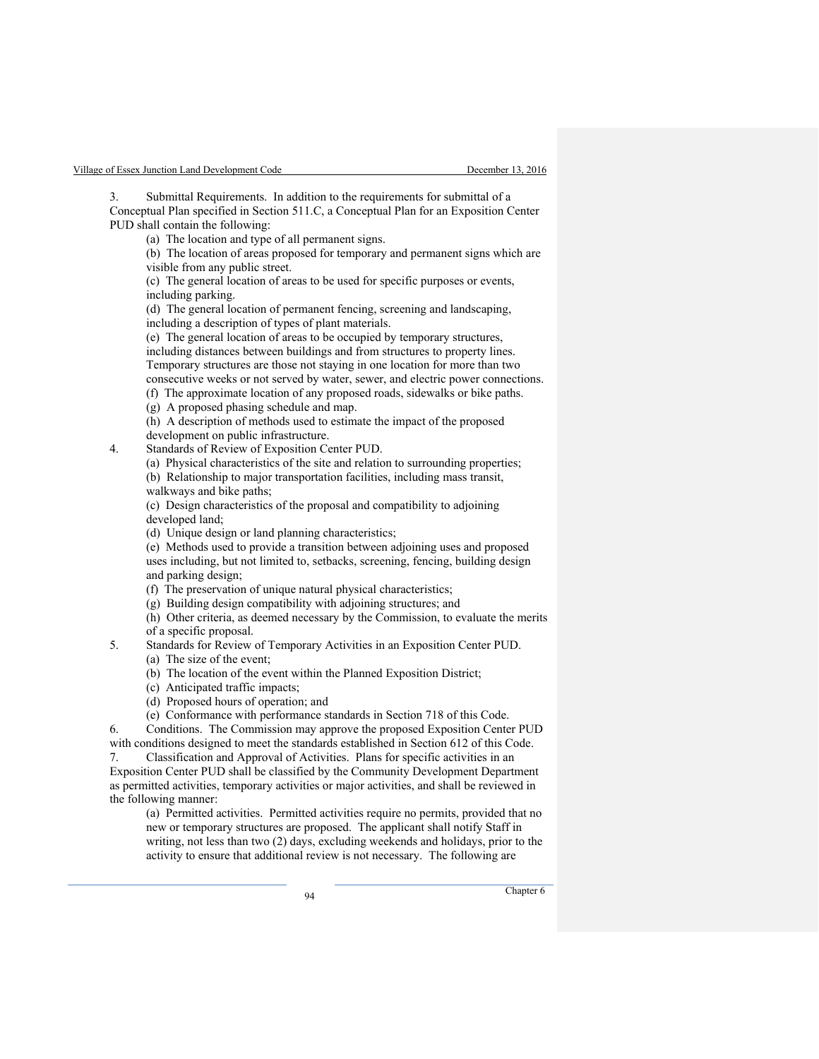3. Submittal Requirements. In addition to the requirements for submittal of a Conceptual Plan specified in Section 511.C, a Conceptual Plan for an Exposition Center PUD shall contain the following:

   (a) The location and type of all permanent signs.
   (b) The location of areas proposed for temporary and permanent signs which are visible from any public street.
   (c) The general location of areas to be used for specific purposes or events, including parking.
   (d) The general location of permanent fencing, screening and landscaping, including a description of types of plant materials.
   (e) The general location of areas to be occupied by temporary structures, including distances between buildings and from structures to property lines. Temporary structures are those not staying in one location for more than two consecutive weeks or not served by water, sewer, and electric power connections.
   (f) The approximate location of any proposed roads, sidewalks or bike paths.
   (g) A proposed phasing schedule and map.
   (h) A description of methods used to estimate the impact of the proposed development on public infrastructure.

4. Standards of Review of Exposition Center PUD.

   (a) Physical characteristics of the site and relation to surrounding properties;
   (b) Relationship to major transportation facilities, including mass transit, walkways and bike paths;
   (c) Design characteristics of the proposal and compatibility to adjoining developed land;
   (d) Unique design or land planning characteristics;
   (e) Methods used to provide a transition between adjoining uses and proposed uses including, but not limited to, setbacks, screening, fencing, building design and parking design;
   (f) The preservation of unique natural physical characteristics;
   (g) Building design compatibility with adjoining structures; and
   (h) Other criteria, as deemed necessary by the Commission, to evaluate the merits of a specific proposal.

5. Standards for Review of Temporary Activities in an Exposition Center PUD.

   (a) The size of the event;
   (b) The location of the event within the Planned Exposition District;
   (c) Anticipated traffic impacts;
   (d) Proposed hours of operation; and
   (e) Conformance with performance standards in Section 718 of this Code.

6. Conditions. The Commission may approve the proposed Exposition Center PUD with conditions designed to meet the standards established in Section 612 of this Code.

7. Classification and Approval of Activities. Plans for specific activities in an Exposition Center PUD shall be classified by the Community Development Department as permitted activities, temporary activities or major activities, and shall be reviewed in the following manner:

   (a) Permitted activities. Permitted activities require no permits, provided that no new or temporary structures are proposed. The applicant shall notify Staff in writing, not less than two (2) days, excluding weekends and holidays, prior to the activity to ensure that additional review is not necessary. The following are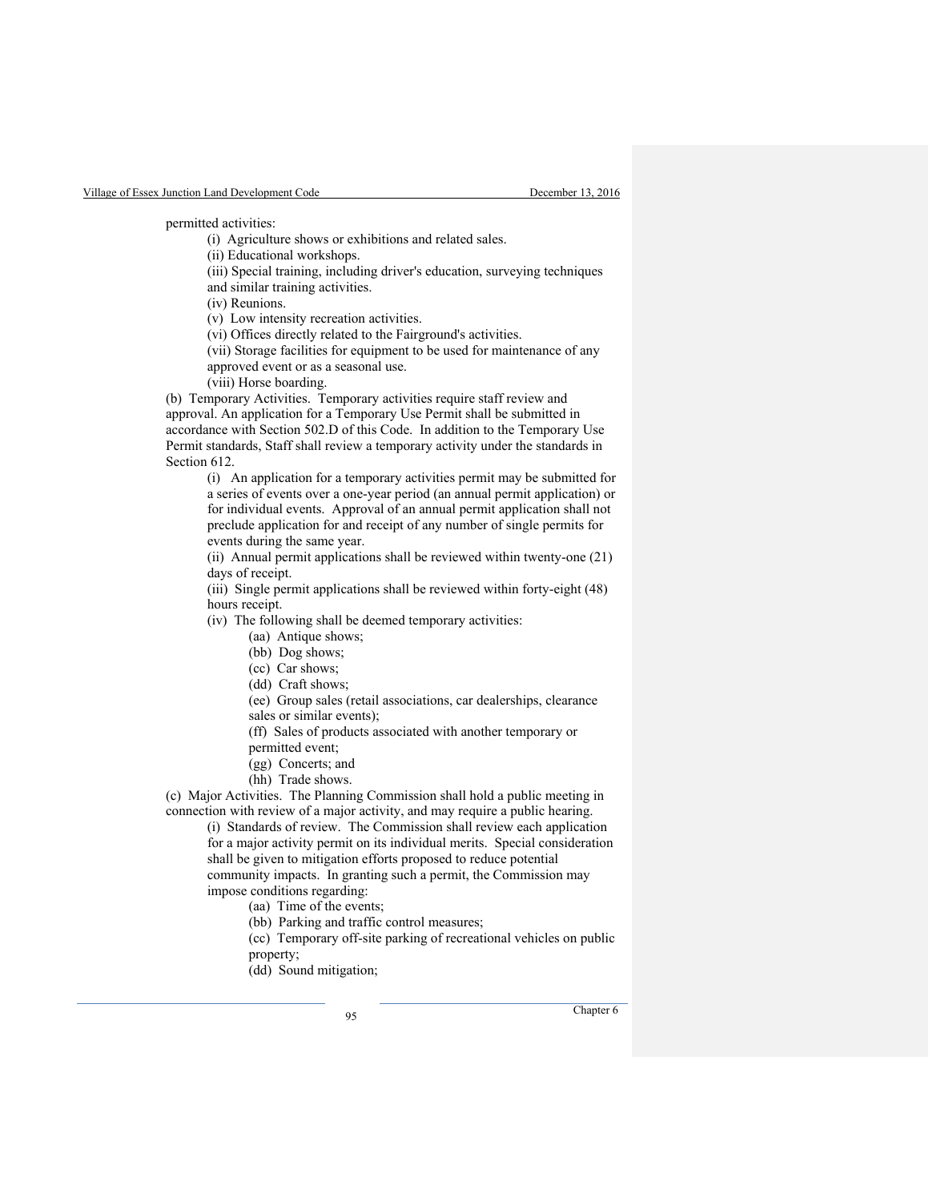permitted activities:

(i) Agriculture shows or exhibitions and related sales.

(ii) Educational workshops.

(iii) Special training, including driver's education, surveying techniques and similar training activities.

(iv) Reunions.

(v) Low intensity recreation activities.

(vi) Offices directly related to the Fairground's activities.

(vii) Storage facilities for equipment to be used for maintenance of any approved event or as a seasonal use.

(viii) Horse boarding.

(b) Temporary Activities. Temporary activities require staff review and approval. An application for a Temporary Use Permit shall be submitted in accordance with Section 502.D of this Code. In addition to the Temporary Use Permit standards, Staff shall review a temporary activity under the standards in Section 612.

(i) An application for a temporary activities permit may be submitted for a series of events over a one-year period (an annual permit application) or for individual events. Approval of an annual permit application shall not preclude application for and receipt of any number of single permits for events during the same year.

(ii) Annual permit applications shall be reviewed within twenty-one (21) days of receipt.

(iii) Single permit applications shall be reviewed within forty-eight (48) hours receipt.

(iv) The following shall be deemed temporary activities:

(aa) Antique shows;

(bb) Dog shows;

(cc) Car shows;

(dd) Craft shows;

(ee) Group sales (retail associations, car dealerships, clearance sales or similar events);

(ff) Sales of products associated with another temporary or permitted event;

(gg) Concerts; and

(hh) Trade shows.

(c) Major Activities. The Planning Commission shall hold a public meeting in connection with review of a major activity, and may require a public hearing.

(i) Standards of review. The Commission shall review each application for a major activity permit on its individual merits. Special consideration shall be given to mitigation efforts proposed to reduce potential community impacts. In granting such a permit, the Commission may impose conditions regarding:

(aa) Time of the events;

(bb) Parking and traffic control measures;

(cc) Temporary off-site parking of recreational vehicles on public property;

(dd) Sound mitigation;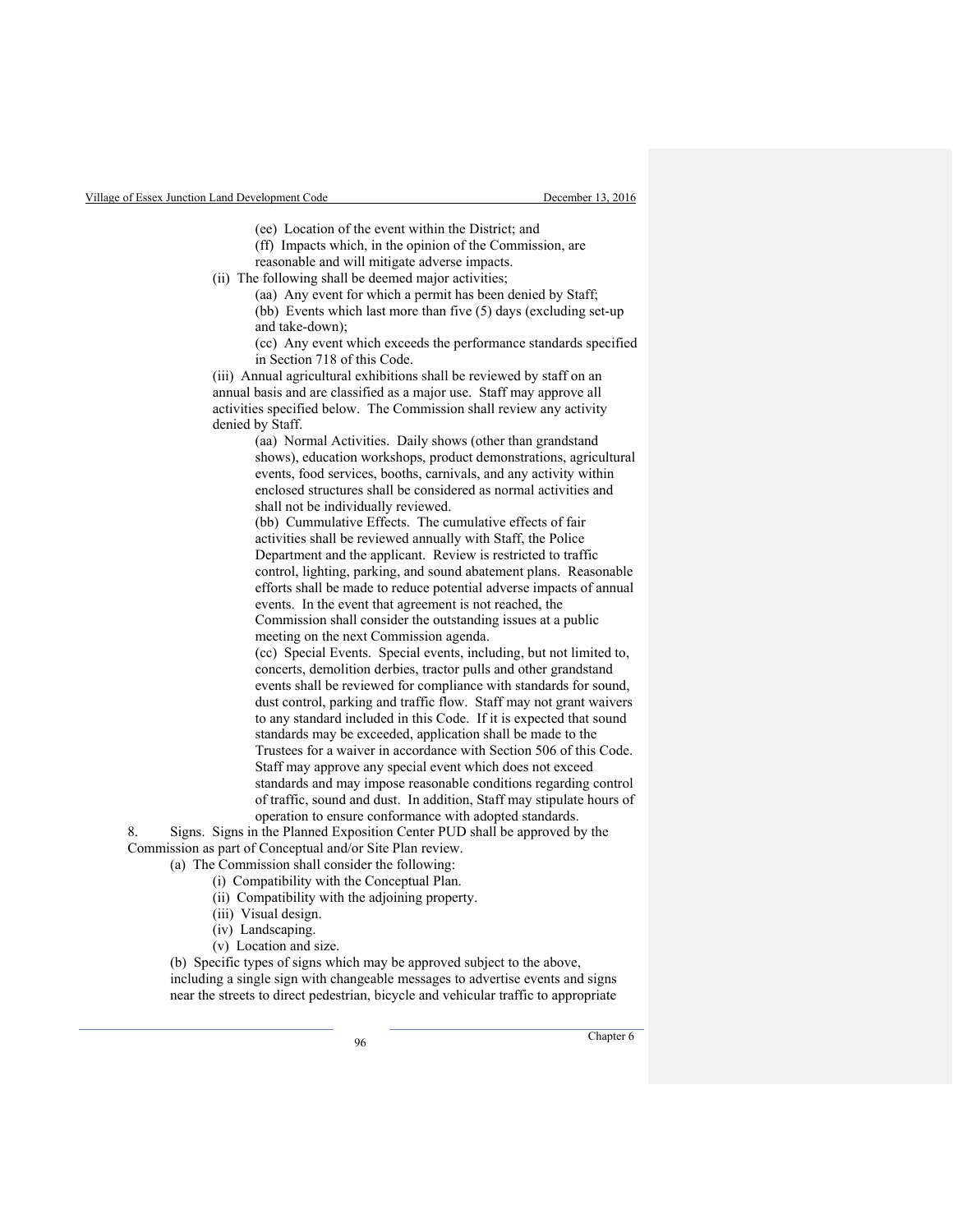(ee) Location of the event within the District; and

(ff) Impacts which, in the opinion of the Commission, are reasonable and will mitigate adverse impacts.

(ii) The following shall be deemed major activities;

(aa) Any event for which a permit has been denied by Staff;

(bb) Events which last more than five (5) days (excluding set-up and take-down);

(cc) Any event which exceeds the performance standards specified in Section 718 of this Code.

(iii) Annual agricultural exhibitions shall be reviewed by staff on an annual basis and are classified as a major use. Staff may approve all activities specified below. The Commission shall review any activity denied by Staff.

(aa) Normal Activities. Daily shows (other than grandstand shows), education workshops, product demonstrations, agricultural events, food services, booths, carnivals, and any activity within enclosed structures shall be considered as normal activities and shall not be individually reviewed.

(bb) Cummulative Effects. The cumulative effects of fair activities shall be reviewed annually with Staff, the Police Department and the applicant. Review is restricted to traffic control, lighting, parking, and sound abatement plans. Reasonable efforts shall be made to reduce potential adverse impacts of annual events. In the event that agreement is not reached, the Commission shall consider the outstanding issues at a public meeting on the next Commission agenda.

(cc) Special Events. Special events, including, but not limited to, concerts, demolition derbies, tractor pulls and other grandstand events shall be reviewed for compliance with standards for sound, dust control, parking and traffic flow. Staff may not grant waivers to any standard included in this Code. If it is expected that sound standards may be exceeded, application shall be made to the Trustees for a waiver in accordance with Section 506 of this Code. Staff may approve any special event which does not exceed standards and may impose reasonable conditions regarding control of traffic, sound and dust. In addition, Staff may stipulate hours of operation to ensure conformance with adopted standards.

8. Signs. Signs in the Planned Exposition Center PUD shall be approved by the Commission as part of Conceptual and/or Site Plan review.

(a) The Commission shall consider the following:

(i) Compatibility with the Conceptual Plan.

(ii) Compatibility with the adjoining property.

(iii) Visual design.

(iv) Landscaping.

(v) Location and size.

(b) Specific types of signs which may be approved subject to the above, including a single sign with changeable messages to advertise events and signs near the streets to direct pedestrian, bicycle and vehicular traffic to appropriate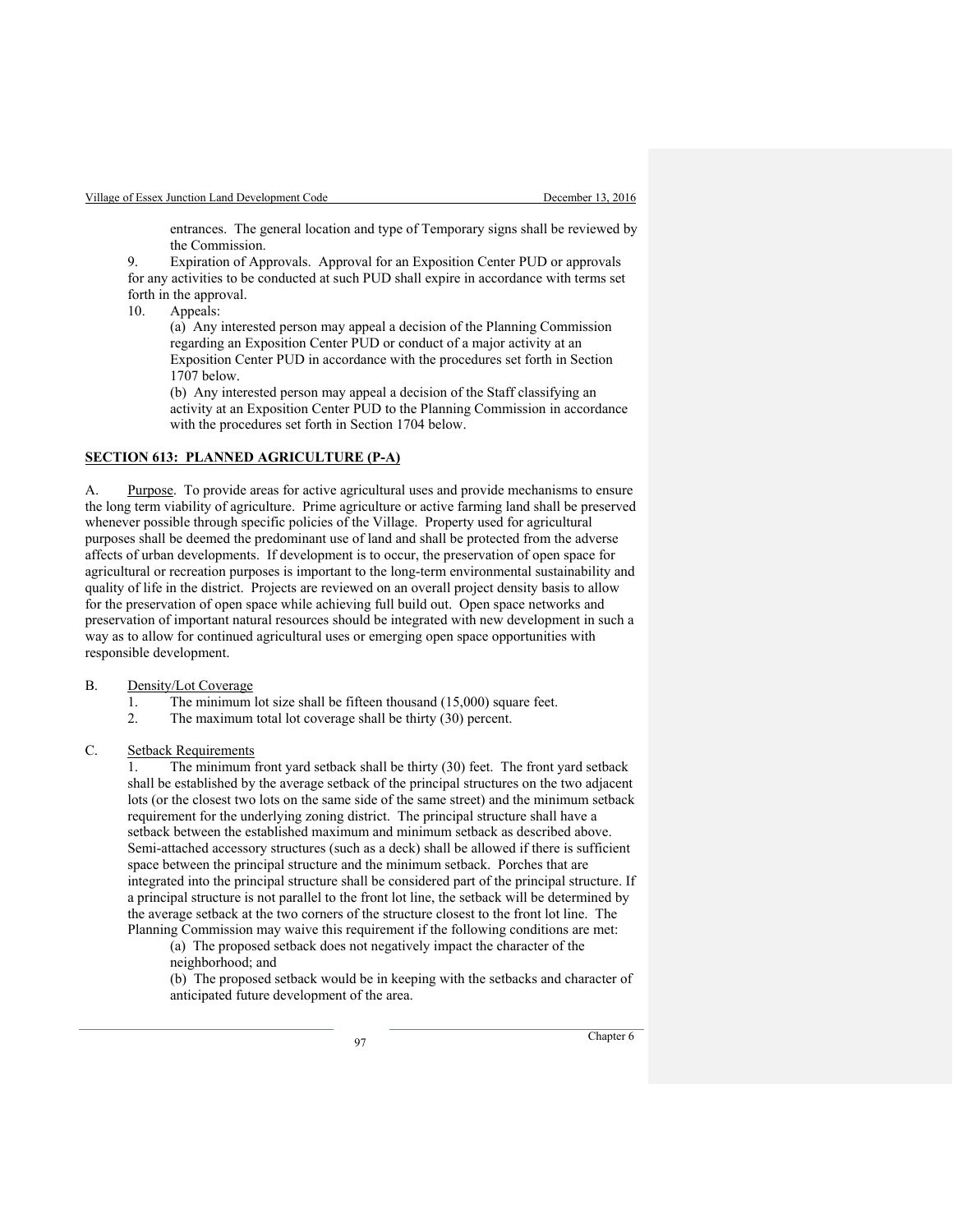entrances. The general location and type of Temporary signs shall be reviewed by the Commission.

9. Expiration of Approvals. Approval for an Exposition Center PUD or approvals for any activities to be conducted at such PUD shall expire in accordance with terms set forth in the approval.

10. Appeals:

(a) Any interested person may appeal a decision of the Planning Commission regarding an Exposition Center PUD or conduct of a major activity at an Exposition Center PUD in accordance with the procedures set forth in Section 1707 below.

(b) Any interested person may appeal a decision of the Staff classifying an activity at an Exposition Center PUD to the Planning Commission in accordance with the procedures set forth in Section 1704 below.

## SECTION 613: PLANNED AGRICULTURE (P-A)

A. Purpose. To provide areas for active agricultural uses and provide mechanisms to ensure the long term viability of agriculture. Prime agriculture or active farming land shall be preserved whenever possible through specific policies of the Village. Property used for agricultural purposes shall be deemed the predominant use of land and shall be protected from the adverse affects of urban developments. If development is to occur, the preservation of open space for agricultural or recreation purposes is important to the long-term environmental sustainability and quality of life in the district. Projects are reviewed on an overall project density basis to allow for the preservation of open space while achieving full build out. Open space networks and preservation of important natural resources should be integrated with new development in such a way as to allow for continued agricultural uses or emerging open space opportunities with responsible development.

B. Density/Lot Coverage

1. The minimum lot size shall be fifteen thousand (15,000) square feet.
2. The maximum total lot coverage shall be thirty (30) percent.

C. Setback Requirements

1. The minimum front yard setback shall be thirty (30) feet. The front yard setback shall be established by the average setback of the principal structures on the two adjacent lots (or the closest two lots on the same side of the same street) and the minimum setback requirement for the underlying zoning district. The principal structure shall have a setback between the established maximum and minimum setback as described above. Semi-attached accessory structures (such as a deck) shall be allowed if there is sufficient space between the principal structure and the minimum setback. Porches that are integrated into the principal structure shall be considered part of the principal structure. If a principal structure is not parallel to the front lot line, the setback will be determined by the average setback at the two corners of the structure closest to the front lot line. The Planning Commission may waive this requirement if the following conditions are met:

(a) The proposed setback does not negatively impact the character of the neighborhood; and

(b) The proposed setback would be in keeping with the setbacks and character of anticipated future development of the area.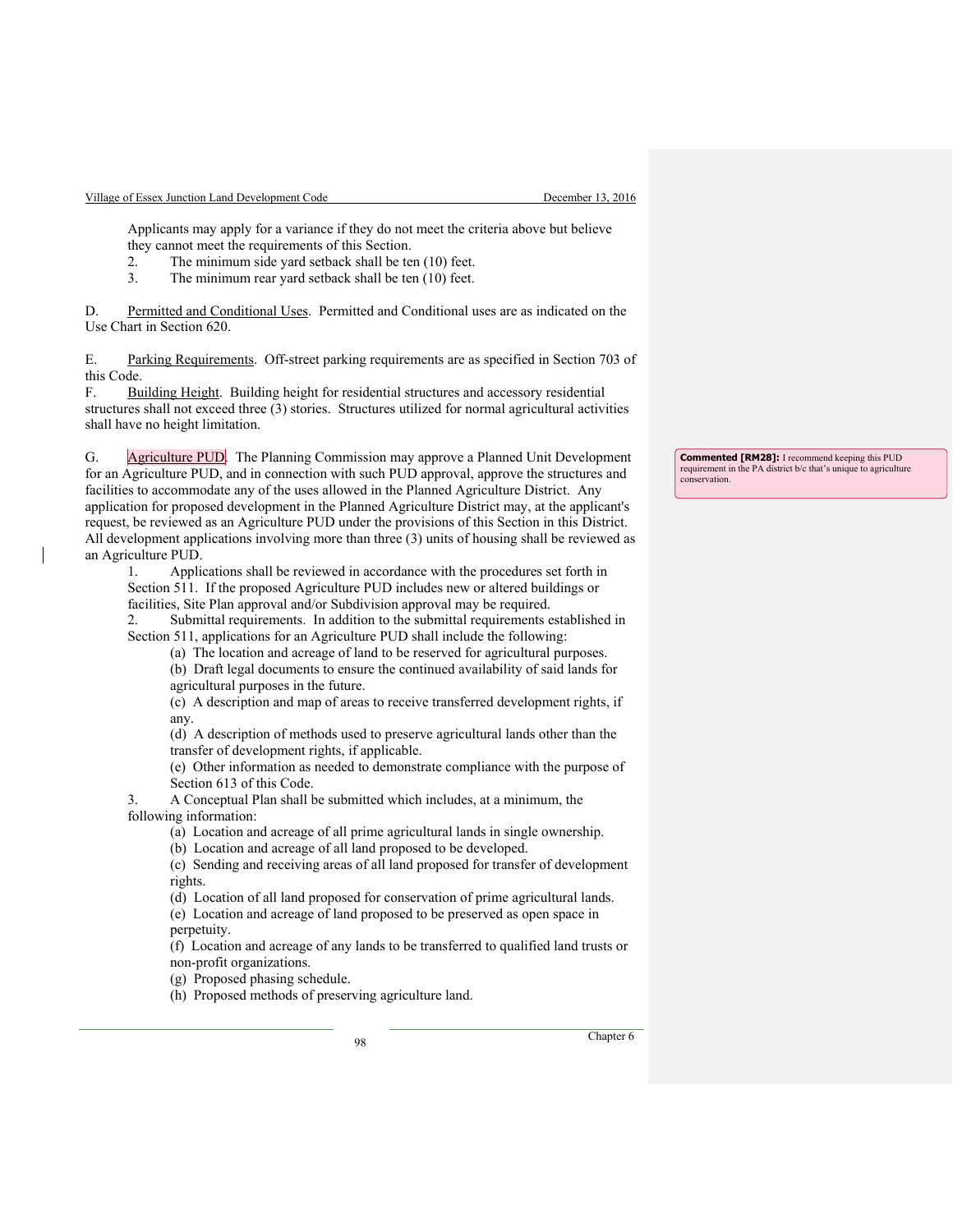Applicants may apply for a variance if they do not meet the criteria above but believe they cannot meet the requirements of this Section.

2. The minimum side yard setback shall be ten (10) feet.
3. The minimum rear yard setback shall be ten (10) feet.

D. Permitted and Conditional Uses. Permitted and Conditional uses are as indicated on the Use Chart in Section 620.

E. Parking Requirements. Off-street parking requirements are as specified in Section 703 of this Code.

F. Building Height. Building height for residential structures and accessory residential structures shall not exceed three (3) stories. Structures utilized for normal agricultural activities shall have no height limitation.

G. Agriculture PUD. The Planning Commission may approve a Planned Unit Development for an Agriculture PUD, and in connection with such PUD approval, approve the structures and facilities to accommodate any of the uses allowed in the Planned Agriculture District. Any application for proposed development in the Planned Agriculture District may, at the applicant's request, be reviewed as an Agriculture PUD under the provisions of this Section in this District. All development applications involving more than three (3) units of housing shall be reviewed as an Agriculture PUD.

> **Commented [RM28]:** I recommend keeping this PUD requirement in the PA district b/c that's unique to agriculture conservation.

1. Applications shall be reviewed in accordance with the procedures set forth in Section 511. If the proposed Agriculture PUD includes new or altered buildings or facilities, Site Plan approval and/or Subdivision approval may be required.
2. Submittal requirements. In addition to the submittal requirements established in Section 511, applications for an Agriculture PUD shall include the following:
   - (a) The location and acreage of land to be reserved for agricultural purposes.
   - (b) Draft legal documents to ensure the continued availability of said lands for agricultural purposes in the future.
   - (c) A description and map of areas to receive transferred development rights, if any.
   - (d) A description of methods used to preserve agricultural lands other than the transfer of development rights, if applicable.
   - (e) Other information as needed to demonstrate compliance with the purpose of Section 613 of this Code.
3. A Conceptual Plan shall be submitted which includes, at a minimum, the following information:
   - (a) Location and acreage of all prime agricultural lands in single ownership.
   - (b) Location and acreage of all land proposed to be developed.
   - (c) Sending and receiving areas of all land proposed for transfer of development rights.
   - (d) Location of all land proposed for conservation of prime agricultural lands.
   - (e) Location and acreage of land proposed to be preserved as open space in perpetuity.
   - (f) Location and acreage of any lands to be transferred to qualified land trusts or non-profit organizations.
   - (g) Proposed phasing schedule.
   - (h) Proposed methods of preserving agriculture land.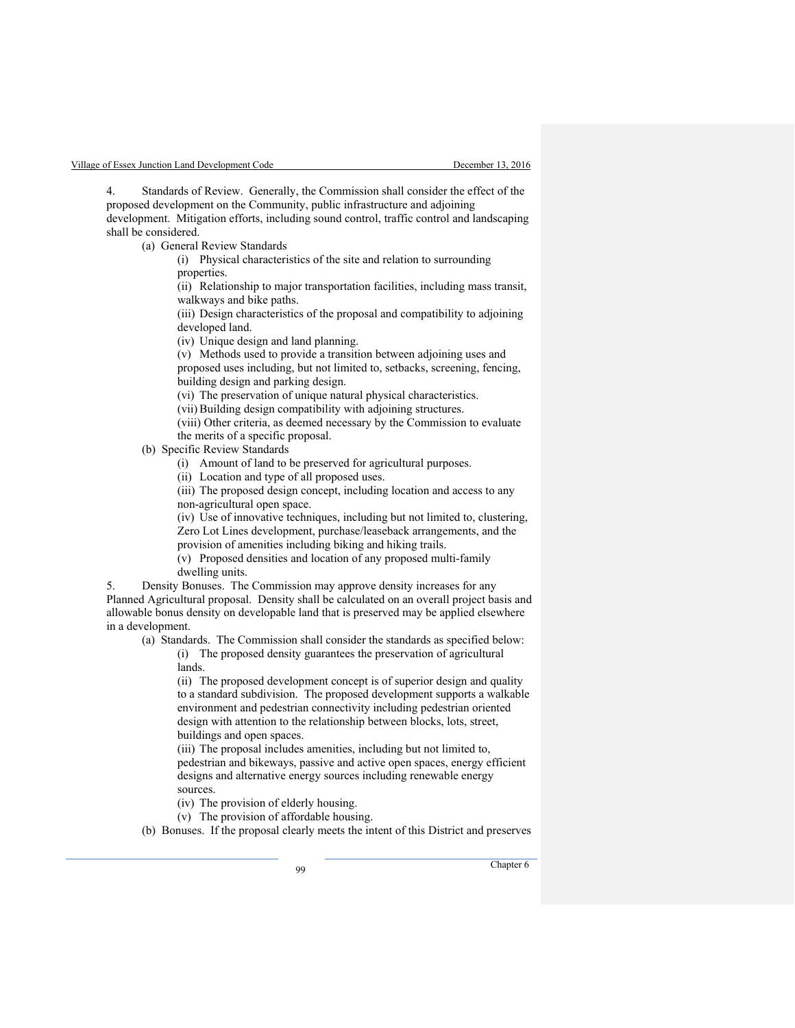4. Standards of Review. Generally, the Commission shall consider the effect of the proposed development on the Community, public infrastructure and adjoining development. Mitigation efforts, including sound control, traffic control and landscaping shall be considered.

(a) General Review Standards

(i) Physical characteristics of the site and relation to surrounding properties.

(ii) Relationship to major transportation facilities, including mass transit, walkways and bike paths.

(iii) Design characteristics of the proposal and compatibility to adjoining developed land.

(iv) Unique design and land planning.

(v) Methods used to provide a transition between adjoining uses and proposed uses including, but not limited to, setbacks, screening, fencing, building design and parking design.

(vi) The preservation of unique natural physical characteristics.

(vii) Building design compatibility with adjoining structures.

(viii) Other criteria, as deemed necessary by the Commission to evaluate the merits of a specific proposal.

(b) Specific Review Standards

(i) Amount of land to be preserved for agricultural purposes.

(ii) Location and type of all proposed uses.

(iii) The proposed design concept, including location and access to any non-agricultural open space.

(iv) Use of innovative techniques, including but not limited to, clustering, Zero Lot Lines development, purchase/leaseback arrangements, and the provision of amenities including biking and hiking trails.

(v) Proposed densities and location of any proposed multi-family dwelling units.

5. Density Bonuses. The Commission may approve density increases for any Planned Agricultural proposal. Density shall be calculated on an overall project basis and allowable bonus density on developable land that is preserved may be applied elsewhere in a development.

(a) Standards. The Commission shall consider the standards as specified below:

(i) The proposed density guarantees the preservation of agricultural lands.

(ii) The proposed development concept is of superior design and quality to a standard subdivision. The proposed development supports a walkable environment and pedestrian connectivity including pedestrian oriented design with attention to the relationship between blocks, lots, street, buildings and open spaces.

(iii) The proposal includes amenities, including but not limited to, pedestrian and bikeways, passive and active open spaces, energy efficient designs and alternative energy sources including renewable energy sources.

(iv) The provision of elderly housing.

(v) The provision of affordable housing.

(b) Bonuses. If the proposal clearly meets the intent of this District and preserves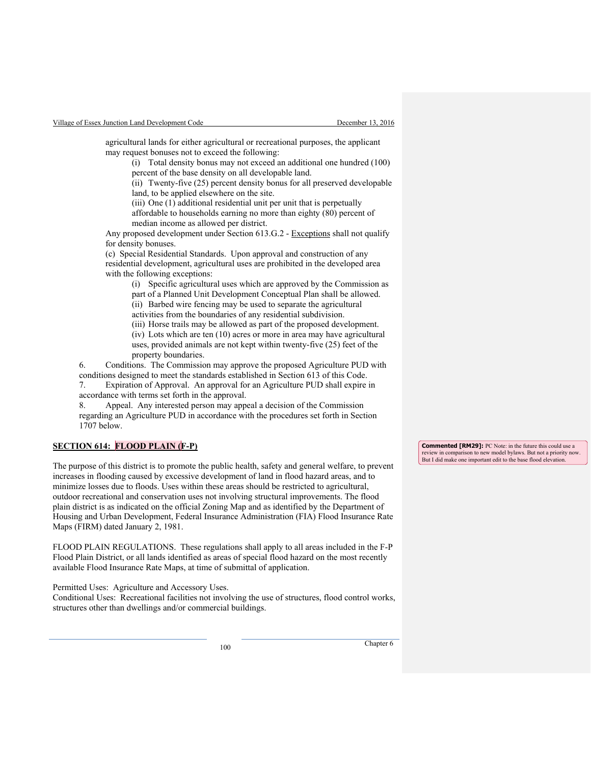agricultural lands for either agricultural or recreational purposes, the applicant may request bonuses not to exceed the following:

(i) Total density bonus may not exceed an additional one hundred (100) percent of the base density on all developable land.

(ii) Twenty-five (25) percent density bonus for all preserved developable land, to be applied elsewhere on the site.

(iii) One (1) additional residential unit per unit that is perpetually affordable to households earning no more than eighty (80) percent of median income as allowed per district.

Any proposed development under Section 613.G.2 - Exceptions shall not qualify for density bonuses.

(c) Special Residential Standards. Upon approval and construction of any residential development, agricultural uses are prohibited in the developed area with the following exceptions:

(i) Specific agricultural uses which are approved by the Commission as part of a Planned Unit Development Conceptual Plan shall be allowed.

(ii) Barbed wire fencing may be used to separate the agricultural activities from the boundaries of any residential subdivision.

(iii) Horse trails may be allowed as part of the proposed development.

(iv) Lots which are ten (10) acres or more in area may have agricultural uses, provided animals are not kept within twenty-five (25) feet of the property boundaries.

6. Conditions. The Commission may approve the proposed Agriculture PUD with conditions designed to meet the standards established in Section 613 of this Code.

7. Expiration of Approval. An approval for an Agriculture PUD shall expire in accordance with terms set forth in the approval.

8. Appeal. Any interested person may appeal a decision of the Commission regarding an Agriculture PUD in accordance with the procedures set forth in Section 1707 below.

## SECTION 614: FLOOD PLAIN (F-P)

> **Commented [RM29]:** PC Note: in the future this could use a review in comparison to new model bylaws. But not a priority now. But I did make one important edit to the base flood elevation.

The purpose of this district is to promote the public health, safety and general welfare, to prevent increases in flooding caused by excessive development of land in flood hazard areas, and to minimize losses due to floods. Uses within these areas should be restricted to agricultural, outdoor recreational and conservation uses not involving structural improvements. The flood plain district is as indicated on the official Zoning Map and as identified by the Department of Housing and Urban Development, Federal Insurance Administration (FIA) Flood Insurance Rate Maps (FIRM) dated January 2, 1981.

FLOOD PLAIN REGULATIONS. These regulations shall apply to all areas included in the F-P Flood Plain District, or all lands identified as areas of special flood hazard on the most recently available Flood Insurance Rate Maps, at time of submittal of application.

Permitted Uses: Agriculture and Accessory Uses.
Conditional Uses: Recreational facilities not involving the use of structures, flood control works, structures other than dwellings and/or commercial buildings.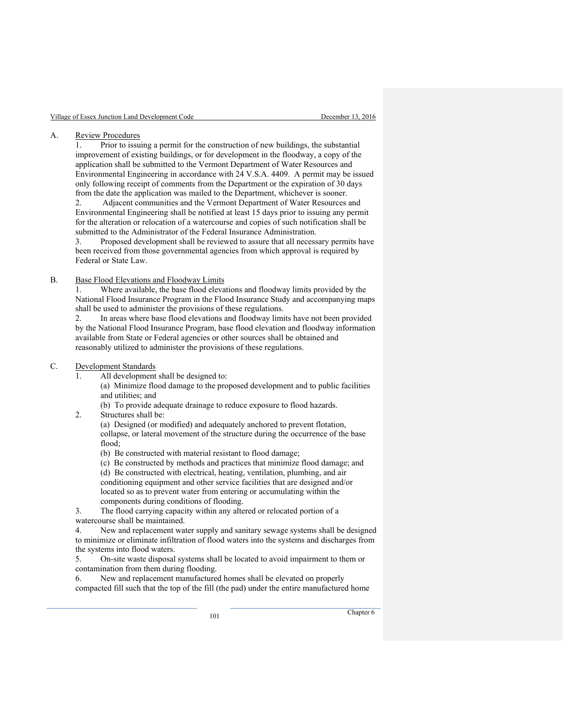A. Review Procedures

1. Prior to issuing a permit for the construction of new buildings, the substantial improvement of existing buildings, or for development in the floodway, a copy of the application shall be submitted to the Vermont Department of Water Resources and Environmental Engineering in accordance with 24 V.S.A. 4409. A permit may be issued only following receipt of comments from the Department or the expiration of 30 days from the date the application was mailed to the Department, whichever is sooner.
2. Adjacent communities and the Vermont Department of Water Resources and Environmental Engineering shall be notified at least 15 days prior to issuing any permit for the alteration or relocation of a watercourse and copies of such notification shall be submitted to the Administrator of the Federal Insurance Administration.
3. Proposed development shall be reviewed to assure that all necessary permits have been received from those governmental agencies from which approval is required by Federal or State Law.

B. Base Flood Elevations and Floodway Limits

1. Where available, the base flood elevations and floodway limits provided by the National Flood Insurance Program in the Flood Insurance Study and accompanying maps shall be used to administer the provisions of these regulations.
2. In areas where base flood elevations and floodway limits have not been provided by the National Flood Insurance Program, base flood elevation and floodway information available from State or Federal agencies or other sources shall be obtained and reasonably utilized to administer the provisions of these regulations.

C. Development Standards

1. All development shall be designed to:
   (a) Minimize flood damage to the proposed development and to public facilities and utilities; and
   (b) To provide adequate drainage to reduce exposure to flood hazards.
2. Structures shall be:
   (a) Designed (or modified) and adequately anchored to prevent flotation, collapse, or lateral movement of the structure during the occurrence of the base flood;
   (b) Be constructed with material resistant to flood damage;
   (c) Be constructed by methods and practices that minimize flood damage; and
   (d) Be constructed with electrical, heating, ventilation, plumbing, and air conditioning equipment and other service facilities that are designed and/or located so as to prevent water from entering or accumulating within the components during conditions of flooding.
3. The flood carrying capacity within any altered or relocated portion of a watercourse shall be maintained.
4. New and replacement water supply and sanitary sewage systems shall be designed to minimize or eliminate infiltration of flood waters into the systems and discharges from the systems into flood waters.
5. On-site waste disposal systems shall be located to avoid impairment to them or contamination from them during flooding.
6. New and replacement manufactured homes shall be elevated on properly compacted fill such that the top of the fill (the pad) under the entire manufactured home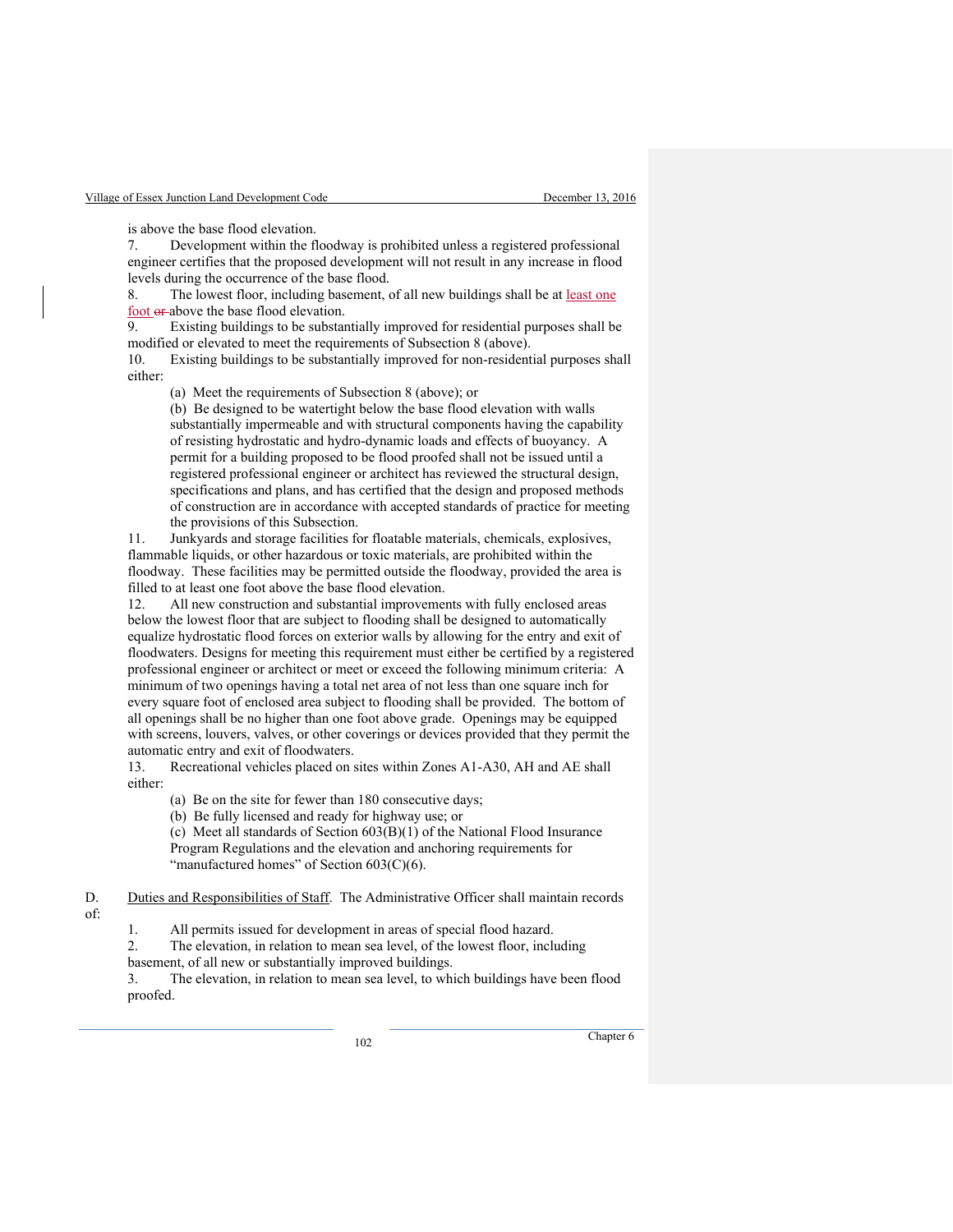is above the base flood elevation.

7. Development within the floodway is prohibited unless a registered professional engineer certifies that the proposed development will not result in any increase in flood levels during the occurrence of the base flood.

8. The lowest floor, including basement, of all new buildings shall be at least one foot ~~or~~ above the base flood elevation.

9. Existing buildings to be substantially improved for residential purposes shall be modified or elevated to meet the requirements of Subsection 8 (above).

10. Existing buildings to be substantially improved for non-residential purposes shall either:

   (a) Meet the requirements of Subsection 8 (above); or

   (b) Be designed to be watertight below the base flood elevation with walls substantially impermeable and with structural components having the capability of resisting hydrostatic and hydro-dynamic loads and effects of buoyancy. A permit for a building proposed to be flood proofed shall not be issued until a registered professional engineer or architect has reviewed the structural design, specifications and plans, and has certified that the design and proposed methods of construction are in accordance with accepted standards of practice for meeting the provisions of this Subsection.

11. Junkyards and storage facilities for floatable materials, chemicals, explosives, flammable liquids, or other hazardous or toxic materials, are prohibited within the floodway. These facilities may be permitted outside the floodway, provided the area is filled to at least one foot above the base flood elevation.

12. All new construction and substantial improvements with fully enclosed areas below the lowest floor that are subject to flooding shall be designed to automatically equalize hydrostatic flood forces on exterior walls by allowing for the entry and exit of floodwaters. Designs for meeting this requirement must either be certified by a registered professional engineer or architect or meet or exceed the following minimum criteria: A minimum of two openings having a total net area of not less than one square inch for every square foot of enclosed area subject to flooding shall be provided. The bottom of all openings shall be no higher than one foot above grade. Openings may be equipped with screens, louvers, valves, or other coverings or devices provided that they permit the automatic entry and exit of floodwaters.

13. Recreational vehicles placed on sites within Zones A1-A30, AH and AE shall either:

   (a) Be on the site for fewer than 180 consecutive days;

   (b) Be fully licensed and ready for highway use; or

   (c) Meet all standards of Section 603(B)(1) of the National Flood Insurance Program Regulations and the elevation and anchoring requirements for "manufactured homes" of Section 603(C)(6).

D. Duties and Responsibilities of Staff. The Administrative Officer shall maintain records of:

1. All permits issued for development in areas of special flood hazard.

2. The elevation, in relation to mean sea level, of the lowest floor, including basement, of all new or substantially improved buildings.

3. The elevation, in relation to mean sea level, to which buildings have been flood proofed.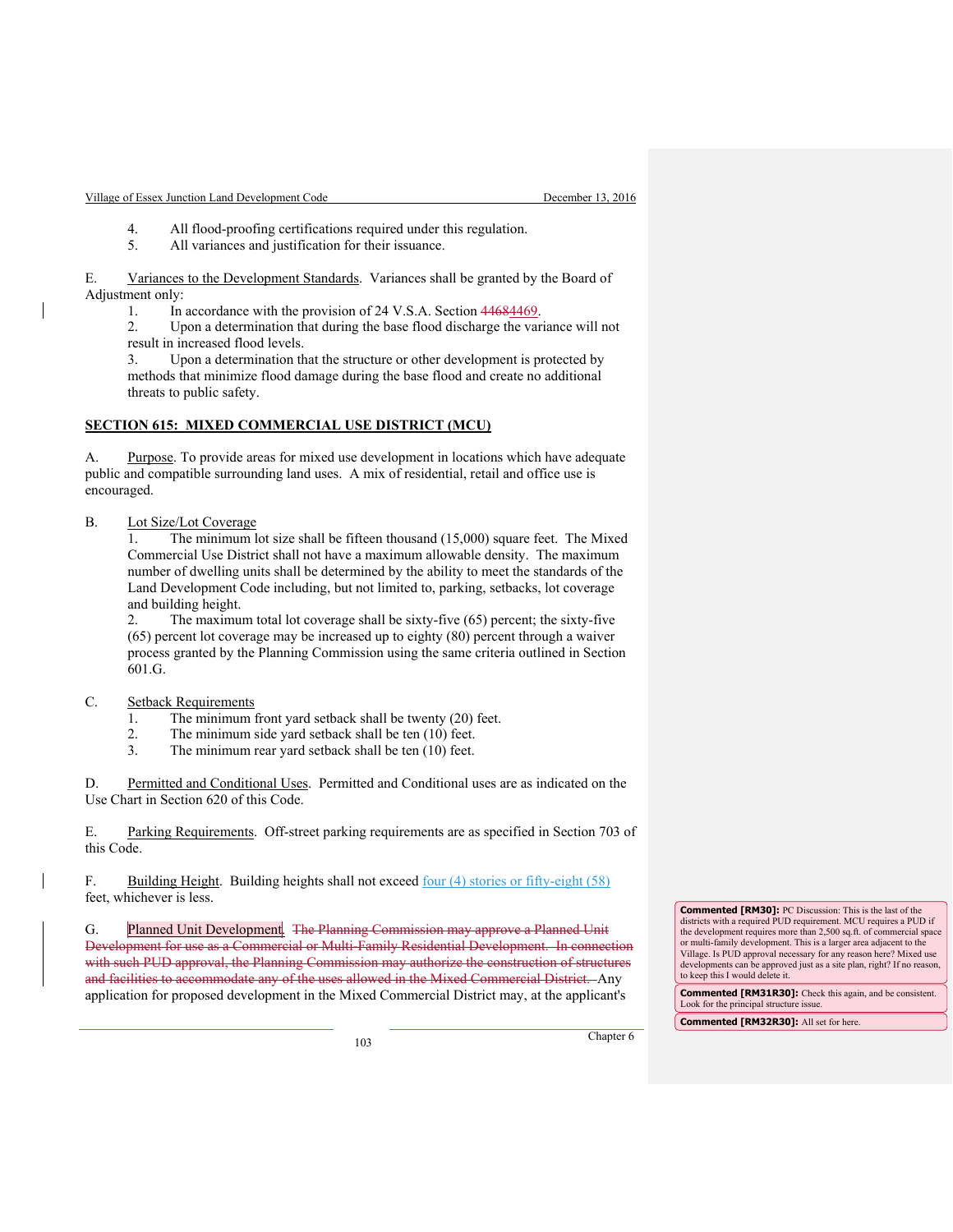4. All flood-proofing certifications required under this regulation.
5. All variances and justification for their issuance.

E. Variances to the Development Standards. Variances shall be granted by the Board of Adjustment only:

1. In accordance with the provision of 24 V.S.A. Section ~~4468~~4469.
2. Upon a determination that during the base flood discharge the variance will not result in increased flood levels.
3. Upon a determination that the structure or other development is protected by methods that minimize flood damage during the base flood and create no additional threats to public safety.

## SECTION 615: MIXED COMMERCIAL USE DISTRICT (MCU)

A. Purpose. To provide areas for mixed use development in locations which have adequate public and compatible surrounding land uses. A mix of residential, retail and office use is encouraged.

B. Lot Size/Lot Coverage

1. The minimum lot size shall be fifteen thousand (15,000) square feet. The Mixed Commercial Use District shall not have a maximum allowable density. The maximum number of dwelling units shall be determined by the ability to meet the standards of the Land Development Code including, but not limited to, parking, setbacks, lot coverage and building height.
2. The maximum total lot coverage shall be sixty-five (65) percent; the sixty-five (65) percent lot coverage may be increased up to eighty (80) percent through a waiver process granted by the Planning Commission using the same criteria outlined in Section 601.G.

C. Setback Requirements

1. The minimum front yard setback shall be twenty (20) feet.
2. The minimum side yard setback shall be ten (10) feet.
3. The minimum rear yard setback shall be ten (10) feet.

D. Permitted and Conditional Uses. Permitted and Conditional uses are as indicated on the Use Chart in Section 620 of this Code.

E. Parking Requirements. Off-street parking requirements are as specified in Section 703 of this Code.

F. Building Height. Building heights shall not exceed four (4) stories or fifty-eight (58) feet, whichever is less.

G. Planned Unit Development. ~~The Planning Commission may approve a Planned Unit Development for use as a Commercial or Multi-Family Residential Development. In connection with such PUD approval, the Planning Commission may authorize the construction of structures and facilities to accommodate any of the uses allowed in the Mixed Commercial District.~~ Any application for proposed development in the Mixed Commercial District may, at the applicant's

**Commented [RM30]:** PC Discussion: This is the last of the districts with a required PUD requirement. MCU requires a PUD if the development requires more than 2,500 sq.ft. of commercial space or multi-family development. This is a larger area adjacent to the Village. Is PUD approval necessary for any reason here? Mixed use developments can be approved just as a site plan, right? If no reason, to keep this I would delete it.

**Commented [RM31R30]:** Check this again, and be consistent. Look for the principal structure issue.

**Commented [RM32R30]:** All set for here.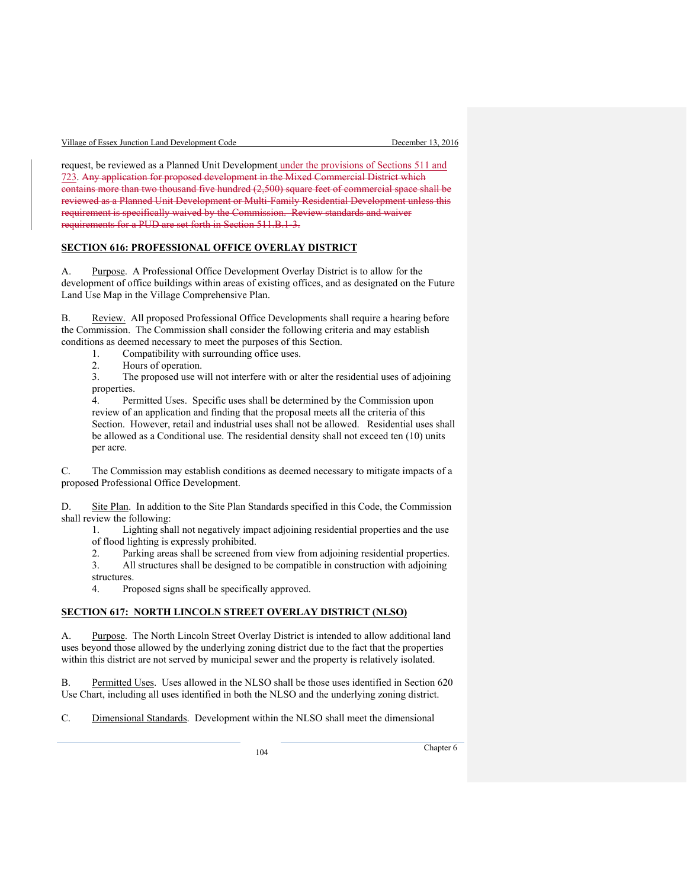request, be reviewed as a Planned Unit Development under the provisions of Sections 511 and 723. ~~Any application for proposed development in the Mixed Commercial District which contains more than two thousand five hundred (2,500) square feet of commercial space shall be reviewed as a Planned Unit Development or Multi-Family Residential Development unless this requirement is specifically waived by the Commission. Review standards and waiver requirements for a PUD are set forth in Section 511.B.1-3.~~

**SECTION 616: PROFESSIONAL OFFICE OVERLAY DISTRICT**

A. Purpose. A Professional Office Development Overlay District is to allow for the development of office buildings within areas of existing offices, and as designated on the Future Land Use Map in the Village Comprehensive Plan.

B. Review. All proposed Professional Office Developments shall require a hearing before the Commission. The Commission shall consider the following criteria and may establish conditions as deemed necessary to meet the purposes of this Section.

1. Compatibility with surrounding office uses.
2. Hours of operation.
3. The proposed use will not interfere with or alter the residential uses of adjoining properties.
4. Permitted Uses. Specific uses shall be determined by the Commission upon review of an application and finding that the proposal meets all the criteria of this Section. However, retail and industrial uses shall not be allowed. Residential uses shall be allowed as a Conditional use. The residential density shall not exceed ten (10) units per acre.

C. The Commission may establish conditions as deemed necessary to mitigate impacts of a proposed Professional Office Development.

D. Site Plan. In addition to the Site Plan Standards specified in this Code, the Commission shall review the following:

1. Lighting shall not negatively impact adjoining residential properties and the use of flood lighting is expressly prohibited.
2. Parking areas shall be screened from view from adjoining residential properties.
3. All structures shall be designed to be compatible in construction with adjoining structures.
4. Proposed signs shall be specifically approved.

**SECTION 617: NORTH LINCOLN STREET OVERLAY DISTRICT (NLSO)**

A. Purpose. The North Lincoln Street Overlay District is intended to allow additional land uses beyond those allowed by the underlying zoning district due to the fact that the properties within this district are not served by municipal sewer and the property is relatively isolated.

B. Permitted Uses. Uses allowed in the NLSO shall be those uses identified in Section 620 Use Chart, including all uses identified in both the NLSO and the underlying zoning district.

C. Dimensional Standards. Development within the NLSO shall meet the dimensional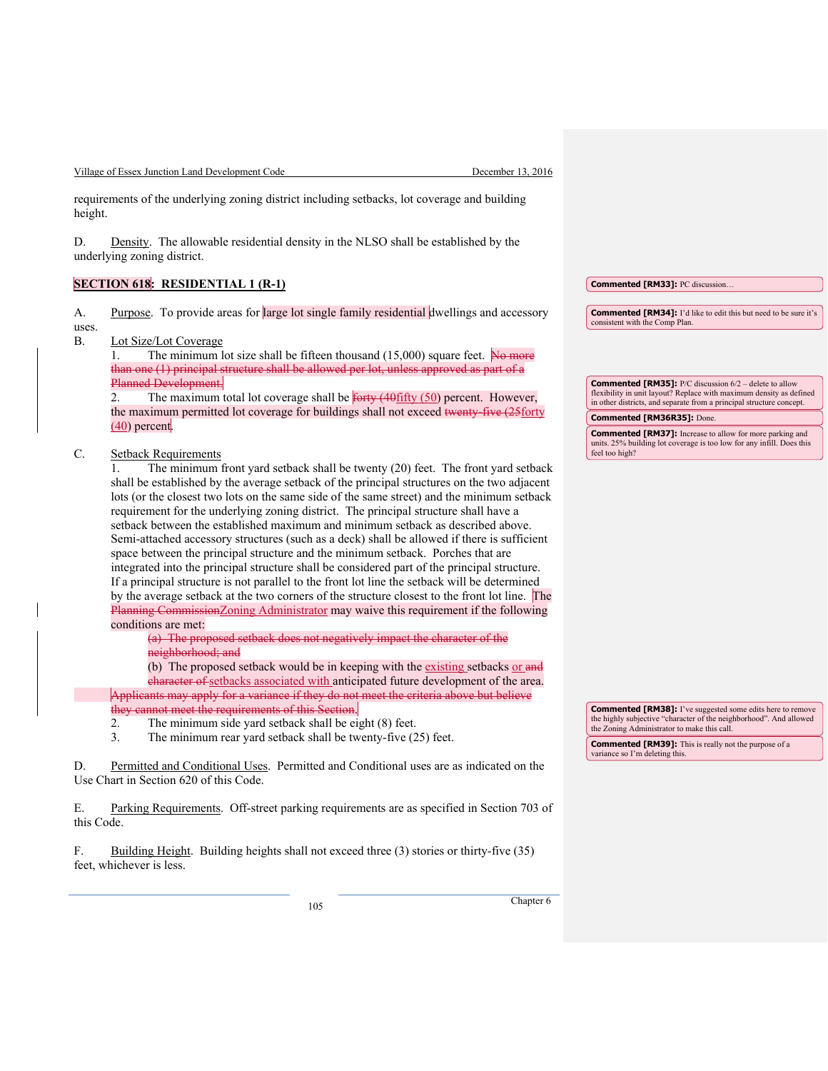requirements of the underlying zoning district including setbacks, lot coverage and building height.

D. Density. The allowable residential density in the NLSO shall be established by the underlying zoning district.

## SECTION 618: RESIDENTIAL 1 (R-1)

A. Purpose. To provide areas for large lot single family residential dwellings and accessory uses.

B. Lot Size/Lot Coverage

1. The minimum lot size shall be fifteen thousand (15,000) square feet. ~~No more than one (1) principal structure shall be allowed per lot, unless approved as part of a Planned Development.~~
2. The maximum total lot coverage shall be ~~forty (40~~fifty (50) percent. However, the maximum permitted lot coverage for buildings shall not exceed ~~twenty-five (25~~forty (40) percent.

C. Setback Requirements

1. The minimum front yard setback shall be twenty (20) feet. The front yard setback shall be established by the average setback of the principal structures on the two adjacent lots (or the closest two lots on the same side of the same street) and the minimum setback requirement for the underlying zoning district. The principal structure shall have a setback between the established maximum and minimum setback as described above. Semi-attached accessory structures (such as a deck) shall be allowed if there is sufficient space between the principal structure and the minimum setback. Porches that are integrated into the principal structure shall be considered part of the principal structure. If a principal structure is not parallel to the front lot line the setback will be determined by the average setback at the two corners of the structure closest to the front lot line. The ~~Planning Commission~~Zoning Administrator may waive this requirement if the following conditions are met:

    ~~(a) The proposed setback does not negatively impact the character of the neighborhood; and~~

    (b) The proposed setback would be in keeping with the existing setbacks or ~~and character of~~ setbacks associated with anticipated future development of the area.

    ~~Applicants may apply for a variance if they do not meet the criteria above but believe they cannot meet the requirements of this Section.~~
2. The minimum side yard setback shall be eight (8) feet.
3. The minimum rear yard setback shall be twenty-five (25) feet.

D. Permitted and Conditional Uses. Permitted and Conditional uses are as indicated on the Use Chart in Section 620 of this Code.

E. Parking Requirements. Off-street parking requirements are as specified in Section 703 of this Code.

F. Building Height. Building heights shall not exceed three (3) stories or thirty-five (35) feet, whichever is less.

---

**Commented [RM33]:** PC discussion…

**Commented [RM34]:** I'd like to edit this but need to be sure it's consistent with the Comp Plan.

**Commented [RM35]:** P/C discussion 6/2 – delete to allow flexibility in unit layout? Replace with maximum density as defined in other districts, and separate from a principal structure concept.

**Commented [RM36R35]:** Done.

**Commented [RM37]:** Increase to allow for more parking and units. 25% building lot coverage is too low for any infill. Does this feel too high?

**Commented [RM38]:** I've suggested some edits here to remove the highly subjective "character of the neighborhood". And allowed the Zoning Administrator to make this call.

**Commented [RM39]:** This is really not the purpose of a variance so I'm deleting this.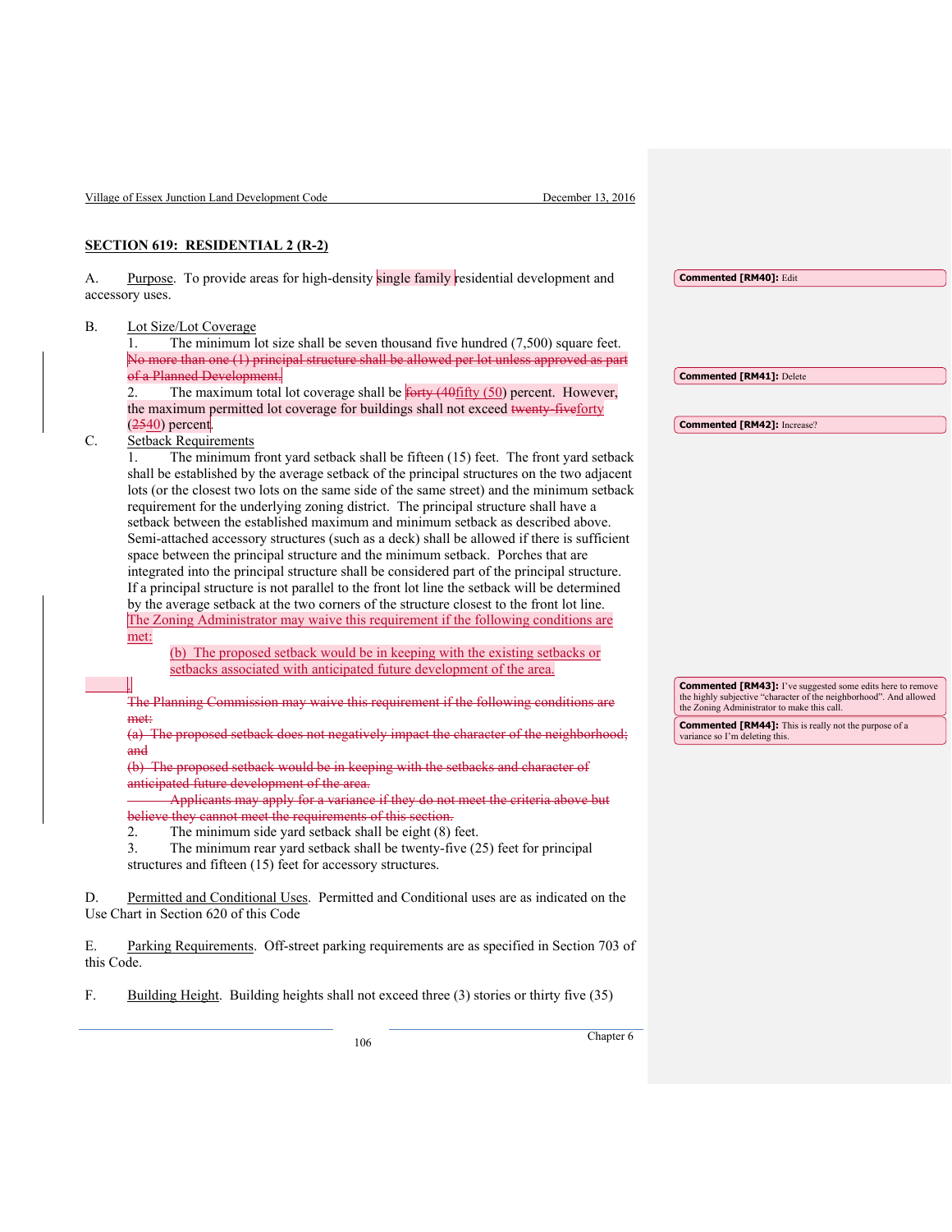## SECTION 619: RESIDENTIAL 2 (R-2)

A. Purpose. To provide areas for high-density single family residential development and accessory uses.

B. Lot Size/Lot Coverage

1. The minimum lot size shall be seven thousand five hundred (7,500) square feet. ~~No more than one (1) principal structure shall be allowed per lot unless approved as part of a Planned Development.~~

2. The maximum total lot coverage shall be ~~forty (40~~fifty (50) percent. However, the maximum permitted lot coverage for buildings shall not exceed ~~twenty-five~~forty (~~25~~40) percent.

C. Setback Requirements

1. The minimum front yard setback shall be fifteen (15) feet. The front yard setback shall be established by the average setback of the principal structures on the two adjacent lots (or the closest two lots on the same side of the same street) and the minimum setback requirement for the underlying zoning district. The principal structure shall have a setback between the established maximum and minimum setback as described above. Semi-attached accessory structures (such as a deck) shall be allowed if there is sufficient space between the principal structure and the minimum setback. Porches that are integrated into the principal structure shall be considered part of the principal structure. If a principal structure is not parallel to the front lot line the setback will be determined by the average setback at the two corners of the structure closest to the front lot line. The Zoning Administrator may waive this requirement if the following conditions are met:

   (b) The proposed setback would be in keeping with the existing setbacks or setbacks associated with anticipated future development of the area.

~~The Planning Commission may waive this requirement if the following conditions are met:~~
~~(a) The proposed setback does not negatively impact the character of the neighborhood; and~~
~~(b) The proposed setback would be in keeping with the setbacks and character of anticipated future development of the area.~~
~~Applicants may apply for a variance if they do not meet the criteria above but believe they cannot meet the requirements of this section.~~

2. The minimum side yard setback shall be eight (8) feet.

3. The minimum rear yard setback shall be twenty-five (25) feet for principal structures and fifteen (15) feet for accessory structures.

D. Permitted and Conditional Uses. Permitted and Conditional uses are as indicated on the Use Chart in Section 620 of this Code

E. Parking Requirements. Off-street parking requirements are as specified in Section 703 of this Code.

F. Building Height. Building heights shall not exceed three (3) stories or thirty five (35)

**Commented [RM40]:** Edit

**Commented [RM41]:** Delete

**Commented [RM42]:** Increase?

**Commented [RM43]:** I've suggested some edits here to remove the highly subjective "character of the neighborhood". And allowed the Zoning Administrator to make this call.

**Commented [RM44]:** This is really not the purpose of a variance so I'm deleting this.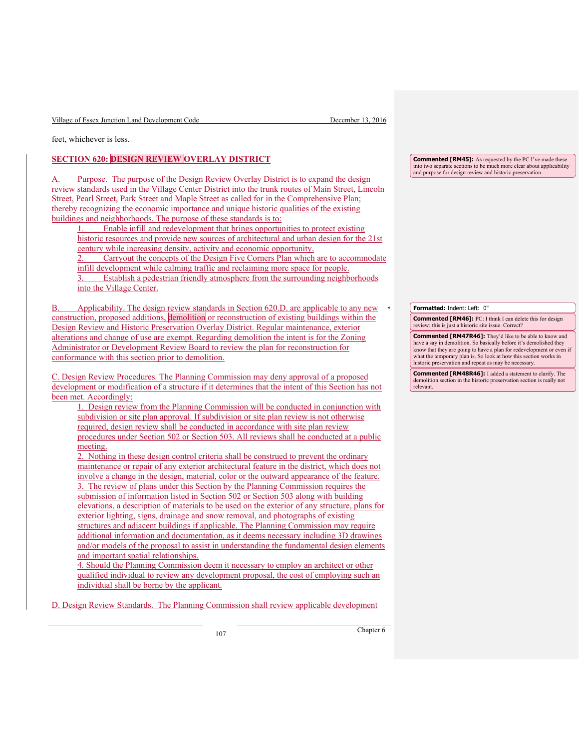feet, whichever is less.

## SECTION 620: DESIGN REVIEW OVERLAY DISTRICT

A. Purpose. The purpose of the Design Review Overlay District is to expand the design review standards used in the Village Center District into the trunk routes of Main Street, Lincoln Street, Pearl Street, Park Street and Maple Street as called for in the Comprehensive Plan; thereby recognizing the economic importance and unique historic qualities of the existing buildings and neighborhoods. The purpose of these standards is to:

1. Enable infill and redevelopment that brings opportunities to protect existing historic resources and provide new sources of architectural and urban design for the 21st century while increasing density, activity and economic opportunity.
2. Carryout the concepts of the Design Five Corners Plan which are to accommodate infill development while calming traffic and reclaiming more space for people.
3. Establish a pedestrian friendly atmosphere from the surrounding neighborhoods into the Village Center.

B. Applicability. The design review standards in Section 620.D. are applicable to any new construction, proposed additions, demolition or reconstruction of existing buildings within the Design Review and Historic Preservation Overlay District. Regular maintenance, exterior alterations and change of use are exempt. Regarding demolition the intent is for the Zoning Administrator or Development Review Board to review the plan for reconstruction for conformance with this section prior to demolition.

C. Design Review Procedures. The Planning Commission may deny approval of a proposed development or modification of a structure if it determines that the intent of this Section has not been met. Accordingly:

1. Design review from the Planning Commission will be conducted in conjunction with subdivision or site plan approval. If subdivision or site plan review is not otherwise required, design review shall be conducted in accordance with site plan review procedures under Section 502 or Section 503. All reviews shall be conducted at a public meeting.
2. Nothing in these design control criteria shall be construed to prevent the ordinary maintenance or repair of any exterior architectural feature in the district, which does not involve a change in the design, material, color or the outward appearance of the feature.
3. The review of plans under this Section by the Planning Commission requires the submission of information listed in Section 502 or Section 503 along with building elevations, a description of materials to be used on the exterior of any structure, plans for exterior lighting, signs, drainage and snow removal, and photographs of existing structures and adjacent buildings if applicable. The Planning Commission may require additional information and documentation, as it deems necessary including 3D drawings and/or models of the proposal to assist in understanding the fundamental design elements and important spatial relationships.
4. Should the Planning Commission deem it necessary to employ an architect or other qualified individual to review any development proposal, the cost of employing such an individual shall be borne by the applicant.

D. Design Review Standards. The Planning Commission shall review applicable development

---

**Commented [RM45]:** As requested by the PC I've made these into two separate sections to be much more clear about applicability and purpose for design review and historic preservation.

**Formatted:** Indent: Left: 0"

**Commented [RM46]:** PC: I think I can delete this for design review; this is just a historic site issue. Correct?

**Commented [RM47R46]:** They'd like to be able to know and have a say in demolition. So basically before it's demolished they know that they are going to have a plan for redevelopment or even if what the temporary plan is. So look at how this section works in historic preservation and repeat as may be necessary.

**Commented [RM48R46]:** I added a statement to clarify. The demolition section in the historic preservation section is really not relevant.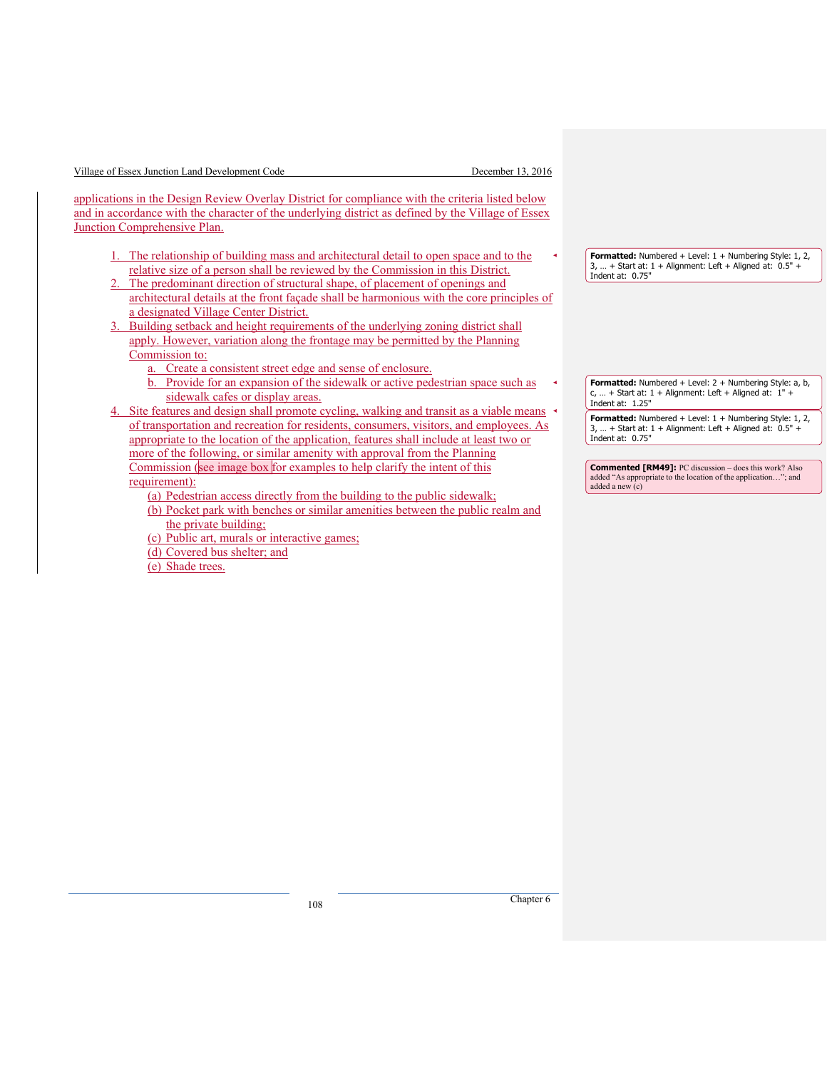applications in the Design Review Overlay District for compliance with the criteria listed below and in accordance with the character of the underlying district as defined by the Village of Essex Junction Comprehensive Plan.

1. The relationship of building mass and architectural detail to open space and to the relative size of a person shall be reviewed by the Commission in this District.
2. The predominant direction of structural shape, of placement of openings and architectural details at the front façade shall be harmonious with the core principles of a designated Village Center District.
3. Building setback and height requirements of the underlying zoning district shall apply. However, variation along the frontage may be permitted by the Planning Commission to:
   a. Create a consistent street edge and sense of enclosure.
   b. Provide for an expansion of the sidewalk or active pedestrian space such as sidewalk cafes or display areas.
4. Site features and design shall promote cycling, walking and transit as a viable means of transportation and recreation for residents, consumers, visitors, and employees. As appropriate to the location of the application, features shall include at least two or more of the following, or similar amenity with approval from the Planning Commission (see image box for examples to help clarify the intent of this requirement):
   (a) Pedestrian access directly from the building to the public sidewalk;
   (b) Pocket park with benches or similar amenities between the public realm and the private building;
   (c) Public art, murals or interactive games;
   (d) Covered bus shelter; and
   (e) Shade trees.

**Formatted:** Numbered + Level: 1 + Numbering Style: 1, 2, 3, … + Start at: 1 + Alignment: Left + Aligned at: 0.5" + Indent at: 0.75"

**Formatted:** Numbered + Level: 2 + Numbering Style: a, b, c, … + Start at: 1 + Alignment: Left + Aligned at: 1" + Indent at: 1.25"

**Formatted:** Numbered + Level: 1 + Numbering Style: 1, 2, 3, … + Start at: 1 + Alignment: Left + Aligned at: 0.5" + Indent at: 0.75"

**Commented [RM49]:** PC discussion – does this work? Also added "As appropriate to the location of the application…"; and added a new (c)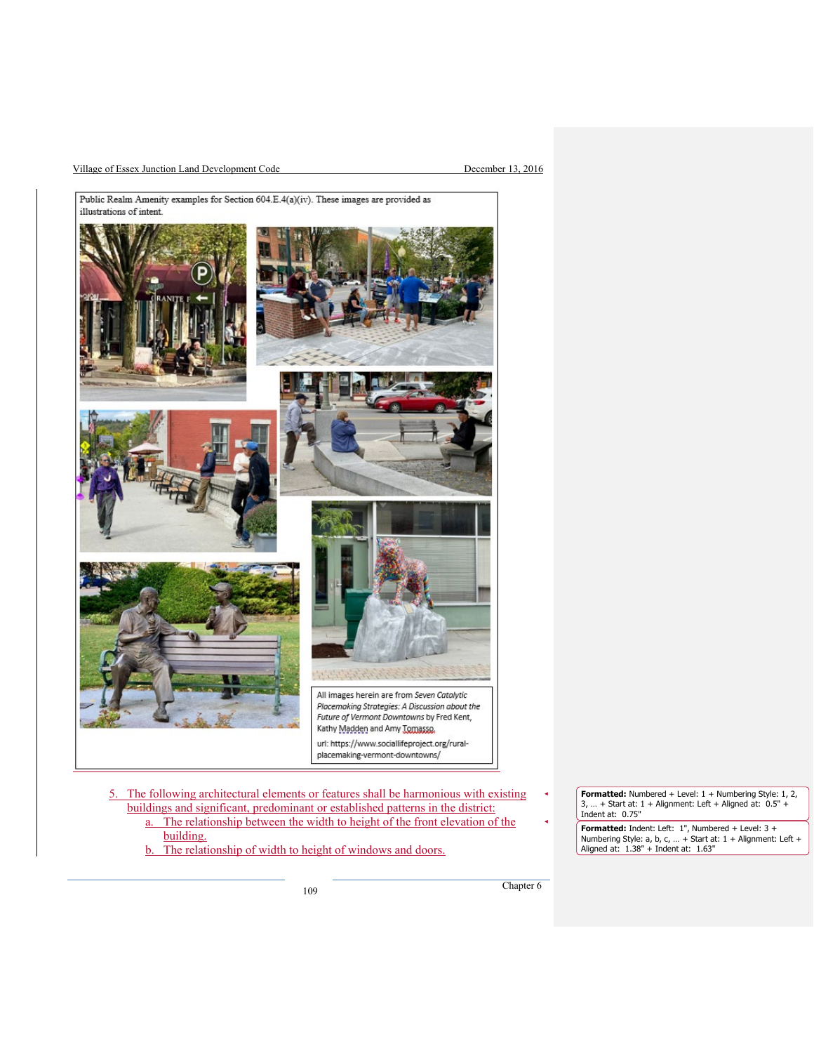Public Realm Amenity examples for Section 604.E.4(a)(iv). These images are provided as illustrations of intent.

All images herein are from *Seven Catalytic Placemaking Strategies: A Discussion about the Future of Vermont Downtowns* by Fred Kent, Kathy Madden and Amy Tomasso.

url: https://www.sociallifeproject.org/rural-placemaking-vermont-downtowns/

5. The following architectural elements or features shall be harmonious with existing buildings and significant, predominant or established patterns in the district:
   a. The relationship between the width to height of the front elevation of the building.
   b. The relationship of width to height of windows and doors.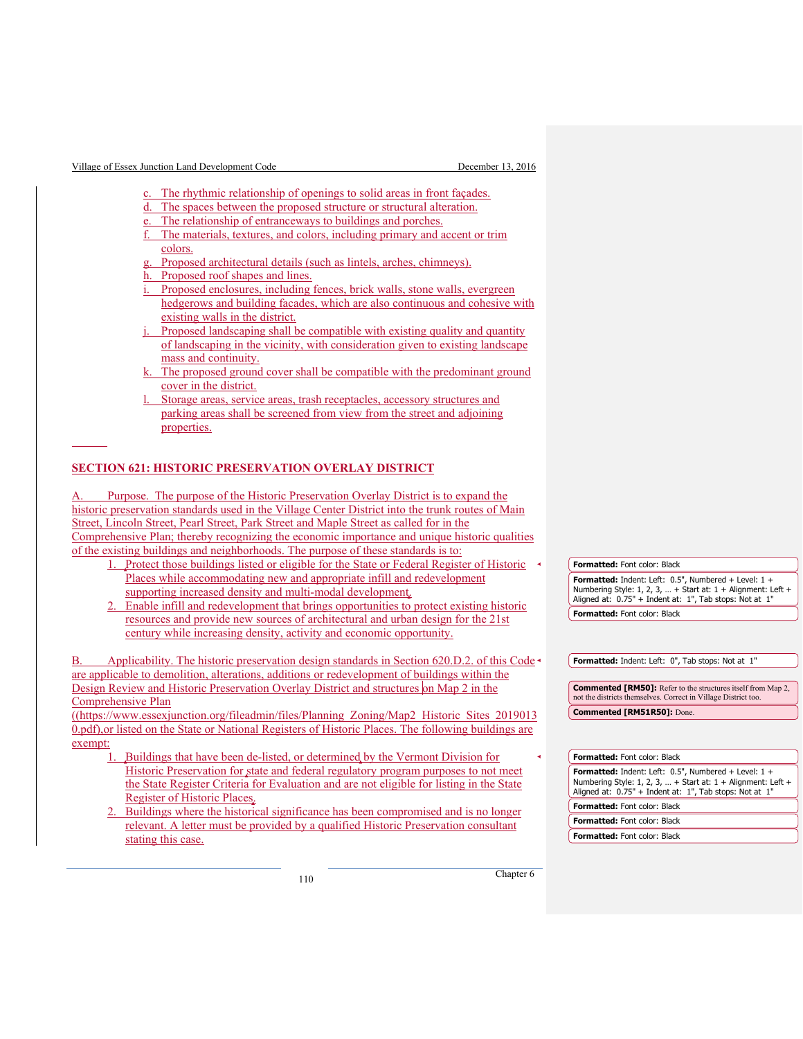c. The rhythmic relationship of openings to solid areas in front façades.
d. The spaces between the proposed structure or structural alteration.
e. The relationship of entranceways to buildings and porches.
f. The materials, textures, and colors, including primary and accent or trim colors.
g. Proposed architectural details (such as lintels, arches, chimneys).
h. Proposed roof shapes and lines.
i. Proposed enclosures, including fences, brick walls, stone walls, evergreen hedgerows and building facades, which are also continuous and cohesive with existing walls in the district.
j. Proposed landscaping shall be compatible with existing quality and quantity of landscaping in the vicinity, with consideration given to existing landscape mass and continuity.
k. The proposed ground cover shall be compatible with the predominant ground cover in the district.
l. Storage areas, service areas, trash receptacles, accessory structures and parking areas shall be screened from view from the street and adjoining properties.

## SECTION 621: HISTORIC PRESERVATION OVERLAY DISTRICT

A. Purpose. The purpose of the Historic Preservation Overlay District is to expand the historic preservation standards used in the Village Center District into the trunk routes of Main Street, Lincoln Street, Pearl Street, Park Street and Maple Street as called for in the Comprehensive Plan; thereby recognizing the economic importance and unique historic qualities of the existing buildings and neighborhoods. The purpose of these standards is to:

1. Protect those buildings listed or eligible for the State or Federal Register of Historic Places while accommodating new and appropriate infill and redevelopment supporting increased density and multi-modal development.
2. Enable infill and redevelopment that brings opportunities to protect existing historic resources and provide new sources of architectural and urban design for the 21st century while increasing density, activity and economic opportunity.

B. Applicability. The historic preservation design standards in Section 620.D.2. of this Code are applicable to demolition, alterations, additions or redevelopment of buildings within the Design Review and Historic Preservation Overlay District and structures on Map 2 in the Comprehensive Plan ((https://www.essexjunction.org/fileadmin/files/Planning_Zoning/Map2_Historic_Sites_20190130.pdf),or listed on the State or National Registers of Historic Places. The following buildings are exempt:

1. Buildings that have been de-listed, or determined by the Vermont Division for Historic Preservation for state and federal regulatory program purposes to not meet the State Register Criteria for Evaluation and are not eligible for listing in the State Register of Historic Places.
2. Buildings where the historical significance has been compromised and is no longer relevant. A letter must be provided by a qualified Historic Preservation consultant stating this case.

**Commented [RM50]:** Refer to the structures itself from Map 2, not the districts themselves. Correct in Village District too.

**Commented [RM51R50]:** Done.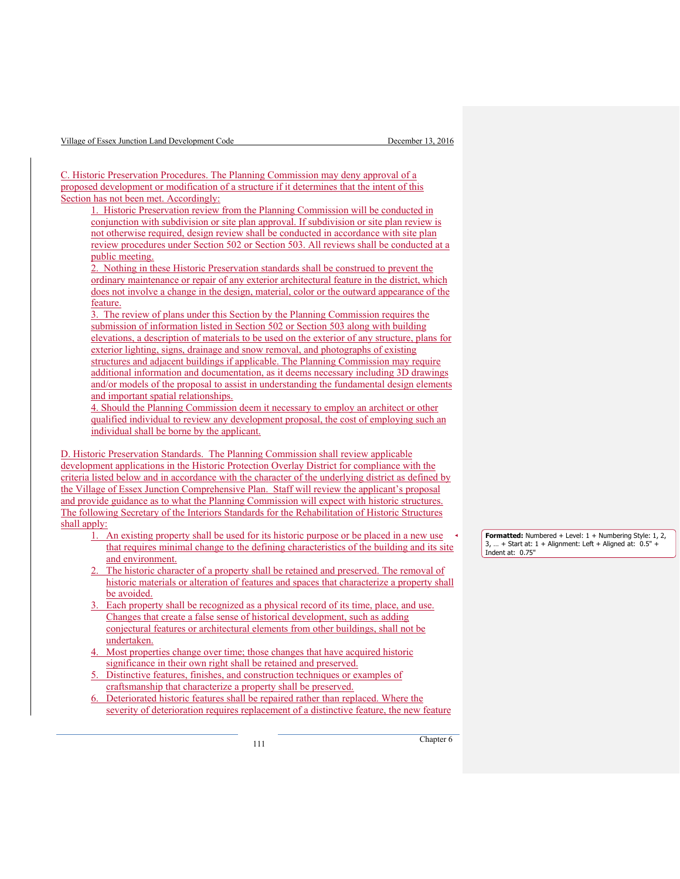C. Historic Preservation Procedures. The Planning Commission may deny approval of a proposed development or modification of a structure if it determines that the intent of this Section has not been met. Accordingly:

1. Historic Preservation review from the Planning Commission will be conducted in conjunction with subdivision or site plan approval. If subdivision or site plan review is not otherwise required, design review shall be conducted in accordance with site plan review procedures under Section 502 or Section 503. All reviews shall be conducted at a public meeting.
2. Nothing in these Historic Preservation standards shall be construed to prevent the ordinary maintenance or repair of any exterior architectural feature in the district, which does not involve a change in the design, material, color or the outward appearance of the feature.
3. The review of plans under this Section by the Planning Commission requires the submission of information listed in Section 502 or Section 503 along with building elevations, a description of materials to be used on the exterior of any structure, plans for exterior lighting, signs, drainage and snow removal, and photographs of existing structures and adjacent buildings if applicable. The Planning Commission may require additional information and documentation, as it deems necessary including 3D drawings and/or models of the proposal to assist in understanding the fundamental design elements and important spatial relationships.
4. Should the Planning Commission deem it necessary to employ an architect or other qualified individual to review any development proposal, the cost of employing such an individual shall be borne by the applicant.

D. Historic Preservation Standards. The Planning Commission shall review applicable development applications in the Historic Protection Overlay District for compliance with the criteria listed below and in accordance with the character of the underlying district as defined by the Village of Essex Junction Comprehensive Plan. Staff will review the applicant's proposal and provide guidance as to what the Planning Commission will expect with historic structures. The following Secretary of the Interiors Standards for the Rehabilitation of Historic Structures shall apply:

1. An existing property shall be used for its historic purpose or be placed in a new use that requires minimal change to the defining characteristics of the building and its site and environment.
2. The historic character of a property shall be retained and preserved. The removal of historic materials or alteration of features and spaces that characterize a property shall be avoided.
3. Each property shall be recognized as a physical record of its time, place, and use. Changes that create a false sense of historical development, such as adding conjectural features or architectural elements from other buildings, shall not be undertaken.
4. Most properties change over time; those changes that have acquired historic significance in their own right shall be retained and preserved.
5. Distinctive features, finishes, and construction techniques or examples of craftsmanship that characterize a property shall be preserved.
6. Deteriorated historic features shall be repaired rather than replaced. Where the severity of deterioration requires replacement of a distinctive feature, the new feature

**Formatted:** Numbered + Level: 1 + Numbering Style: 1, 2, 3, … + Start at: 1 + Alignment: Left + Aligned at: 0.5" + Indent at: 0.75"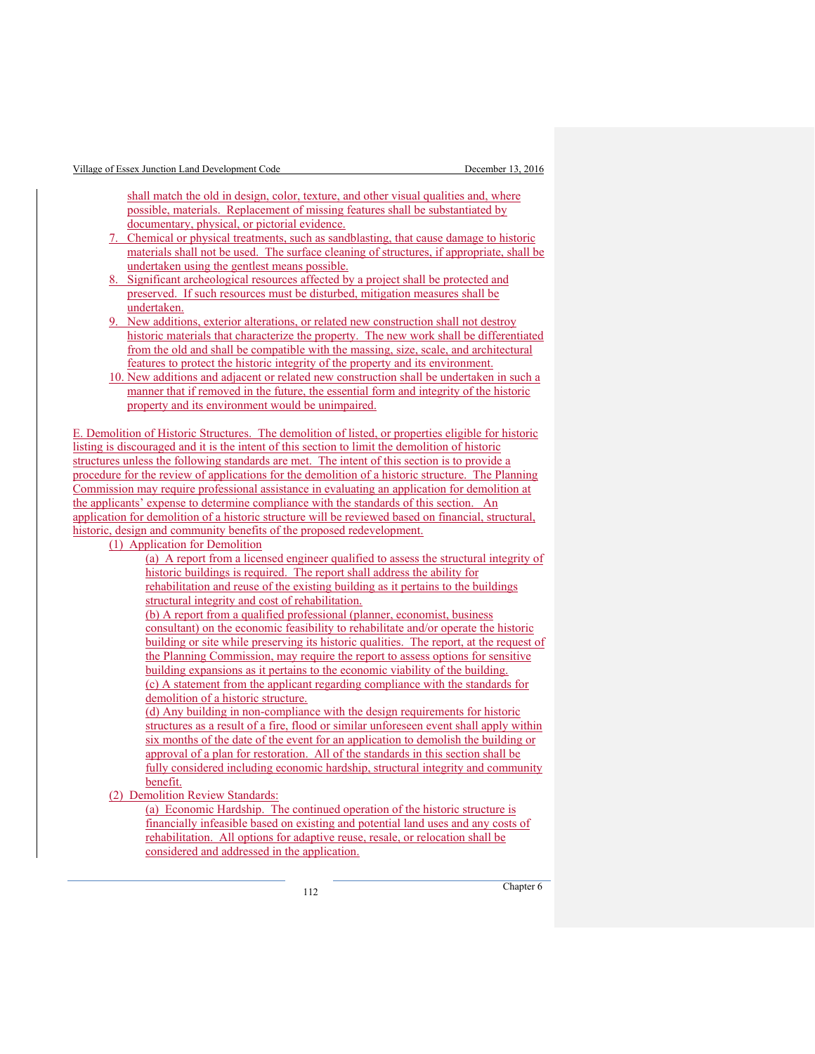shall match the old in design, color, texture, and other visual qualities and, where possible, materials. Replacement of missing features shall be substantiated by documentary, physical, or pictorial evidence.

7. Chemical or physical treatments, such as sandblasting, that cause damage to historic materials shall not be used. The surface cleaning of structures, if appropriate, shall be undertaken using the gentlest means possible.
8. Significant archeological resources affected by a project shall be protected and preserved. If such resources must be disturbed, mitigation measures shall be undertaken.
9. New additions, exterior alterations, or related new construction shall not destroy historic materials that characterize the property. The new work shall be differentiated from the old and shall be compatible with the massing, size, scale, and architectural features to protect the historic integrity of the property and its environment.
10. New additions and adjacent or related new construction shall be undertaken in such a manner that if removed in the future, the essential form and integrity of the historic property and its environment would be unimpaired.

E. Demolition of Historic Structures. The demolition of listed, or properties eligible for historic listing is discouraged and it is the intent of this section to limit the demolition of historic structures unless the following standards are met. The intent of this section is to provide a procedure for the review of applications for the demolition of a historic structure. The Planning Commission may require professional assistance in evaluating an application for demolition at the applicants' expense to determine compliance with the standards of this section. An application for demolition of a historic structure will be reviewed based on financial, structural, historic, design and community benefits of the proposed redevelopment.

(1) Application for Demolition

(a) A report from a licensed engineer qualified to assess the structural integrity of historic buildings is required. The report shall address the ability for rehabilitation and reuse of the existing building as it pertains to the buildings structural integrity and cost of rehabilitation.

(b) A report from a qualified professional (planner, economist, business consultant) on the economic feasibility to rehabilitate and/or operate the historic building or site while preserving its historic qualities. The report, at the request of the Planning Commission, may require the report to assess options for sensitive building expansions as it pertains to the economic viability of the building.

(c) A statement from the applicant regarding compliance with the standards for demolition of a historic structure.

(d) Any building in non-compliance with the design requirements for historic structures as a result of a fire, flood or similar unforeseen event shall apply within six months of the date of the event for an application to demolish the building or approval of a plan for restoration. All of the standards in this section shall be fully considered including economic hardship, structural integrity and community benefit.

(2) Demolition Review Standards:

(a) Economic Hardship. The continued operation of the historic structure is financially infeasible based on existing and potential land uses and any costs of rehabilitation. All options for adaptive reuse, resale, or relocation shall be considered and addressed in the application.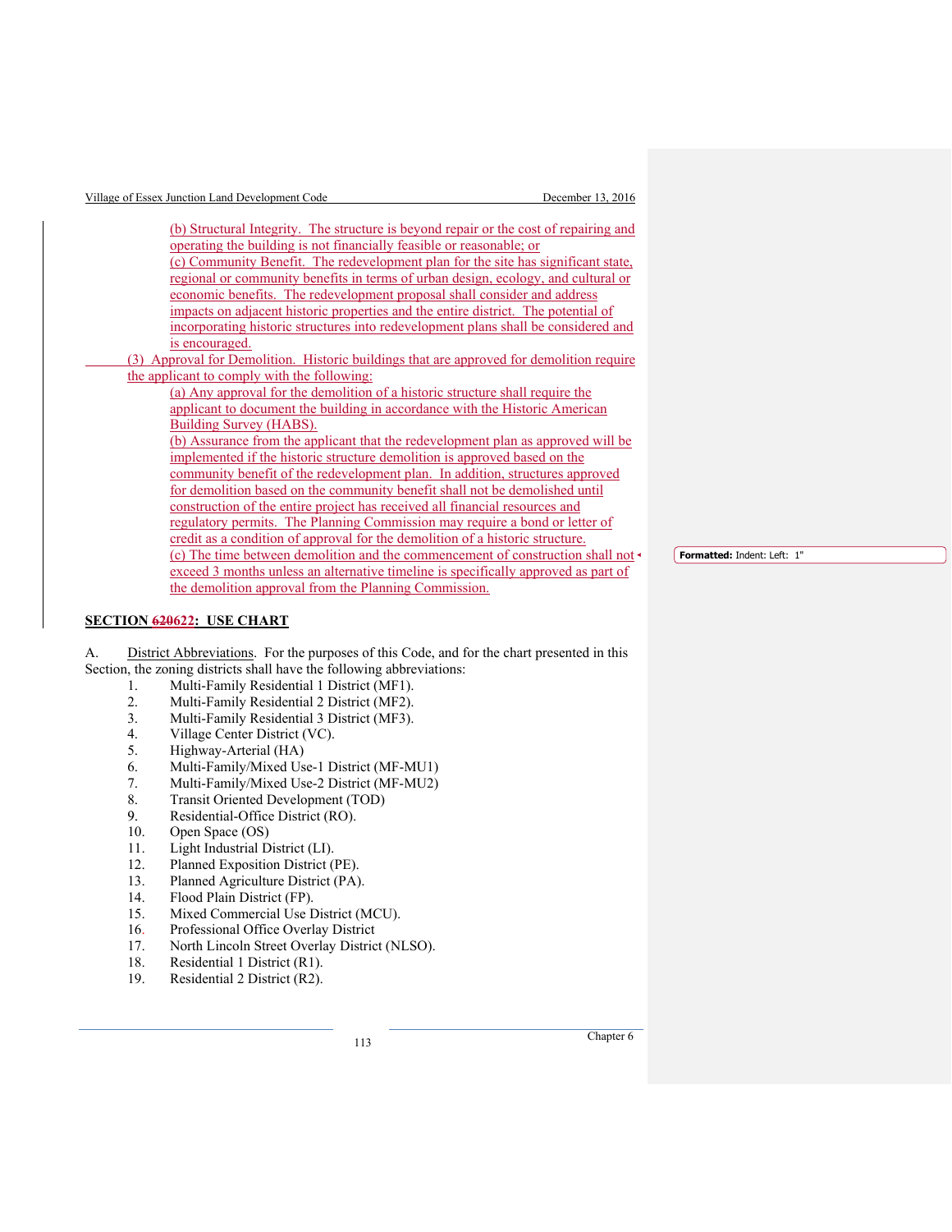(b) Structural Integrity. The structure is beyond repair or the cost of repairing and operating the building is not financially feasible or reasonable; or

(c) Community Benefit. The redevelopment plan for the site has significant state, regional or community benefits in terms of urban design, ecology, and cultural or economic benefits. The redevelopment proposal shall consider and address impacts on adjacent historic properties and the entire district. The potential of incorporating historic structures into redevelopment plans shall be considered and is encouraged.

(3) Approval for Demolition. Historic buildings that are approved for demolition require the applicant to comply with the following:

(a) Any approval for the demolition of a historic structure shall require the applicant to document the building in accordance with the Historic American Building Survey (HABS).

(b) Assurance from the applicant that the redevelopment plan as approved will be implemented if the historic structure demolition is approved based on the community benefit of the redevelopment plan. In addition, structures approved for demolition based on the community benefit shall not be demolished until construction of the entire project has received all financial resources and regulatory permits. The Planning Commission may require a bond or letter of credit as a condition of approval for the demolition of a historic structure.

(c) The time between demolition and the commencement of construction shall not exceed 3 months unless an alternative timeline is specifically approved as part of the demolition approval from the Planning Commission.

**Formatted:** Indent: Left: 1"

## SECTION ~~620~~622: USE CHART

A. District Abbreviations. For the purposes of this Code, and for the chart presented in this Section, the zoning districts shall have the following abbreviations:

1. Multi-Family Residential 1 District (MF1).
2. Multi-Family Residential 2 District (MF2).
3. Multi-Family Residential 3 District (MF3).
4. Village Center District (VC).
5. Highway-Arterial (HA)
6. Multi-Family/Mixed Use-1 District (MF-MU1)
7. Multi-Family/Mixed Use-2 District (MF-MU2)
8. Transit Oriented Development (TOD)
9. Residential-Office District (RO).
10. Open Space (OS)
11. Light Industrial District (LI).
12. Planned Exposition District (PE).
13. Planned Agriculture District (PA).
14. Flood Plain District (FP).
15. Mixed Commercial Use District (MCU).
16. Professional Office Overlay District
17. North Lincoln Street Overlay District (NLSO).
18. Residential 1 District (R1).
19. Residential 2 District (R2).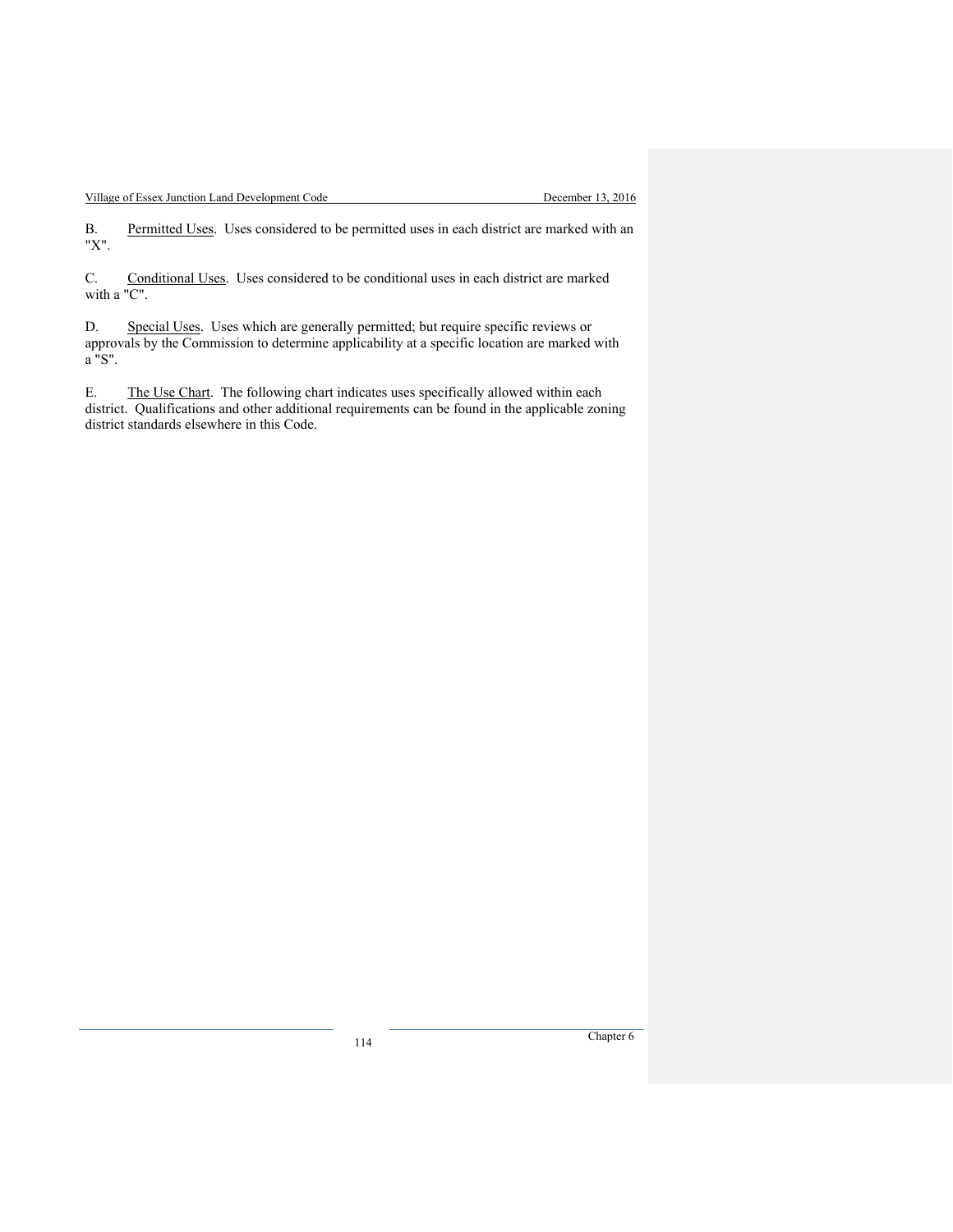B. Permitted Uses. Uses considered to be permitted uses in each district are marked with an "X".

C. Conditional Uses. Uses considered to be conditional uses in each district are marked with a "C".

D. Special Uses. Uses which are generally permitted; but require specific reviews or approvals by the Commission to determine applicability at a specific location are marked with a "S".

E. The Use Chart. The following chart indicates uses specifically allowed within each district. Qualifications and other additional requirements can be found in the applicable zoning district standards elsewhere in this Code.